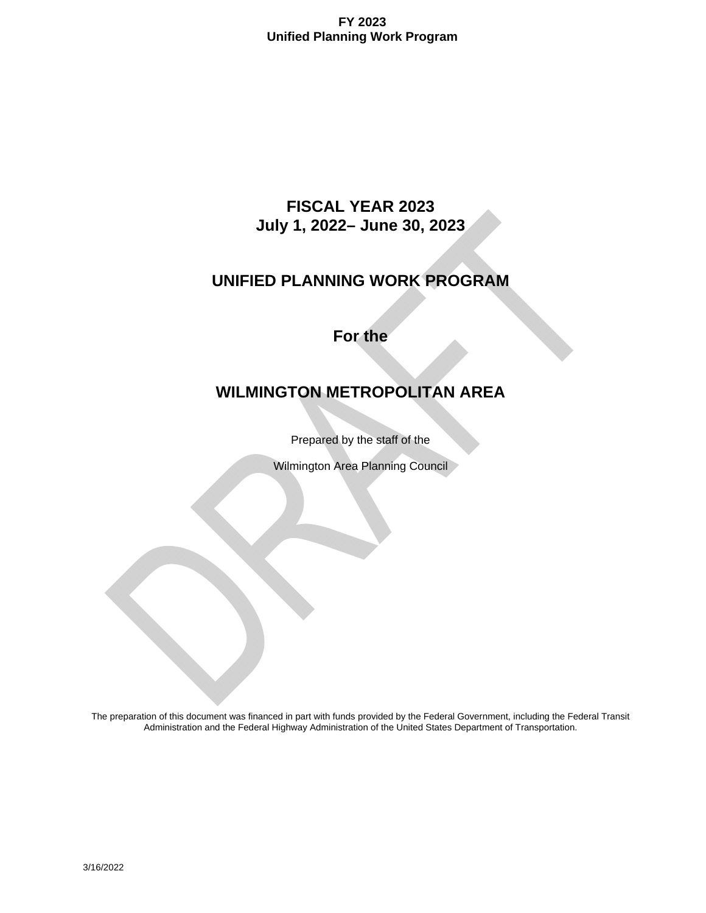# FISCAL YEAR 2023
## July 1, 2022– June 30, 2023

# UNIFIED PLANNING WORK PROGRAM

## For the

# WILMINGTON METROPOLITAN AREA

Prepared by the staff of the

Wilmington Area Planning Council

The preparation of this document was financed in part with funds provided by the Federal Government, including the Federal Transit Administration and the Federal Highway Administration of the United States Department of Transportation.

3/16/2022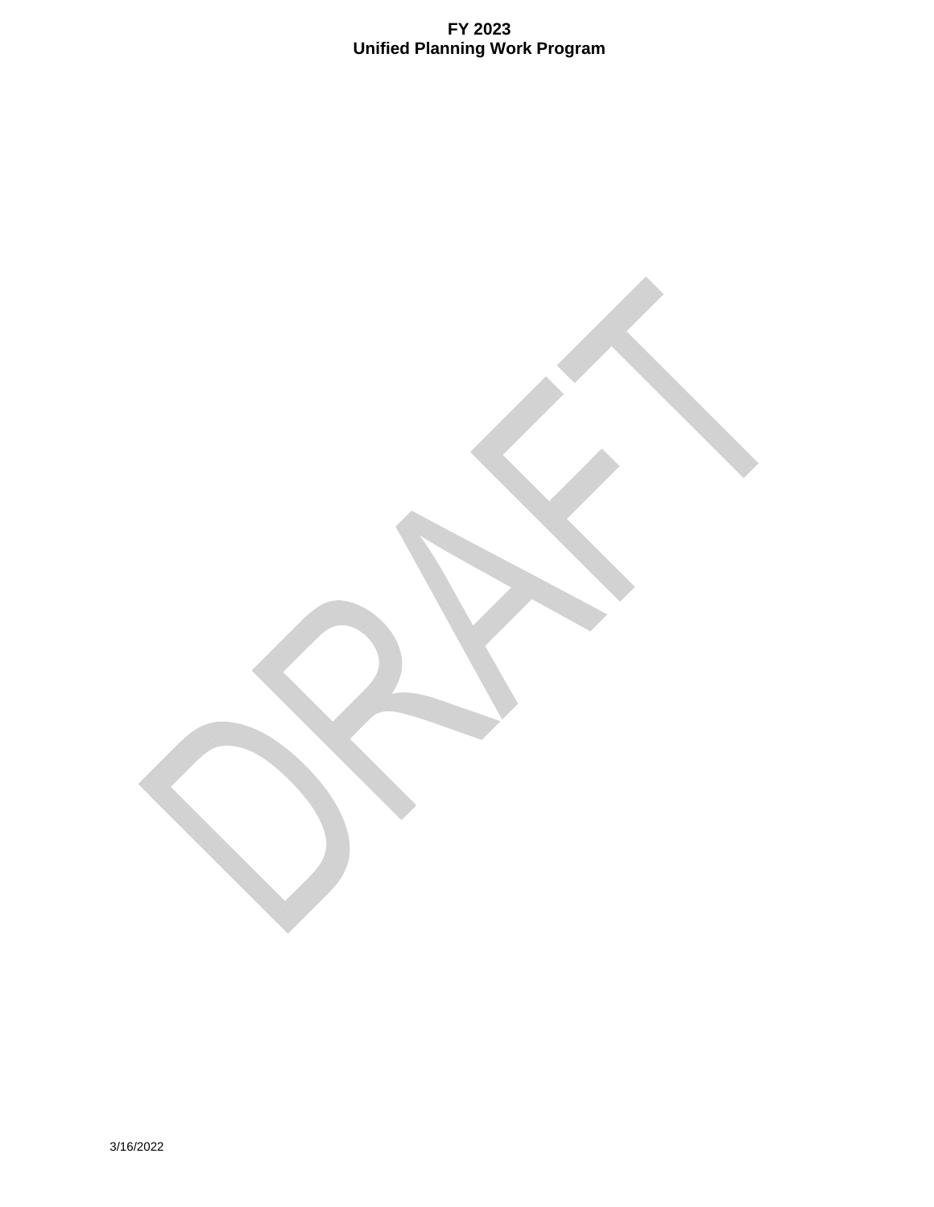DRAFT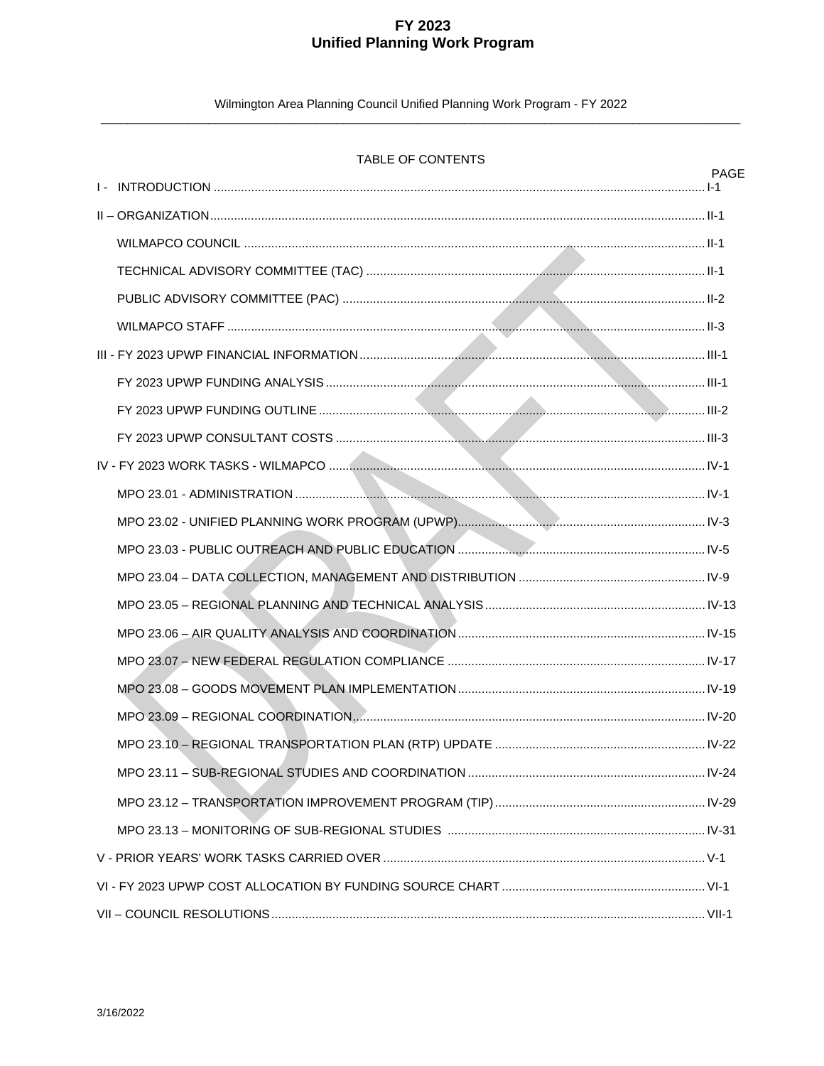# FY 2023
# Unified Planning Work Program

Wilmington Area Planning Council Unified Planning Work Program - FY 2022

TABLE OF CONTENTS

| | PAGE |
|---|---|
| I - INTRODUCTION | I-1 |
| II – ORGANIZATION | II-1 |
| WILMAPCO COUNCIL | II-1 |
| TECHNICAL ADVISORY COMMITTEE (TAC) | II-1 |
| PUBLIC ADVISORY COMMITTEE (PAC) | II-2 |
| WILMAPCO STAFF | II-3 |
| III - FY 2023 UPWP FINANCIAL INFORMATION | III-1 |
| FY 2023 UPWP FUNDING ANALYSIS | III-1 |
| FY 2023 UPWP FUNDING OUTLINE | III-2 |
| FY 2023 UPWP CONSULTANT COSTS | III-3 |
| IV - FY 2023 WORK TASKS - WILMAPCO | IV-1 |
| MPO 23.01 - ADMINISTRATION | IV-1 |
| MPO 23.02 - UNIFIED PLANNING WORK PROGRAM (UPWP) | IV-3 |
| MPO 23.03 - PUBLIC OUTREACH AND PUBLIC EDUCATION | IV-5 |
| MPO 23.04 – DATA COLLECTION, MANAGEMENT AND DISTRIBUTION | IV-9 |
| MPO 23.05 – REGIONAL PLANNING AND TECHNICAL ANALYSIS | IV-13 |
| MPO 23.06 – AIR QUALITY ANALYSIS AND COORDINATION | IV-15 |
| MPO 23.07 – NEW FEDERAL REGULATION COMPLIANCE | IV-17 |
| MPO 23.08 – GOODS MOVEMENT PLAN IMPLEMENTATION | IV-19 |
| MPO 23.09 – REGIONAL COORDINATION | IV-20 |
| MPO 23.10 – REGIONAL TRANSPORTATION PLAN (RTP) UPDATE | IV-22 |
| MPO 23.11 – SUB-REGIONAL STUDIES AND COORDINATION | IV-24 |
| MPO 23.12 – TRANSPORTATION IMPROVEMENT PROGRAM (TIP) | IV-29 |
| MPO 23.13 – MONITORING OF SUB-REGIONAL STUDIES | IV-31 |
| V - PRIOR YEARS' WORK TASKS CARRIED OVER | V-1 |
| VI - FY 2023 UPWP COST ALLOCATION BY FUNDING SOURCE CHART | VI-1 |
| VII – COUNCIL RESOLUTIONS | VII-1 |

3/16/2022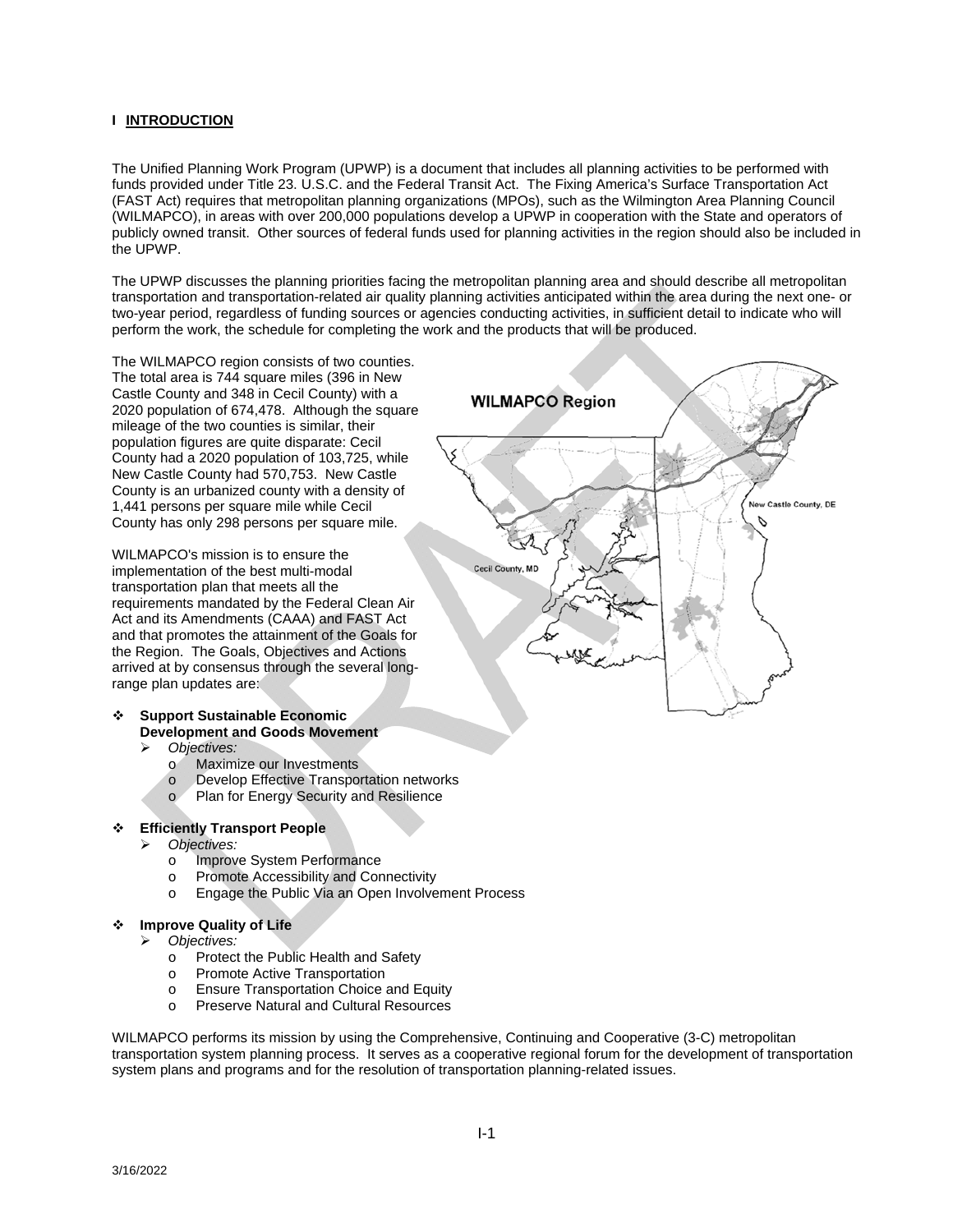# I INTRODUCTION

The Unified Planning Work Program (UPWP) is a document that includes all planning activities to be performed with funds provided under Title 23. U.S.C. and the Federal Transit Act. The Fixing America's Surface Transportation Act (FAST Act) requires that metropolitan planning organizations (MPOs), such as the Wilmington Area Planning Council (WILMAPCO), in areas with over 200,000 populations develop a UPWP in cooperation with the State and operators of publicly owned transit. Other sources of federal funds used for planning activities in the region should also be included in the UPWP.

The UPWP discusses the planning priorities facing the metropolitan planning area and should describe all metropolitan transportation and transportation-related air quality planning activities anticipated within the area during the next one- or two-year period, regardless of funding sources or agencies conducting activities, in sufficient detail to indicate who will perform the work, the schedule for completing the work and the products that will be produced.

The WILMAPCO region consists of two counties. The total area is 744 square miles (396 in New Castle County and 348 in Cecil County) with a 2020 population of 674,478. Although the square mileage of the two counties is similar, their population figures are quite disparate: Cecil County had a 2020 population of 103,725, while New Castle County had 570,753. New Castle County is an urbanized county with a density of 1,441 persons per square mile while Cecil County has only 298 persons per square mile.

WILMAPCO's mission is to ensure the implementation of the best multi-modal transportation plan that meets all the requirements mandated by the Federal Clean Air Act and its Amendments (CAAA) and FAST Act and that promotes the attainment of the Goals for the Region. The Goals, Objectives and Actions arrived at by consensus through the several long-range plan updates are:

- **Support Sustainable Economic Development and Goods Movement**
  - *Objectives:*
    - Maximize our Investments
    - Develop Effective Transportation networks
    - Plan for Energy Security and Resilience
- **Efficiently Transport People**
  - *Objectives:*
    - Improve System Performance
    - Promote Accessibility and Connectivity
    - Engage the Public Via an Open Involvement Process
- **Improve Quality of Life**
  - *Objectives:*
    - Protect the Public Health and Safety
    - Promote Active Transportation
    - Ensure Transportation Choice and Equity
    - Preserve Natural and Cultural Resources

WILMAPCO performs its mission by using the Comprehensive, Continuing and Cooperative (3-C) metropolitan transportation system planning process. It serves as a cooperative regional forum for the development of transportation system plans and programs and for the resolution of transportation planning-related issues.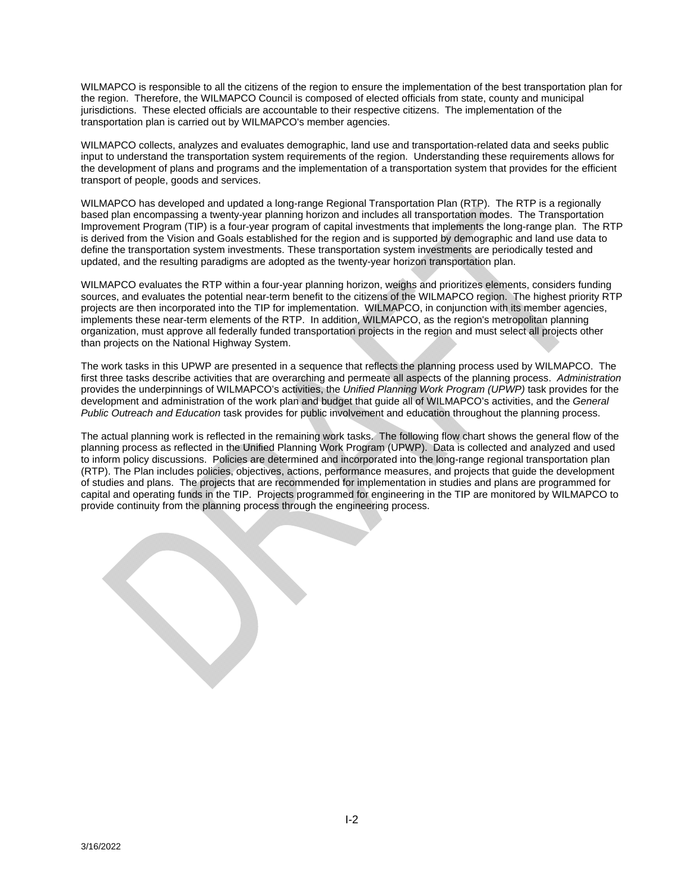WILMAPCO is responsible to all the citizens of the region to ensure the implementation of the best transportation plan for the region. Therefore, the WILMAPCO Council is composed of elected officials from state, county and municipal jurisdictions. These elected officials are accountable to their respective citizens. The implementation of the transportation plan is carried out by WILMAPCO's member agencies.

WILMAPCO collects, analyzes and evaluates demographic, land use and transportation-related data and seeks public input to understand the transportation system requirements of the region. Understanding these requirements allows for the development of plans and programs and the implementation of a transportation system that provides for the efficient transport of people, goods and services.

WILMAPCO has developed and updated a long-range Regional Transportation Plan (RTP). The RTP is a regionally based plan encompassing a twenty-year planning horizon and includes all transportation modes. The Transportation Improvement Program (TIP) is a four-year program of capital investments that implements the long-range plan. The RTP is derived from the Vision and Goals established for the region and is supported by demographic and land use data to define the transportation system investments. These transportation system investments are periodically tested and updated, and the resulting paradigms are adopted as the twenty-year horizon transportation plan.

WILMAPCO evaluates the RTP within a four-year planning horizon, weighs and prioritizes elements, considers funding sources, and evaluates the potential near-term benefit to the citizens of the WILMAPCO region. The highest priority RTP projects are then incorporated into the TIP for implementation. WILMAPCO, in conjunction with its member agencies, implements these near-term elements of the RTP. In addition, WILMAPCO, as the region's metropolitan planning organization, must approve all federally funded transportation projects in the region and must select all projects other than projects on the National Highway System.

The work tasks in this UPWP are presented in a sequence that reflects the planning process used by WILMAPCO. The first three tasks describe activities that are overarching and permeate all aspects of the planning process. *Administration* provides the underpinnings of WILMAPCO's activities, the *Unified Planning Work Program (UPWP)* task provides for the development and administration of the work plan and budget that guide all of WILMAPCO's activities, and the *General Public Outreach and Education* task provides for public involvement and education throughout the planning process.

The actual planning work is reflected in the remaining work tasks. The following flow chart shows the general flow of the planning process as reflected in the Unified Planning Work Program (UPWP). Data is collected and analyzed and used to inform policy discussions. Policies are determined and incorporated into the long-range regional transportation plan (RTP). The Plan includes policies, objectives, actions, performance measures, and projects that guide the development of studies and plans. The projects that are recommended for implementation in studies and plans are programmed for capital and operating funds in the TIP. Projects programmed for engineering in the TIP are monitored by WILMAPCO to provide continuity from the planning process through the engineering process.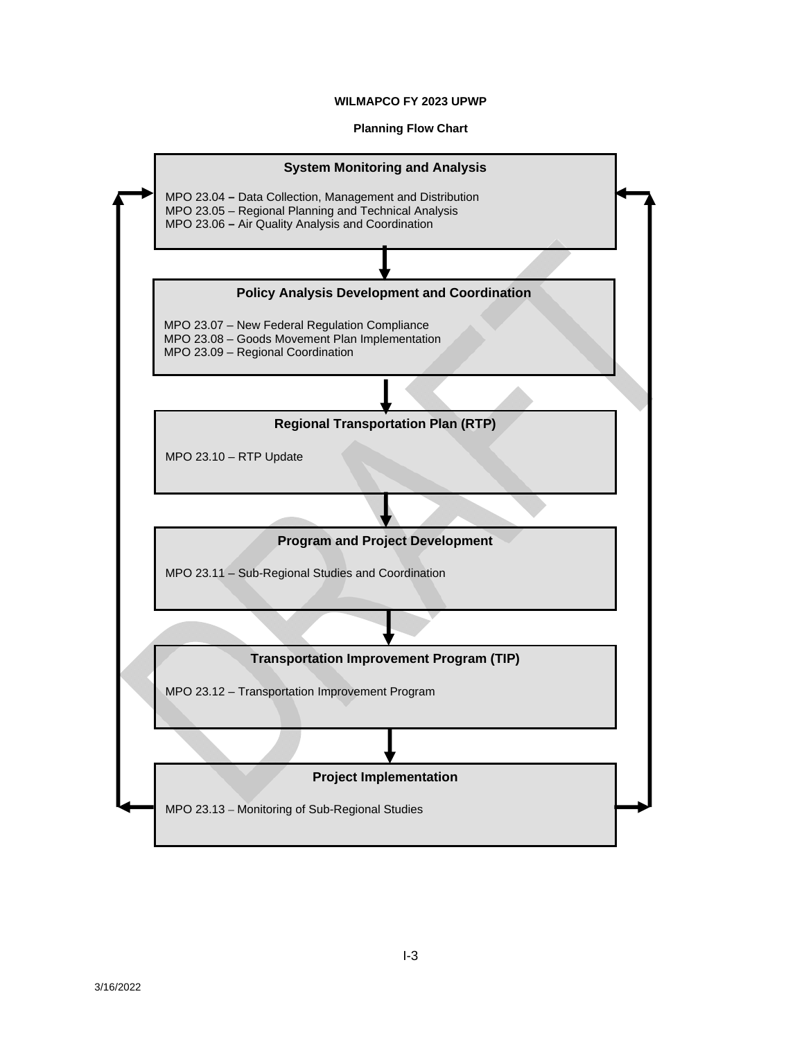**WILMAPCO FY 2023 UPWP**

**Planning Flow Chart**

**System Monitoring and Analysis**

MPO 23.04 – Data Collection, Management and Distribution
MPO 23.05 – Regional Planning and Technical Analysis
MPO 23.06 – Air Quality Analysis and Coordination

**Policy Analysis Development and Coordination**

MPO 23.07 – New Federal Regulation Compliance
MPO 23.08 – Goods Movement Plan Implementation
MPO 23.09 – Regional Coordination

**Regional Transportation Plan (RTP)**

MPO 23.10 – RTP Update

**Program and Project Development**

MPO 23.11 – Sub-Regional Studies and Coordination

**Transportation Improvement Program (TIP)**

MPO 23.12 – Transportation Improvement Program

**Project Implementation**

MPO 23.13 – Monitoring of Sub-Regional Studies

3/16/2022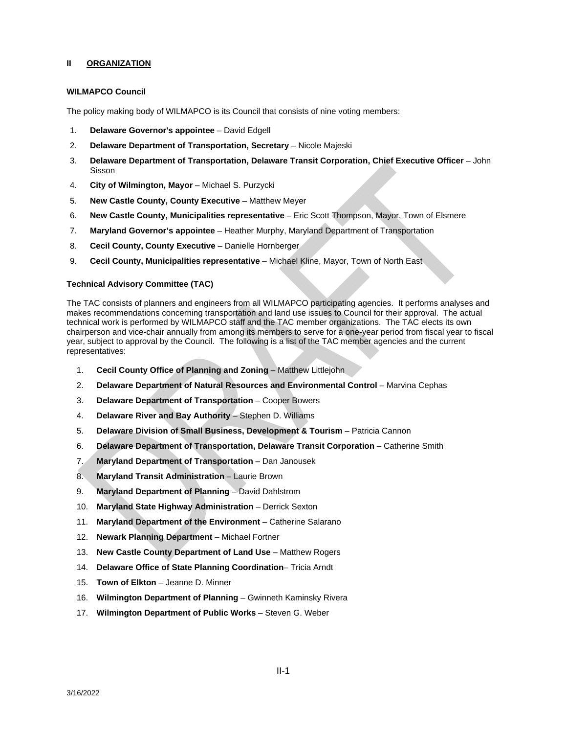## II ORGANIZATION

### WILMAPCO Council

The policy making body of WILMAPCO is its Council that consists of nine voting members:

1. **Delaware Governor's appointee** – David Edgell
2. **Delaware Department of Transportation, Secretary** – Nicole Majeski
3. **Delaware Department of Transportation, Delaware Transit Corporation, Chief Executive Officer** – John Sisson
4. **City of Wilmington, Mayor** – Michael S. Purzycki
5. **New Castle County, County Executive** – Matthew Meyer
6. **New Castle County, Municipalities representative** – Eric Scott Thompson, Mayor, Town of Elsmere
7. **Maryland Governor's appointee** – Heather Murphy, Maryland Department of Transportation
8. **Cecil County, County Executive** – Danielle Hornberger
9. **Cecil County, Municipalities representative** – Michael Kline, Mayor, Town of North East

### Technical Advisory Committee (TAC)

The TAC consists of planners and engineers from all WILMAPCO participating agencies. It performs analyses and makes recommendations concerning transportation and land use issues to Council for their approval. The actual technical work is performed by WILMAPCO staff and the TAC member organizations. The TAC elects its own chairperson and vice-chair annually from among its members to serve for a one-year period from fiscal year to fiscal year, subject to approval by the Council. The following is a list of the TAC member agencies and the current representatives:

1. **Cecil County Office of Planning and Zoning** – Matthew Littlejohn
2. **Delaware Department of Natural Resources and Environmental Control** – Marvina Cephas
3. **Delaware Department of Transportation** – Cooper Bowers
4. **Delaware River and Bay Authority** – Stephen D. Williams
5. **Delaware Division of Small Business, Development & Tourism** – Patricia Cannon
6. **Delaware Department of Transportation, Delaware Transit Corporation** – Catherine Smith
7. **Maryland Department of Transportation** – Dan Janousek
8. **Maryland Transit Administration** – Laurie Brown
9. **Maryland Department of Planning** – David Dahlstrom
10. **Maryland State Highway Administration** – Derrick Sexton
11. **Maryland Department of the Environment** – Catherine Salarano
12. **Newark Planning Department** – Michael Fortner
13. **New Castle County Department of Land Use** – Matthew Rogers
14. **Delaware Office of State Planning Coordination**– Tricia Arndt
15. **Town of Elkton** – Jeanne D. Minner
16. **Wilmington Department of Planning** – Gwinneth Kaminsky Rivera
17. **Wilmington Department of Public Works** – Steven G. Weber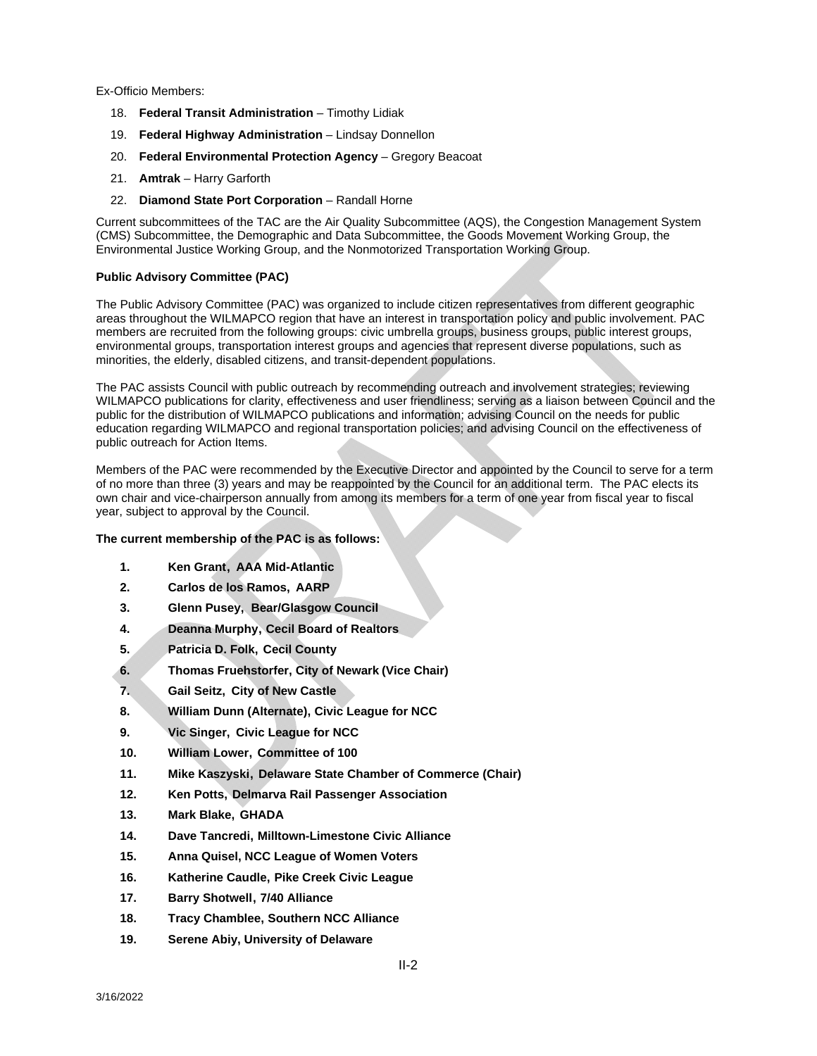Ex-Officio Members:

18. **Federal Transit Administration** – Timothy Lidiak
19. **Federal Highway Administration** – Lindsay Donnellon
20. **Federal Environmental Protection Agency** – Gregory Beacoat
21. **Amtrak** – Harry Garforth
22. **Diamond State Port Corporation** – Randall Horne

Current subcommittees of the TAC are the Air Quality Subcommittee (AQS), the Congestion Management System (CMS) Subcommittee, the Demographic and Data Subcommittee, the Goods Movement Working Group, the Environmental Justice Working Group, and the Nonmotorized Transportation Working Group.

**Public Advisory Committee (PAC)**

The Public Advisory Committee (PAC) was organized to include citizen representatives from different geographic areas throughout the WILMAPCO region that have an interest in transportation policy and public involvement. PAC members are recruited from the following groups: civic umbrella groups, business groups, public interest groups, environmental groups, transportation interest groups and agencies that represent diverse populations, such as minorities, the elderly, disabled citizens, and transit-dependent populations.

The PAC assists Council with public outreach by recommending outreach and involvement strategies; reviewing WILMAPCO publications for clarity, effectiveness and user friendliness; serving as a liaison between Council and the public for the distribution of WILMAPCO publications and information; advising Council on the needs for public education regarding WILMAPCO and regional transportation policies; and advising Council on the effectiveness of public outreach for Action Items.

Members of the PAC were recommended by the Executive Director and appointed by the Council to serve for a term of no more than three (3) years and may be reappointed by the Council for an additional term. The PAC elects its own chair and vice-chairperson annually from among its members for a term of one year from fiscal year to fiscal year, subject to approval by the Council.

**The current membership of the PAC is as follows:**

1. **Ken Grant, AAA Mid-Atlantic**
2. **Carlos de los Ramos, AARP**
3. **Glenn Pusey, Bear/Glasgow Council**
4. **Deanna Murphy, Cecil Board of Realtors**
5. **Patricia D. Folk, Cecil County**
6. **Thomas Fruehstorfer, City of Newark (Vice Chair)**
7. **Gail Seitz, City of New Castle**
8. **William Dunn (Alternate), Civic League for NCC**
9. **Vic Singer, Civic League for NCC**
10. **William Lower, Committee of 100**
11. **Mike Kaszyski, Delaware State Chamber of Commerce (Chair)**
12. **Ken Potts, Delmarva Rail Passenger Association**
13. **Mark Blake, GHADA**
14. **Dave Tancredi, Milltown-Limestone Civic Alliance**
15. **Anna Quisel, NCC League of Women Voters**
16. **Katherine Caudle, Pike Creek Civic League**
17. **Barry Shotwell, 7/40 Alliance**
18. **Tracy Chamblee, Southern NCC Alliance**
19. **Serene Abiy, University of Delaware**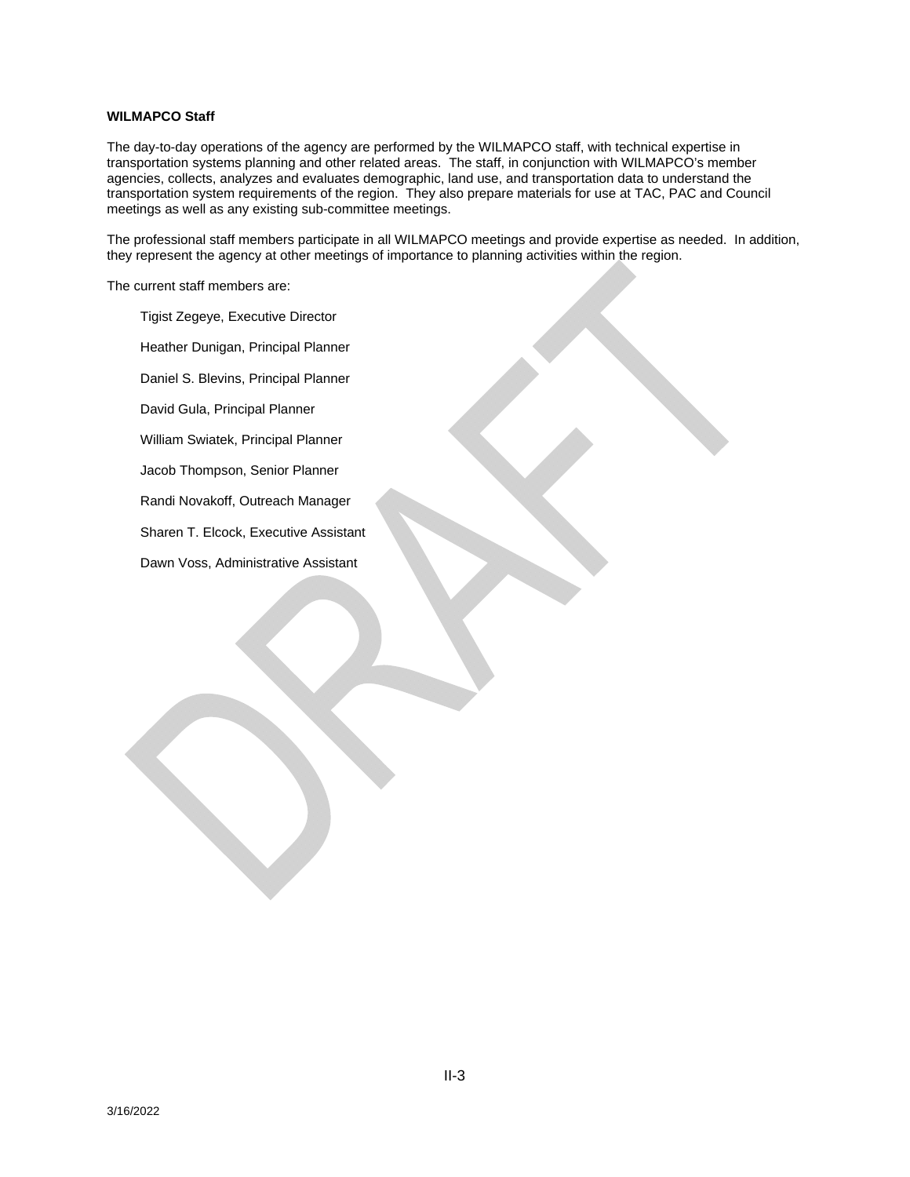**WILMAPCO Staff**

The day-to-day operations of the agency are performed by the WILMAPCO staff, with technical expertise in transportation systems planning and other related areas. The staff, in conjunction with WILMAPCO's member agencies, collects, analyzes and evaluates demographic, land use, and transportation data to understand the transportation system requirements of the region. They also prepare materials for use at TAC, PAC and Council meetings as well as any existing sub-committee meetings.

The professional staff members participate in all WILMAPCO meetings and provide expertise as needed. In addition, they represent the agency at other meetings of importance to planning activities within the region.

The current staff members are:

Tigist Zegeye, Executive Director

Heather Dunigan, Principal Planner

Daniel S. Blevins, Principal Planner

David Gula, Principal Planner

William Swiatek, Principal Planner

Jacob Thompson, Senior Planner

Randi Novakoff, Outreach Manager

Sharen T. Elcock, Executive Assistant

Dawn Voss, Administrative Assistant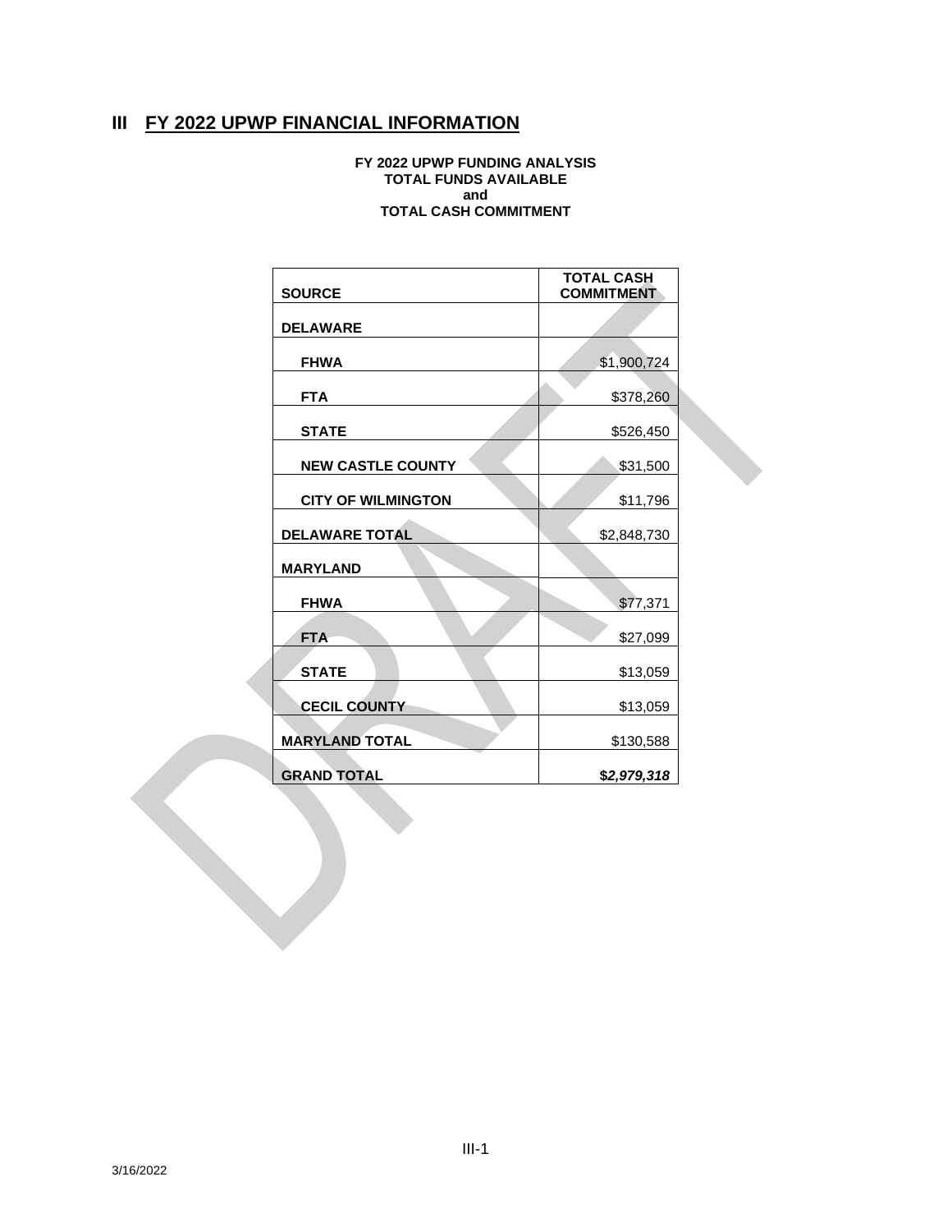# III FY 2022 UPWP FINANCIAL INFORMATION

**FY 2022 UPWP FUNDING ANALYSIS**
**TOTAL FUNDS AVAILABLE**
**and**
**TOTAL CASH COMMITMENT**

| SOURCE | TOTAL CASH COMMITMENT |
|---|---|
| **DELAWARE** | |
| **FHWA** | $1,900,724 |
| **FTA** | $378,260 |
| **STATE** | $526,450 |
| **NEW CASTLE COUNTY** | $31,500 |
| **CITY OF WILMINGTON** | $11,796 |
| **DELAWARE TOTAL** | $2,848,730 |
| **MARYLAND** | |
| **FHWA** | $77,371 |
| **FTA** | $27,099 |
| **STATE** | $13,059 |
| **CECIL COUNTY** | $13,059 |
| **MARYLAND TOTAL** | $130,588 |
| **GRAND TOTAL** | ***$2,979,318*** |

3/16/2022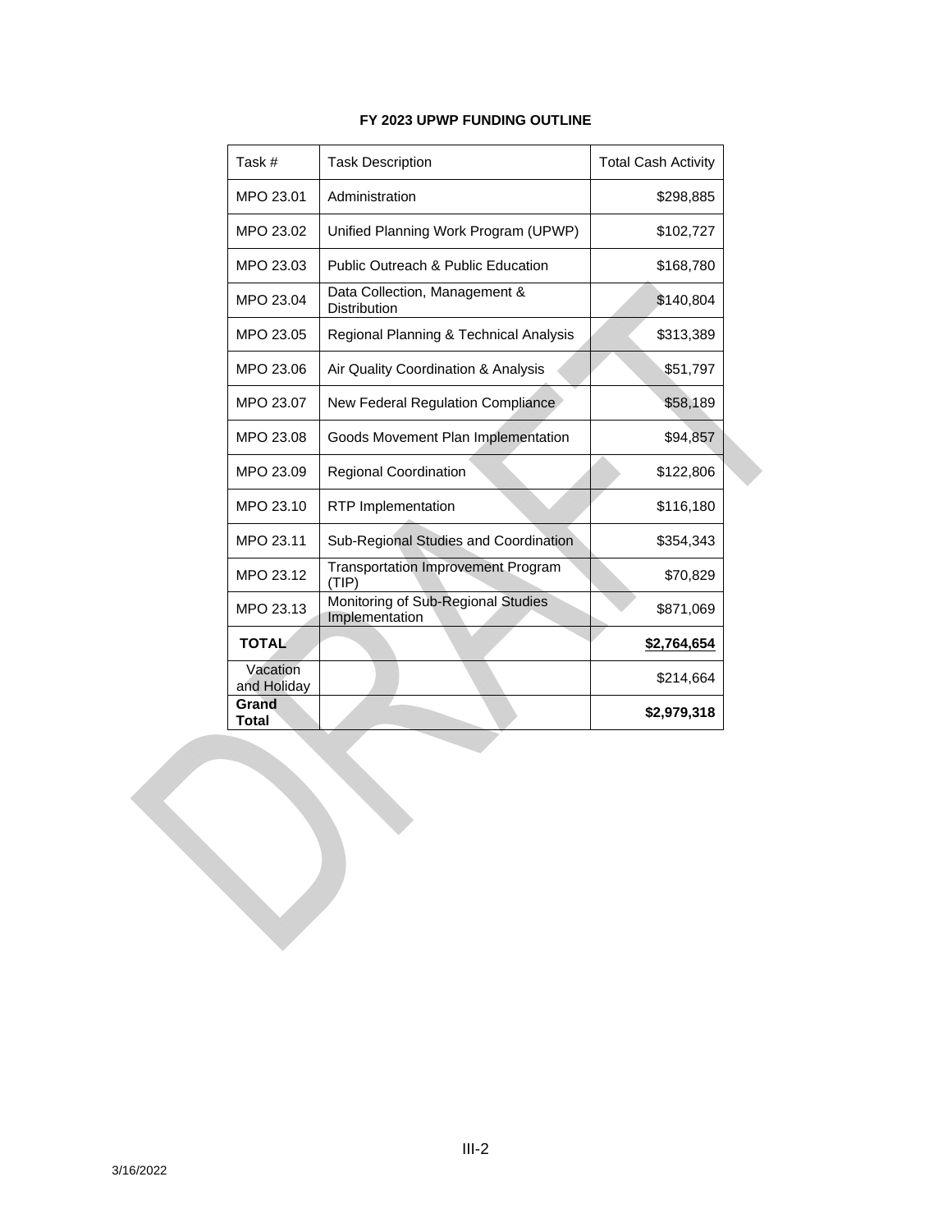**FY 2023 UPWP FUNDING OUTLINE**

| Task # | Task Description | Total Cash Activity |
|---|---|---|
| MPO 23.01 | Administration | $298,885 |
| MPO 23.02 | Unified Planning Work Program (UPWP) | $102,727 |
| MPO 23.03 | Public Outreach & Public Education | $168,780 |
| MPO 23.04 | Data Collection, Management & Distribution | $140,804 |
| MPO 23.05 | Regional Planning & Technical Analysis | $313,389 |
| MPO 23.06 | Air Quality Coordination & Analysis | $51,797 |
| MPO 23.07 | New Federal Regulation Compliance | $58,189 |
| MPO 23.08 | Goods Movement Plan Implementation | $94,857 |
| MPO 23.09 | Regional Coordination | $122,806 |
| MPO 23.10 | RTP Implementation | $116,180 |
| MPO 23.11 | Sub-Regional Studies and Coordination | $354,343 |
| MPO 23.12 | Transportation Improvement Program (TIP) | $70,829 |
| MPO 23.13 | Monitoring of Sub-Regional Studies Implementation | $871,069 |
| **TOTAL** | | **$2,764,654** |
| Vacation and Holiday | | $214,664 |
| **Grand Total** | | **$2,979,318** |

3/16/2022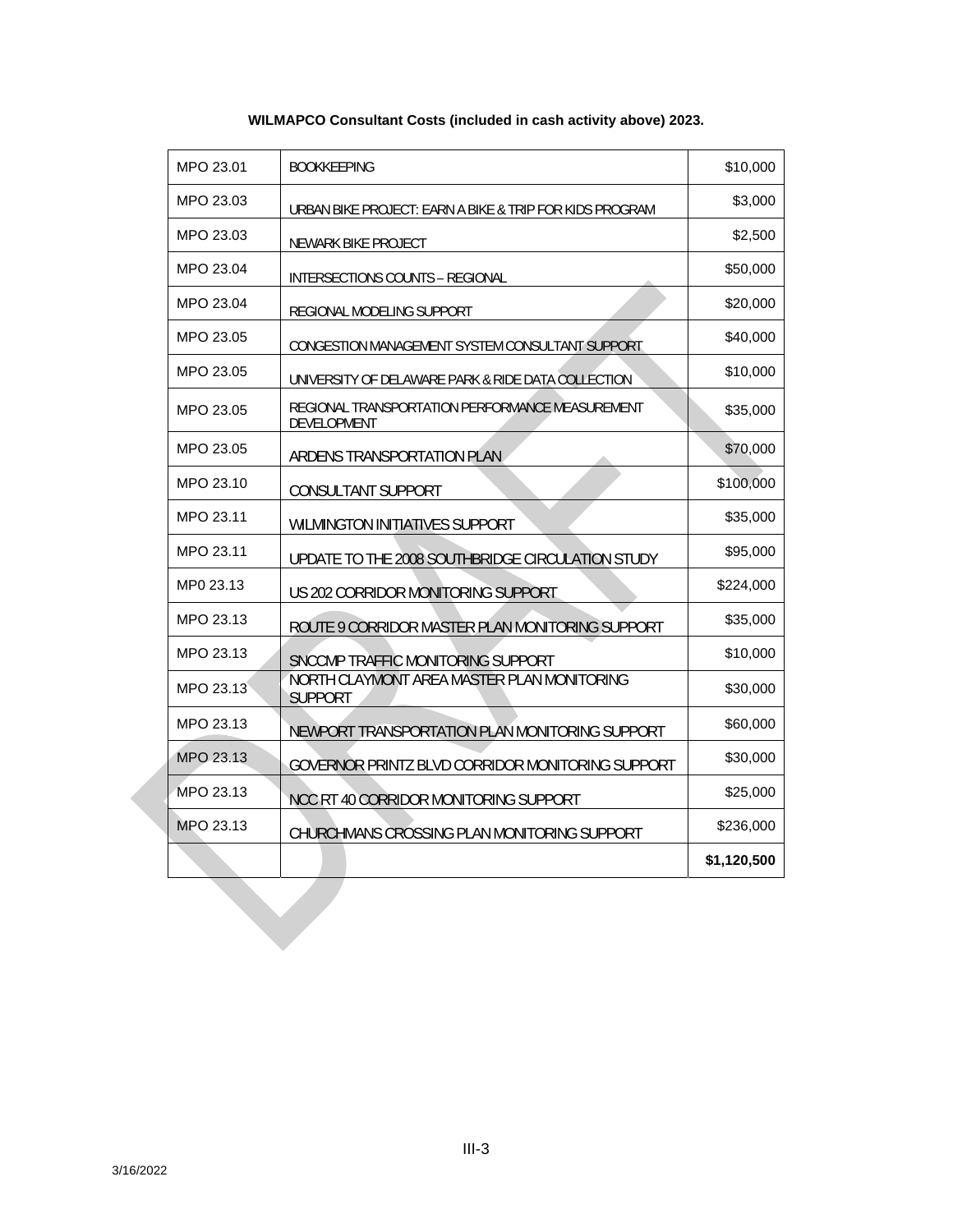**WILMAPCO Consultant Costs (included in cash activity above) 2023.**

| | | |
|---|---|---|
| MPO 23.01 | BOOKKEEPING | $10,000 |
| MPO 23.03 | URBAN BIKE PROJECT: EARN A BIKE & TRIP FOR KIDS PROGRAM | $3,000 |
| MPO 23.03 | NEWARK BIKE PROJECT | $2,500 |
| MPO 23.04 | INTERSECTIONS COUNTS – REGIONAL | $50,000 |
| MPO 23.04 | REGIONAL MODELING SUPPORT | $20,000 |
| MPO 23.05 | CONGESTION MANAGEMENT SYSTEM CONSULTANT SUPPORT | $40,000 |
| MPO 23.05 | UNIVERSITY OF DELAWARE PARK & RIDE DATA COLLECTION | $10,000 |
| MPO 23.05 | REGIONAL TRANSPORTATION PERFORMANCE MEASUREMENT DEVELOPMENT | $35,000 |
| MPO 23.05 | ARDENS TRANSPORTATION PLAN | $70,000 |
| MPO 23.10 | CONSULTANT SUPPORT | $100,000 |
| MPO 23.11 | WILMINGTON INITIATIVES SUPPORT | $35,000 |
| MPO 23.11 | UPDATE TO THE 2008 SOUTHBRIDGE CIRCULATION STUDY | $95,000 |
| MP0 23.13 | US 202 CORRIDOR MONITORING SUPPORT | $224,000 |
| MPO 23.13 | ROUTE 9 CORRIDOR MASTER PLAN MONITORING SUPPORT | $35,000 |
| MPO 23.13 | SNCCMP TRAFFIC MONITORING SUPPORT | $10,000 |
| MPO 23.13 | NORTH CLAYMONT AREA MASTER PLAN MONITORING SUPPORT | $30,000 |
| MPO 23.13 | NEWPORT TRANSPORTATION PLAN MONITORING SUPPORT | $60,000 |
| MPO 23.13 | GOVERNOR PRINTZ BLVD CORRIDOR MONITORING SUPPORT | $30,000 |
| MPO 23.13 | NCC RT 40 CORRIDOR MONITORING SUPPORT | $25,000 |
| MPO 23.13 | CHURCHMANS CROSSING PLAN MONITORING SUPPORT | $236,000 |
| | | **$1,120,500** |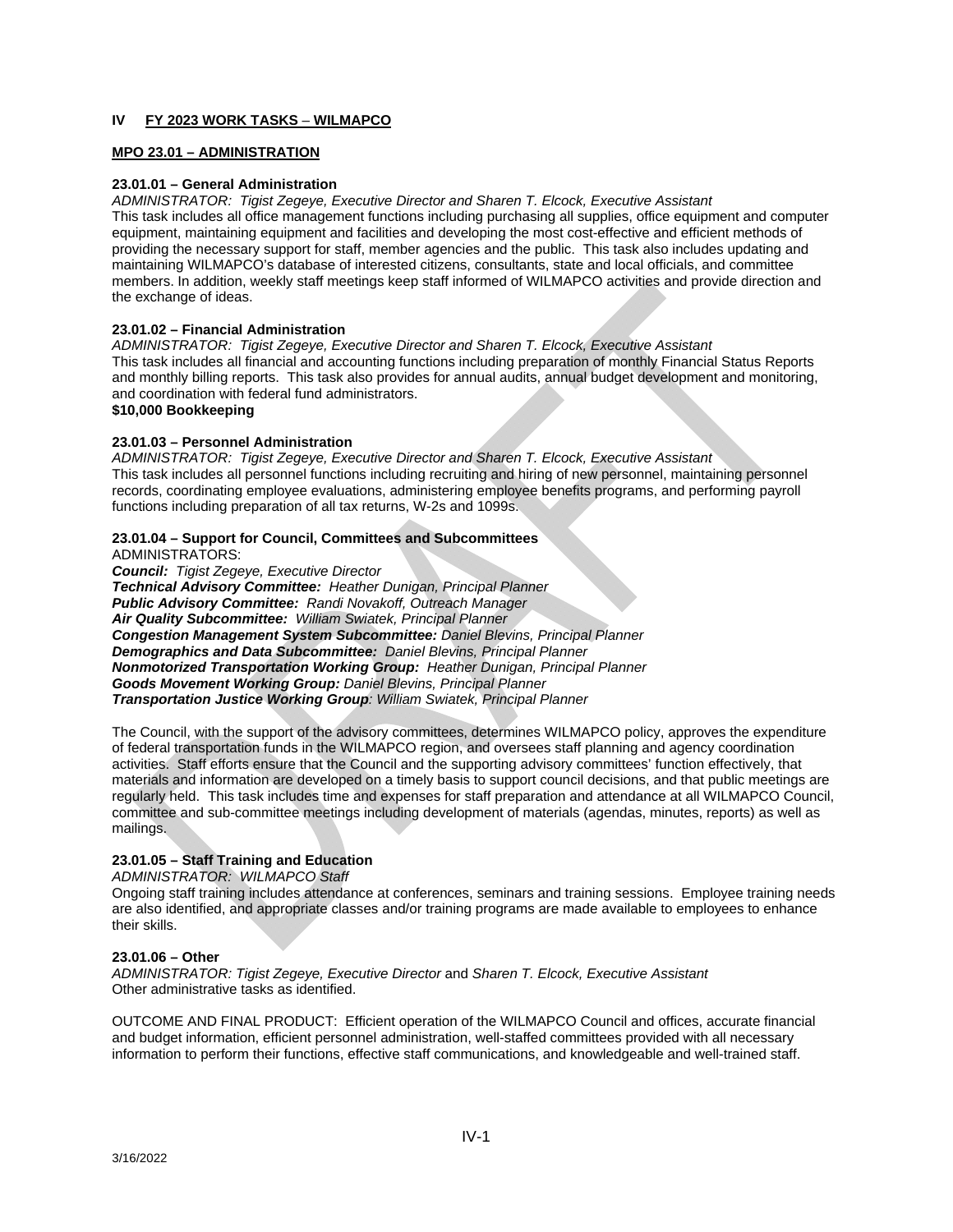## IV FY 2023 WORK TASKS – WILMAPCO

### MPO 23.01 – ADMINISTRATION

**23.01.01 – General Administration**

*ADMINISTRATOR: Tigist Zegeye, Executive Director and Sharen T. Elcock, Executive Assistant*

This task includes all office management functions including purchasing all supplies, office equipment and computer equipment, maintaining equipment and facilities and developing the most cost-effective and efficient methods of providing the necessary support for staff, member agencies and the public. This task also includes updating and maintaining WILMAPCO's database of interested citizens, consultants, state and local officials, and committee members. In addition, weekly staff meetings keep staff informed of WILMAPCO activities and provide direction and the exchange of ideas.

**23.01.02 – Financial Administration**

*ADMINISTRATOR: Tigist Zegeye, Executive Director and Sharen T. Elcock, Executive Assistant*

This task includes all financial and accounting functions including preparation of monthly Financial Status Reports and monthly billing reports. This task also provides for annual audits, annual budget development and monitoring, and coordination with federal fund administrators.

**$10,000 Bookkeeping**

**23.01.03 – Personnel Administration**

*ADMINISTRATOR: Tigist Zegeye, Executive Director and Sharen T. Elcock, Executive Assistant*

This task includes all personnel functions including recruiting and hiring of new personnel, maintaining personnel records, coordinating employee evaluations, administering employee benefits programs, and performing payroll functions including preparation of all tax returns, W-2s and 1099s.

**23.01.04 – Support for Council, Committees and Subcommittees**

ADMINISTRATORS:

***Council:*** *Tigist Zegeye, Executive Director*
***Technical Advisory Committee:*** *Heather Dunigan, Principal Planner*
***Public Advisory Committee:*** *Randi Novakoff, Outreach Manager*
***Air Quality Subcommittee:*** *William Swiatek, Principal Planner*
***Congestion Management System Subcommittee:*** *Daniel Blevins, Principal Planner*
***Demographics and Data Subcommittee:*** *Daniel Blevins, Principal Planner*
***Nonmotorized Transportation Working Group:*** *Heather Dunigan, Principal Planner*
***Goods Movement Working Group:*** *Daniel Blevins, Principal Planner*
***Transportation Justice Working Group****: William Swiatek, Principal Planner*

The Council, with the support of the advisory committees, determines WILMAPCO policy, approves the expenditure of federal transportation funds in the WILMAPCO region, and oversees staff planning and agency coordination activities. Staff efforts ensure that the Council and the supporting advisory committees' function effectively, that materials and information are developed on a timely basis to support council decisions, and that public meetings are regularly held. This task includes time and expenses for staff preparation and attendance at all WILMAPCO Council, committee and sub-committee meetings including development of materials (agendas, minutes, reports) as well as mailings.

**23.01.05 – Staff Training and Education**

*ADMINISTRATOR: WILMAPCO Staff*

Ongoing staff training includes attendance at conferences, seminars and training sessions. Employee training needs are also identified, and appropriate classes and/or training programs are made available to employees to enhance their skills.

**23.01.06 – Other**

*ADMINISTRATOR: Tigist Zegeye, Executive Director* and *Sharen T. Elcock, Executive Assistant*

Other administrative tasks as identified.

OUTCOME AND FINAL PRODUCT: Efficient operation of the WILMAPCO Council and offices, accurate financial and budget information, efficient personnel administration, well-staffed committees provided with all necessary information to perform their functions, effective staff communications, and knowledgeable and well-trained staff.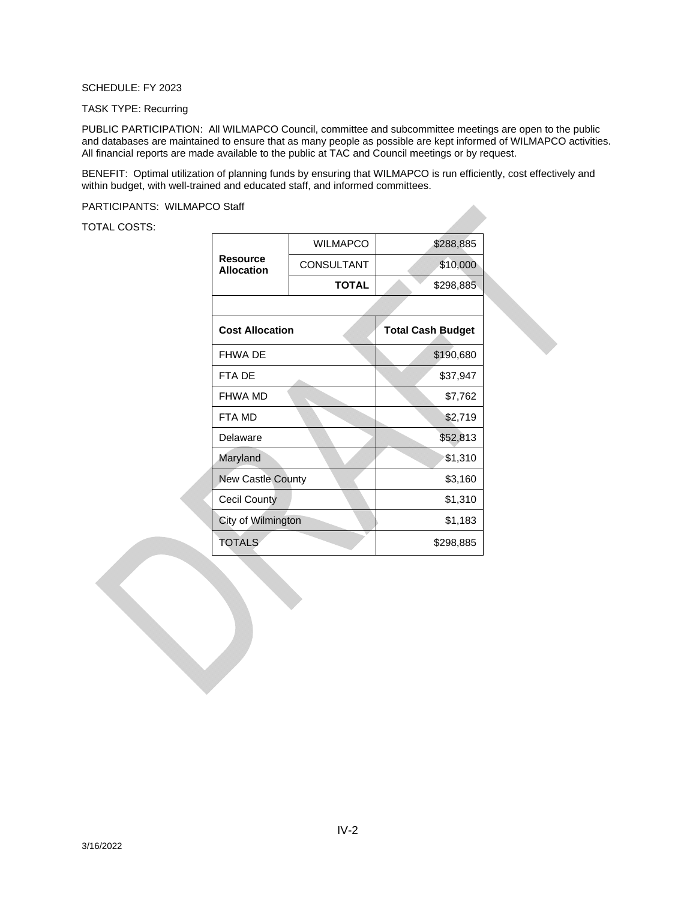SCHEDULE: FY 2023

TASK TYPE: Recurring

PUBLIC PARTICIPATION: All WILMAPCO Council, committee and subcommittee meetings are open to the public and databases are maintained to ensure that as many people as possible are kept informed of WILMAPCO activities. All financial reports are made available to the public at TAC and Council meetings or by request.

BENEFIT: Optimal utilization of planning funds by ensuring that WILMAPCO is run efficiently, cost effectively and within budget, with well-trained and educated staff, and informed committees.

PARTICIPANTS: WILMAPCO Staff

TOTAL COSTS:

| Resource Allocation | | |
|---|---|---|
| | WILMAPCO | $288,885 |
| | CONSULTANT | $10,000 |
| | **TOTAL** | $298,885 |

| **Cost Allocation** | **Total Cash Budget** |
|---|---|
| FHWA DE | $190,680 |
| FTA DE | $37,947 |
| FHWA MD | $7,762 |
| FTA MD | $2,719 |
| Delaware | $52,813 |
| Maryland | $1,310 |
| New Castle County | $3,160 |
| Cecil County | $1,310 |
| City of Wilmington | $1,183 |
| TOTALS | $298,885 |

3/16/2022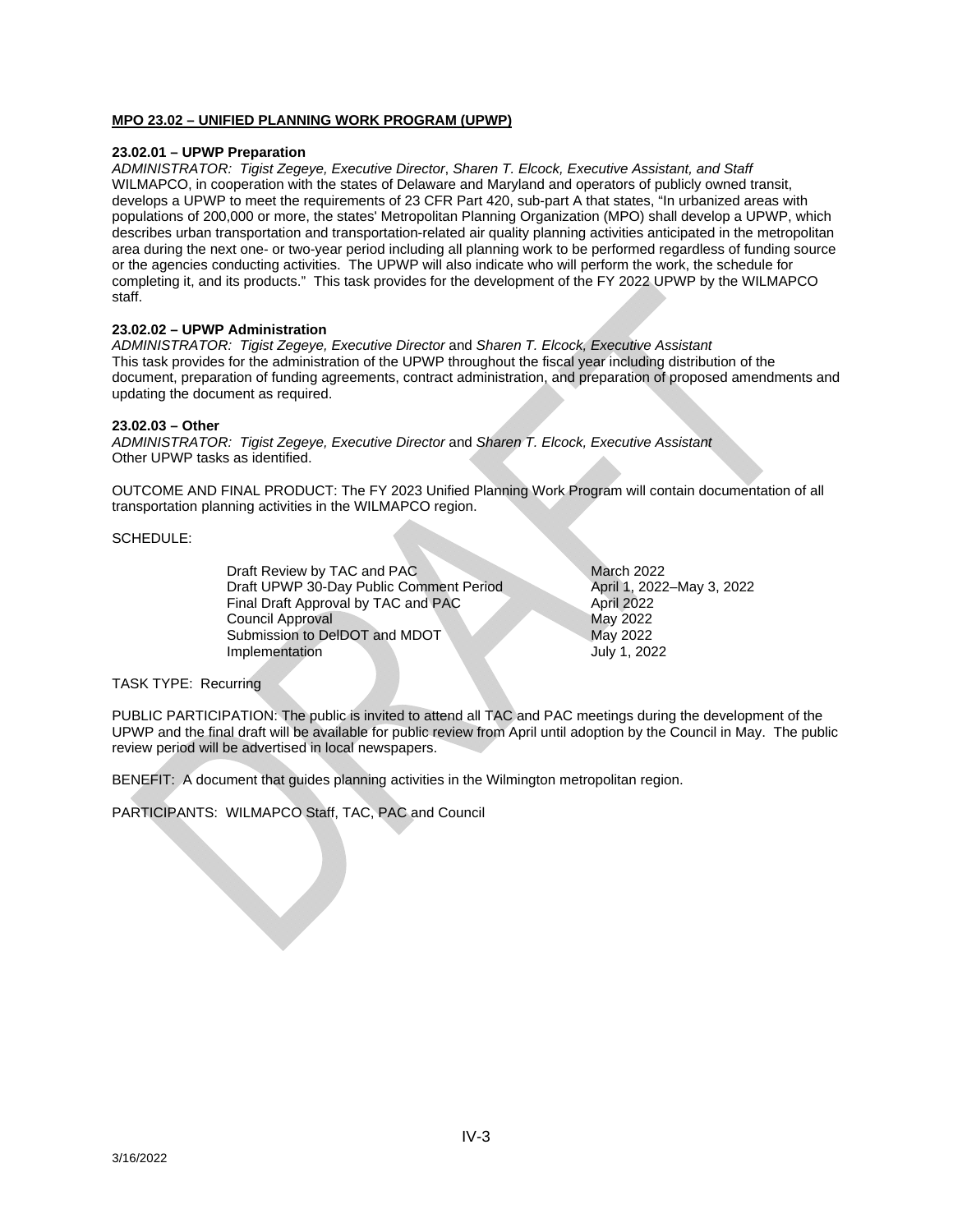**MPO 23.02 – UNIFIED PLANNING WORK PROGRAM (UPWP)**

**23.02.01 – UPWP Preparation**

*ADMINISTRATOR: Tigist Zegeye, Executive Director*, *Sharen T. Elcock, Executive Assistant, and Staff*
WILMAPCO, in cooperation with the states of Delaware and Maryland and operators of publicly owned transit, develops a UPWP to meet the requirements of 23 CFR Part 420, sub-part A that states, "In urbanized areas with populations of 200,000 or more, the states' Metropolitan Planning Organization (MPO) shall develop a UPWP, which describes urban transportation and transportation-related air quality planning activities anticipated in the metropolitan area during the next one- or two-year period including all planning work to be performed regardless of funding source or the agencies conducting activities. The UPWP will also indicate who will perform the work, the schedule for completing it, and its products." This task provides for the development of the FY 2022 UPWP by the WILMAPCO staff.

**23.02.02 – UPWP Administration**

*ADMINISTRATOR: Tigist Zegeye, Executive Director* and *Sharen T. Elcock, Executive Assistant*
This task provides for the administration of the UPWP throughout the fiscal year including distribution of the document, preparation of funding agreements, contract administration, and preparation of proposed amendments and updating the document as required.

**23.02.03 – Other**

*ADMINISTRATOR: Tigist Zegeye, Executive Director* and *Sharen T. Elcock, Executive Assistant*
Other UPWP tasks as identified.

OUTCOME AND FINAL PRODUCT: The FY 2023 Unified Planning Work Program will contain documentation of all transportation planning activities in the WILMAPCO region.

SCHEDULE:

| | |
|---|---|
| Draft Review by TAC and PAC | March 2022 |
| Draft UPWP 30-Day Public Comment Period | April 1, 2022–May 3, 2022 |
| Final Draft Approval by TAC and PAC | April 2022 |
| Council Approval | May 2022 |
| Submission to DelDOT and MDOT | May 2022 |
| Implementation | July 1, 2022 |

TASK TYPE: Recurring

PUBLIC PARTICIPATION: The public is invited to attend all TAC and PAC meetings during the development of the UPWP and the final draft will be available for public review from April until adoption by the Council in May. The public review period will be advertised in local newspapers.

BENEFIT: A document that guides planning activities in the Wilmington metropolitan region.

PARTICIPANTS: WILMAPCO Staff, TAC, PAC and Council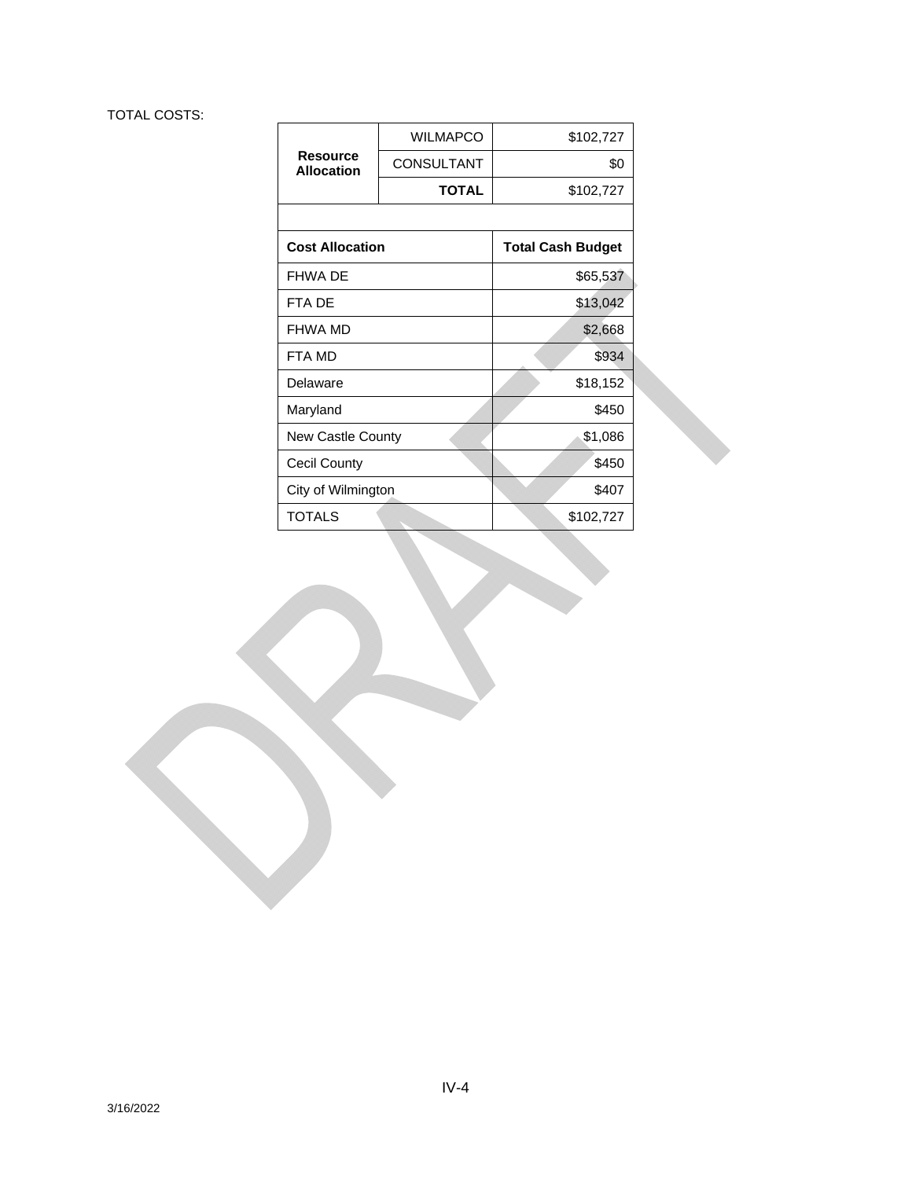TOTAL COSTS:

| Resource Allocation | | |
|---|---|---|
| | WILMAPCO | $102,727 |
| | CONSULTANT | $0 |
| | **TOTAL** | $102,727 |

| Cost Allocation | Total Cash Budget |
|---|---|
| FHWA DE | $65,537 |
| FTA DE | $13,042 |
| FHWA MD | $2,668 |
| FTA MD | $934 |
| Delaware | $18,152 |
| Maryland | $450 |
| New Castle County | $1,086 |
| Cecil County | $450 |
| City of Wilmington | $407 |
| TOTALS | $102,727 |

3/16/2022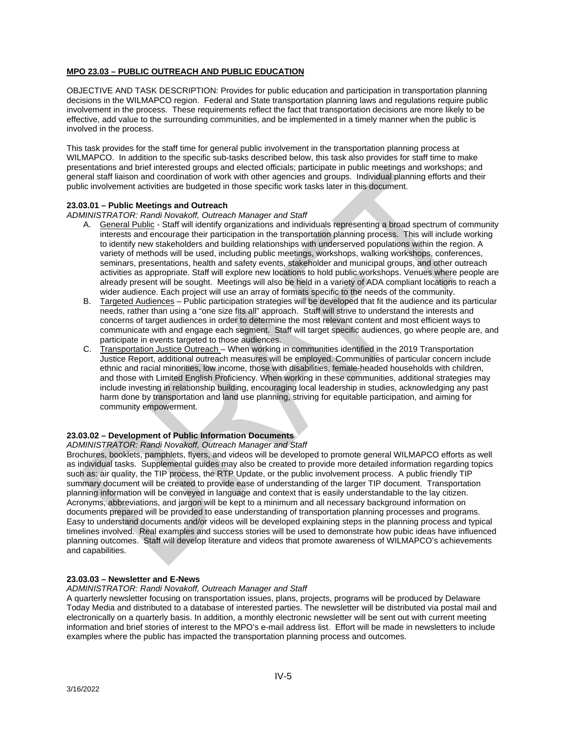**MPO 23.03 – PUBLIC OUTREACH AND PUBLIC EDUCATION**

OBJECTIVE AND TASK DESCRIPTION: Provides for public education and participation in transportation planning decisions in the WILMAPCO region. Federal and State transportation planning laws and regulations require public involvement in the process. These requirements reflect the fact that transportation decisions are more likely to be effective, add value to the surrounding communities, and be implemented in a timely manner when the public is involved in the process.

This task provides for the staff time for general public involvement in the transportation planning process at WILMAPCO. In addition to the specific sub-tasks described below, this task also provides for staff time to make presentations and brief interested groups and elected officials; participate in public meetings and workshops; and general staff liaison and coordination of work with other agencies and groups. Individual planning efforts and their public involvement activities are budgeted in those specific work tasks later in this document.

**23.03.01 – Public Meetings and Outreach**

*ADMINISTRATOR: Randi Novakoff, Outreach Manager and Staff*

A. General Public - Staff will identify organizations and individuals representing a broad spectrum of community interests and encourage their participation in the transportation planning process. This will include working to identify new stakeholders and building relationships with underserved populations within the region. A variety of methods will be used, including public meetings, workshops, walking workshops, conferences, seminars, presentations, health and safety events, stakeholder and municipal groups, and other outreach activities as appropriate. Staff will explore new locations to hold public workshops. Venues where people are already present will be sought. Meetings will also be held in a variety of ADA compliant locations to reach a wider audience. Each project will use an array of formats specific to the needs of the community.
B. Targeted Audiences – Public participation strategies will be developed that fit the audience and its particular needs, rather than using a "one size fits all" approach. Staff will strive to understand the interests and concerns of target audiences in order to determine the most relevant content and most efficient ways to communicate with and engage each segment. Staff will target specific audiences, go where people are, and participate in events targeted to those audiences.
C. Transportation Justice Outreach – When working in communities identified in the 2019 Transportation Justice Report, additional outreach measures will be employed. Communities of particular concern include ethnic and racial minorities, low income, those with disabilities, female-headed households with children, and those with Limited English Proficiency. When working in these communities, additional strategies may include investing in relationship building, encouraging local leadership in studies, acknowledging any past harm done by transportation and land use planning, striving for equitable participation, and aiming for community empowerment.

**23.03.02 – Development of Public Information Documents**

*ADMINISTRATOR: Randi Novakoff, Outreach Manager and Staff*

Brochures, booklets, pamphlets, flyers, and videos will be developed to promote general WILMAPCO efforts as well as individual tasks. Supplemental guides may also be created to provide more detailed information regarding topics such as: air quality, the TIP process, the RTP Update, or the public involvement process. A public friendly TIP summary document will be created to provide ease of understanding of the larger TIP document. Transportation planning information will be conveyed in language and context that is easily understandable to the lay citizen. Acronyms, abbreviations, and jargon will be kept to a minimum and all necessary background information on documents prepared will be provided to ease understanding of transportation planning processes and programs. Easy to understand documents and/or videos will be developed explaining steps in the planning process and typical timelines involved. Real examples and success stories will be used to demonstrate how pubic ideas have influenced planning outcomes. Staff will develop literature and videos that promote awareness of WILMAPCO's achievements and capabilities.

**23.03.03 – Newsletter and E-News**

*ADMINISTRATOR: Randi Novakoff, Outreach Manager and Staff*

A quarterly newsletter focusing on transportation issues, plans, projects, programs will be produced by Delaware Today Media and distributed to a database of interested parties. The newsletter will be distributed via postal mail and electronically on a quarterly basis. In addition, a monthly electronic newsletter will be sent out with current meeting information and brief stories of interest to the MPO's e-mail address list. Effort will be made in newsletters to include examples where the public has impacted the transportation planning process and outcomes.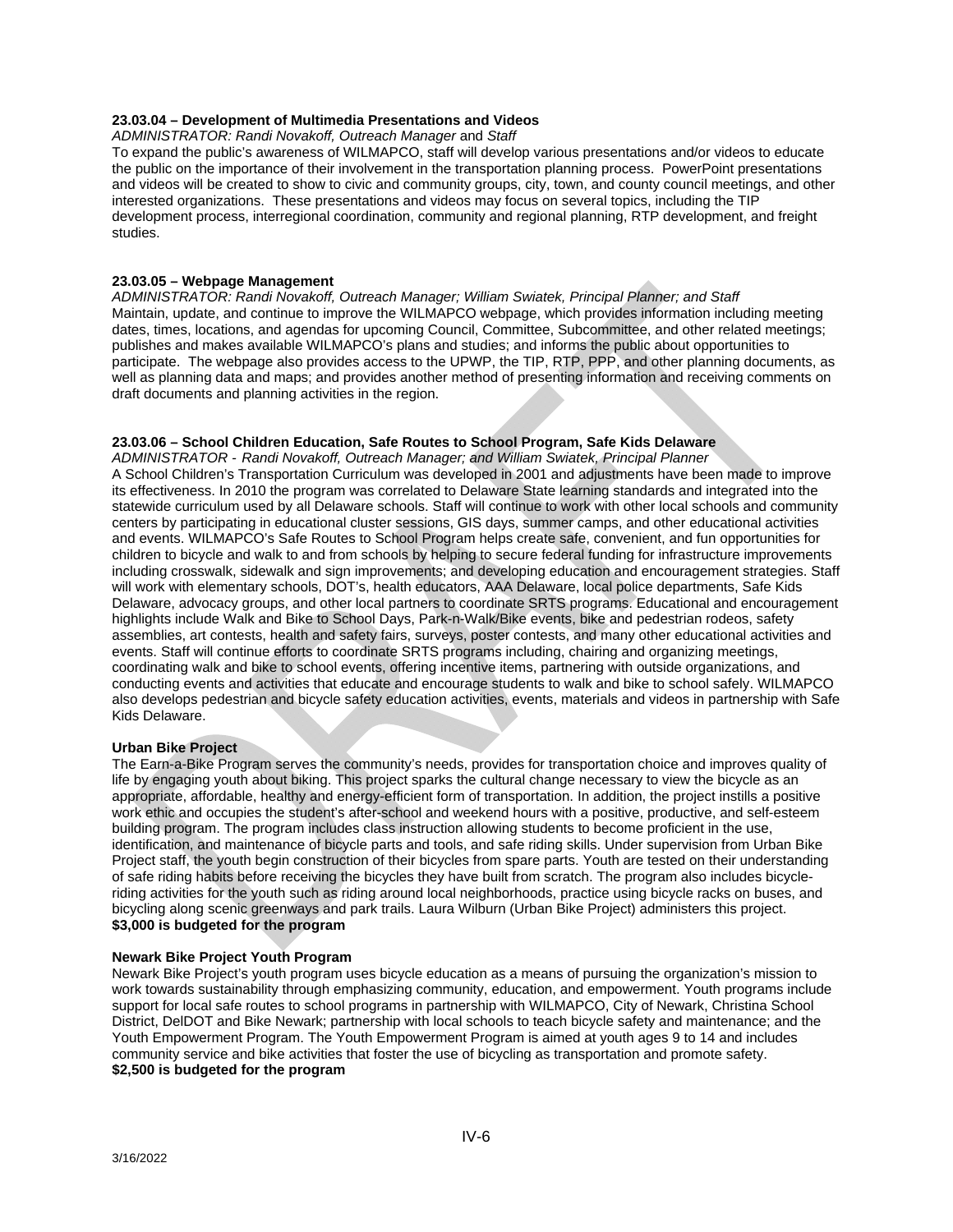**23.03.04 – Development of Multimedia Presentations and Videos**

*ADMINISTRATOR: Randi Novakoff, Outreach Manager* and *Staff*

To expand the public's awareness of WILMAPCO, staff will develop various presentations and/or videos to educate the public on the importance of their involvement in the transportation planning process. PowerPoint presentations and videos will be created to show to civic and community groups, city, town, and county council meetings, and other interested organizations. These presentations and videos may focus on several topics, including the TIP development process, interregional coordination, community and regional planning, RTP development, and freight studies.

**23.03.05 – Webpage Management**

*ADMINISTRATOR: Randi Novakoff, Outreach Manager; William Swiatek, Principal Planner; and Staff*

Maintain, update, and continue to improve the WILMAPCO webpage, which provides information including meeting dates, times, locations, and agendas for upcoming Council, Committee, Subcommittee, and other related meetings; publishes and makes available WILMAPCO's plans and studies; and informs the public about opportunities to participate. The webpage also provides access to the UPWP, the TIP, RTP, PPP, and other planning documents, as well as planning data and maps; and provides another method of presenting information and receiving comments on draft documents and planning activities in the region.

**23.03.06 – School Children Education, Safe Routes to School Program, Safe Kids Delaware**

*ADMINISTRATOR - Randi Novakoff, Outreach Manager; and William Swiatek, Principal Planner*

A School Children's Transportation Curriculum was developed in 2001 and adjustments have been made to improve its effectiveness. In 2010 the program was correlated to Delaware State learning standards and integrated into the statewide curriculum used by all Delaware schools. Staff will continue to work with other local schools and community centers by participating in educational cluster sessions, GIS days, summer camps, and other educational activities and events. WILMAPCO's Safe Routes to School Program helps create safe, convenient, and fun opportunities for children to bicycle and walk to and from schools by helping to secure federal funding for infrastructure improvements including crosswalk, sidewalk and sign improvements; and developing education and encouragement strategies. Staff will work with elementary schools, DOT's, health educators, AAA Delaware, local police departments, Safe Kids Delaware, advocacy groups, and other local partners to coordinate SRTS programs. Educational and encouragement highlights include Walk and Bike to School Days, Park-n-Walk/Bike events, bike and pedestrian rodeos, safety assemblies, art contests, health and safety fairs, surveys, poster contests, and many other educational activities and events. Staff will continue efforts to coordinate SRTS programs including, chairing and organizing meetings, coordinating walk and bike to school events, offering incentive items, partnering with outside organizations, and conducting events and activities that educate and encourage students to walk and bike to school safely. WILMAPCO also develops pedestrian and bicycle safety education activities, events, materials and videos in partnership with Safe Kids Delaware.

**Urban Bike Project**

The Earn-a-Bike Program serves the community's needs, provides for transportation choice and improves quality of life by engaging youth about biking. This project sparks the cultural change necessary to view the bicycle as an appropriate, affordable, healthy and energy-efficient form of transportation. In addition, the project instills a positive work ethic and occupies the student's after-school and weekend hours with a positive, productive, and self-esteem building program. The program includes class instruction allowing students to become proficient in the use, identification, and maintenance of bicycle parts and tools, and safe riding skills. Under supervision from Urban Bike Project staff, the youth begin construction of their bicycles from spare parts. Youth are tested on their understanding of safe riding habits before receiving the bicycles they have built from scratch. The program also includes bicycle-riding activities for the youth such as riding around local neighborhoods, practice using bicycle racks on buses, and bicycling along scenic greenways and park trails. Laura Wilburn (Urban Bike Project) administers this project.
**$3,000 is budgeted for the program**

**Newark Bike Project Youth Program**

Newark Bike Project's youth program uses bicycle education as a means of pursuing the organization's mission to work towards sustainability through emphasizing community, education, and empowerment. Youth programs include support for local safe routes to school programs in partnership with WILMAPCO, City of Newark, Christina School District, DelDOT and Bike Newark; partnership with local schools to teach bicycle safety and maintenance; and the Youth Empowerment Program. The Youth Empowerment Program is aimed at youth ages 9 to 14 and includes community service and bike activities that foster the use of bicycling as transportation and promote safety.
**$2,500 is budgeted for the program**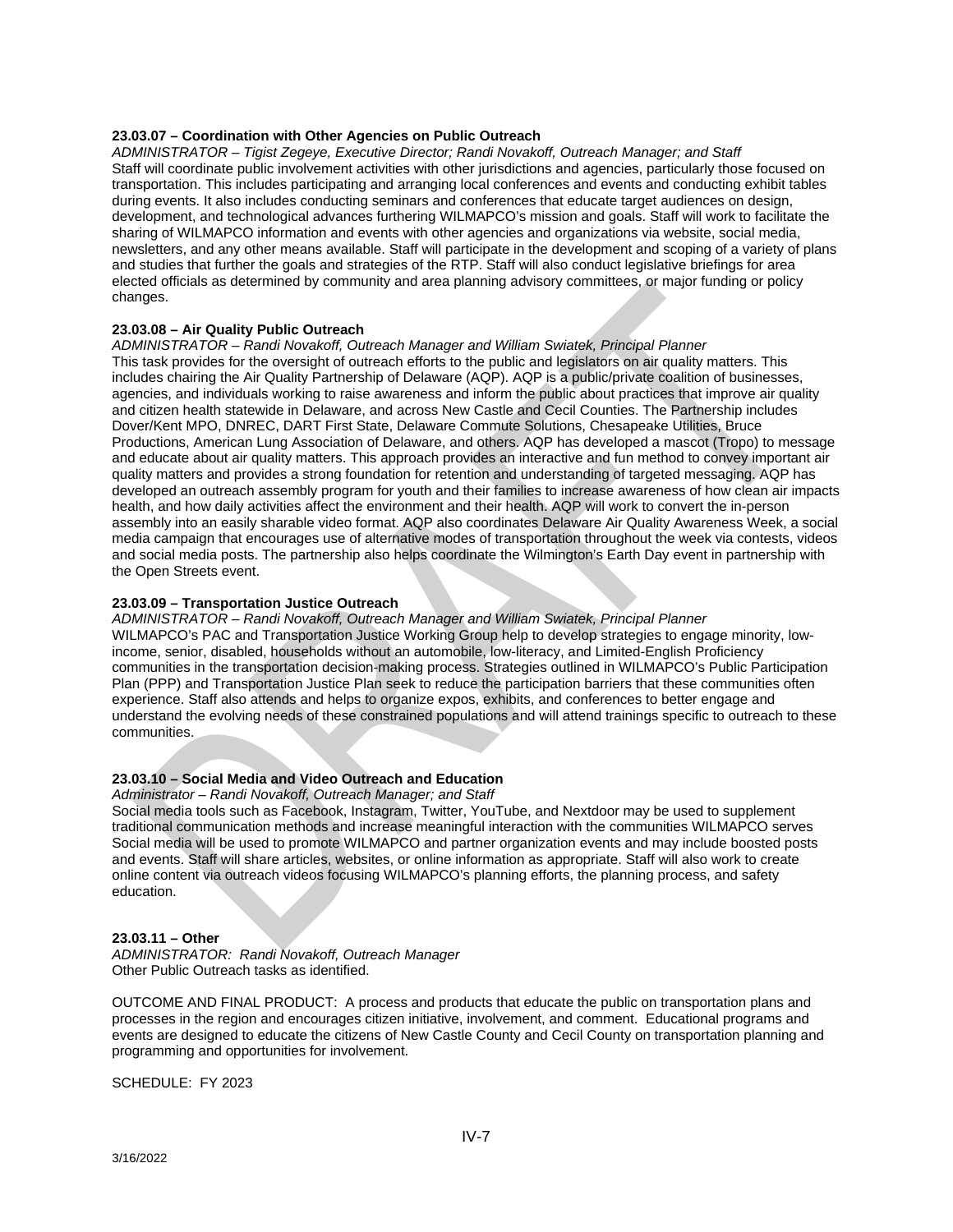**23.03.07 – Coordination with Other Agencies on Public Outreach**

*ADMINISTRATOR – Tigist Zegeye, Executive Director; Randi Novakoff, Outreach Manager; and Staff*

Staff will coordinate public involvement activities with other jurisdictions and agencies, particularly those focused on transportation. This includes participating and arranging local conferences and events and conducting exhibit tables during events. It also includes conducting seminars and conferences that educate target audiences on design, development, and technological advances furthering WILMAPCO's mission and goals. Staff will work to facilitate the sharing of WILMAPCO information and events with other agencies and organizations via website, social media, newsletters, and any other means available. Staff will participate in the development and scoping of a variety of plans and studies that further the goals and strategies of the RTP. Staff will also conduct legislative briefings for area elected officials as determined by community and area planning advisory committees, or major funding or policy changes.

**23.03.08 – Air Quality Public Outreach**

*ADMINISTRATOR – Randi Novakoff, Outreach Manager and William Swiatek, Principal Planner*

This task provides for the oversight of outreach efforts to the public and legislators on air quality matters. This includes chairing the Air Quality Partnership of Delaware (AQP). AQP is a public/private coalition of businesses, agencies, and individuals working to raise awareness and inform the public about practices that improve air quality and citizen health statewide in Delaware, and across New Castle and Cecil Counties. The Partnership includes Dover/Kent MPO, DNREC, DART First State, Delaware Commute Solutions, Chesapeake Utilities, Bruce Productions, American Lung Association of Delaware, and others. AQP has developed a mascot (Tropo) to message and educate about air quality matters. This approach provides an interactive and fun method to convey important air quality matters and provides a strong foundation for retention and understanding of targeted messaging. AQP has developed an outreach assembly program for youth and their families to increase awareness of how clean air impacts health, and how daily activities affect the environment and their health. AQP will work to convert the in-person assembly into an easily sharable video format. AQP also coordinates Delaware Air Quality Awareness Week, a social media campaign that encourages use of alternative modes of transportation throughout the week via contests, videos and social media posts. The partnership also helps coordinate the Wilmington's Earth Day event in partnership with the Open Streets event.

**23.03.09 – Transportation Justice Outreach**

*ADMINISTRATOR – Randi Novakoff, Outreach Manager and William Swiatek, Principal Planner*

WILMAPCO's PAC and Transportation Justice Working Group help to develop strategies to engage minority, low-income, senior, disabled, households without an automobile, low-literacy, and Limited-English Proficiency communities in the transportation decision-making process. Strategies outlined in WILMAPCO's Public Participation Plan (PPP) and Transportation Justice Plan seek to reduce the participation barriers that these communities often experience. Staff also attends and helps to organize expos, exhibits, and conferences to better engage and understand the evolving needs of these constrained populations and will attend trainings specific to outreach to these communities.

**23.03.10 – Social Media and Video Outreach and Education**

*Administrator – Randi Novakoff, Outreach Manager; and Staff*

Social media tools such as Facebook, Instagram, Twitter, YouTube, and Nextdoor may be used to supplement traditional communication methods and increase meaningful interaction with the communities WILMAPCO serves Social media will be used to promote WILMAPCO and partner organization events and may include boosted posts and events. Staff will share articles, websites, or online information as appropriate. Staff will also work to create online content via outreach videos focusing WILMAPCO's planning efforts, the planning process, and safety education.

**23.03.11 – Other**

*ADMINISTRATOR: Randi Novakoff, Outreach Manager*

Other Public Outreach tasks as identified.

OUTCOME AND FINAL PRODUCT: A process and products that educate the public on transportation plans and processes in the region and encourages citizen initiative, involvement, and comment. Educational programs and events are designed to educate the citizens of New Castle County and Cecil County on transportation planning and programming and opportunities for involvement.

SCHEDULE: FY 2023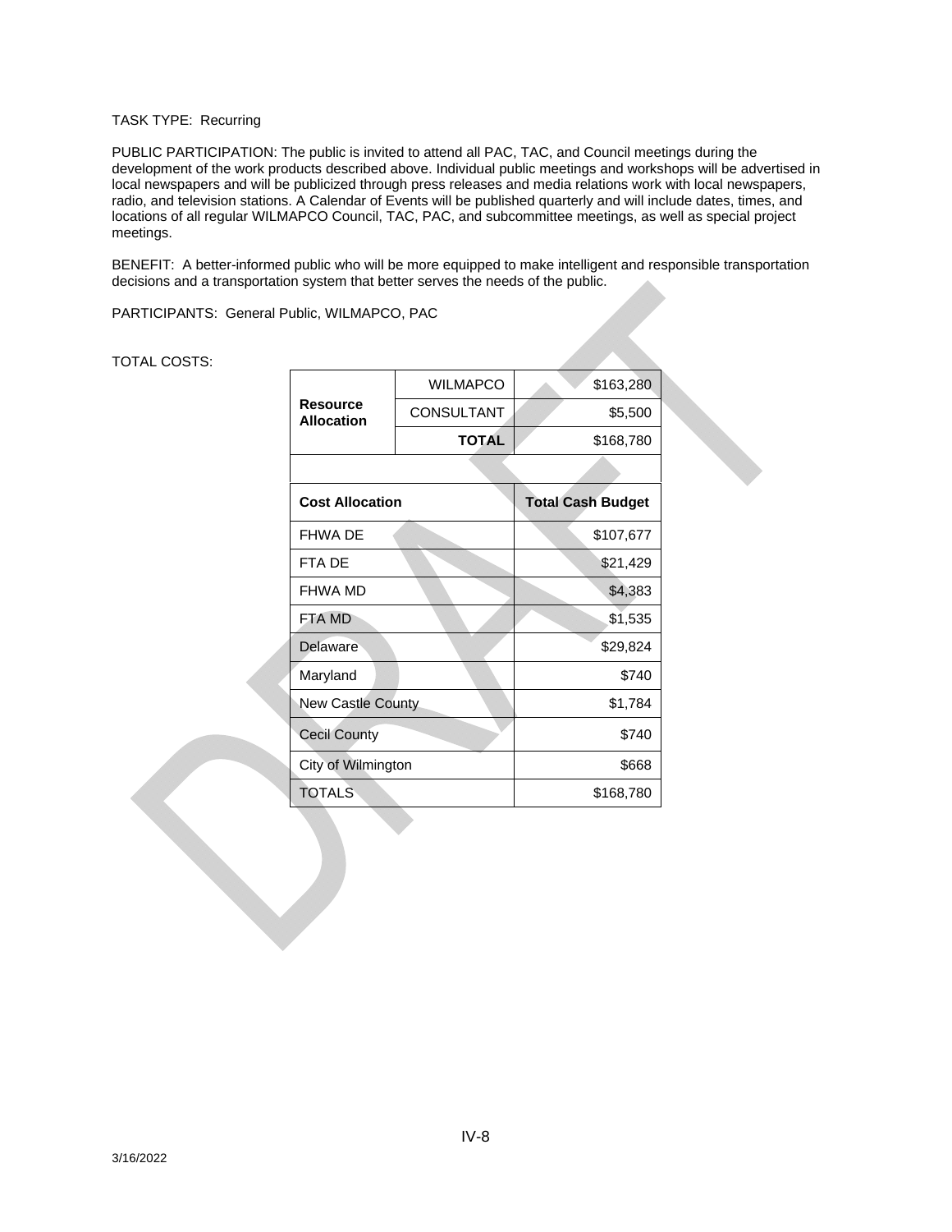TASK TYPE: Recurring

PUBLIC PARTICIPATION: The public is invited to attend all PAC, TAC, and Council meetings during the development of the work products described above. Individual public meetings and workshops will be advertised in local newspapers and will be publicized through press releases and media relations work with local newspapers, radio, and television stations. A Calendar of Events will be published quarterly and will include dates, times, and locations of all regular WILMAPCO Council, TAC, PAC, and subcommittee meetings, as well as special project meetings.

BENEFIT: A better-informed public who will be more equipped to make intelligent and responsible transportation decisions and a transportation system that better serves the needs of the public.

PARTICIPANTS: General Public, WILMAPCO, PAC

TOTAL COSTS:

| Resource Allocation | | |
|---|---|---|
| | WILMAPCO | $163,280 |
| | CONSULTANT | $5,500 |
| | **TOTAL** | $168,780 |

| **Cost Allocation** | **Total Cash Budget** |
|---|---|
| FHWA DE | $107,677 |
| FTA DE | $21,429 |
| FHWA MD | $4,383 |
| FTA MD | $1,535 |
| Delaware | $29,824 |
| Maryland | $740 |
| New Castle County | $1,784 |
| Cecil County | $740 |
| City of Wilmington | $668 |
| TOTALS | $168,780 |

3/16/2022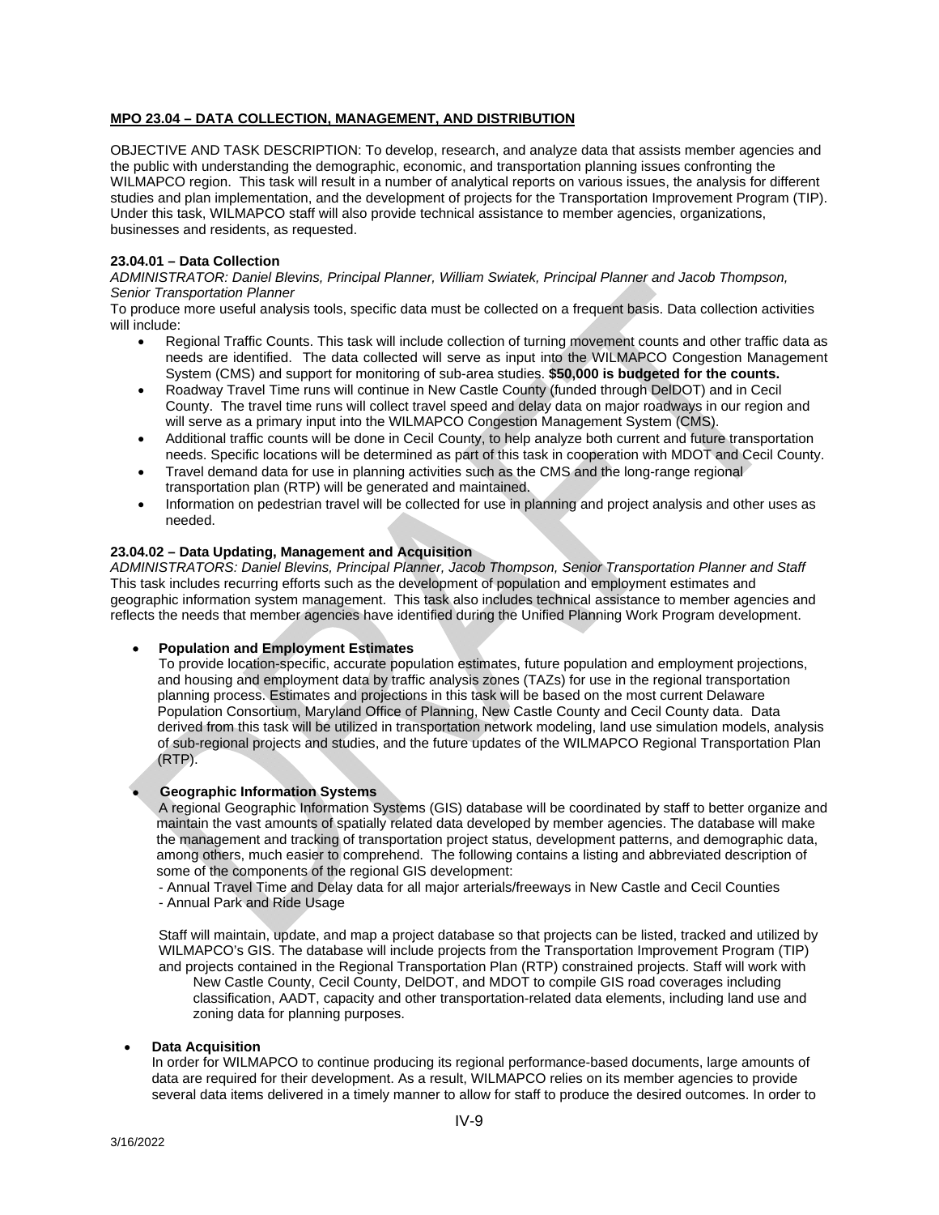**MPO 23.04 – DATA COLLECTION, MANAGEMENT, AND DISTRIBUTION**

OBJECTIVE AND TASK DESCRIPTION: To develop, research, and analyze data that assists member agencies and the public with understanding the demographic, economic, and transportation planning issues confronting the WILMAPCO region. This task will result in a number of analytical reports on various issues, the analysis for different studies and plan implementation, and the development of projects for the Transportation Improvement Program (TIP). Under this task, WILMAPCO staff will also provide technical assistance to member agencies, organizations, businesses and residents, as requested.

**23.04.01 – Data Collection**

*ADMINISTRATOR: Daniel Blevins, Principal Planner, William Swiatek, Principal Planner and Jacob Thompson, Senior Transportation Planner*

To produce more useful analysis tools, specific data must be collected on a frequent basis. Data collection activities will include:

- Regional Traffic Counts. This task will include collection of turning movement counts and other traffic data as needs are identified. The data collected will serve as input into the WILMAPCO Congestion Management System (CMS) and support for monitoring of sub-area studies. **$50,000 is budgeted for the counts.**
- Roadway Travel Time runs will continue in New Castle County (funded through DelDOT) and in Cecil County. The travel time runs will collect travel speed and delay data on major roadways in our region and will serve as a primary input into the WILMAPCO Congestion Management System (CMS).
- Additional traffic counts will be done in Cecil County, to help analyze both current and future transportation needs. Specific locations will be determined as part of this task in cooperation with MDOT and Cecil County.
- Travel demand data for use in planning activities such as the CMS and the long-range regional transportation plan (RTP) will be generated and maintained.
- Information on pedestrian travel will be collected for use in planning and project analysis and other uses as needed.

**23.04.02 – Data Updating, Management and Acquisition**

*ADMINISTRATORS: Daniel Blevins, Principal Planner, Jacob Thompson, Senior Transportation Planner and Staff*

This task includes recurring efforts such as the development of population and employment estimates and geographic information system management. This task also includes technical assistance to member agencies and reflects the needs that member agencies have identified during the Unified Planning Work Program development.

- **Population and Employment Estimates**

  To provide location-specific, accurate population estimates, future population and employment projections, and housing and employment data by traffic analysis zones (TAZs) for use in the regional transportation planning process. Estimates and projections in this task will be based on the most current Delaware Population Consortium, Maryland Office of Planning, New Castle County and Cecil County data. Data derived from this task will be utilized in transportation network modeling, land use simulation models, analysis of sub-regional projects and studies, and the future updates of the WILMAPCO Regional Transportation Plan (RTP).

- **Geographic Information Systems**

  A regional Geographic Information Systems (GIS) database will be coordinated by staff to better organize and maintain the vast amounts of spatially related data developed by member agencies. The database will make the management and tracking of transportation project status, development patterns, and demographic data, among others, much easier to comprehend. The following contains a listing and abbreviated description of some of the components of the regional GIS development:

  - Annual Travel Time and Delay data for all major arterials/freeways in New Castle and Cecil Counties
  - Annual Park and Ride Usage

  Staff will maintain, update, and map a project database so that projects can be listed, tracked and utilized by WILMAPCO's GIS. The database will include projects from the Transportation Improvement Program (TIP) and projects contained in the Regional Transportation Plan (RTP) constrained projects. Staff will work with New Castle County, Cecil County, DelDOT, and MDOT to compile GIS road coverages including classification, AADT, capacity and other transportation-related data elements, including land use and zoning data for planning purposes.

- **Data Acquisition**

  In order for WILMAPCO to continue producing its regional performance-based documents, large amounts of data are required for their development. As a result, WILMAPCO relies on its member agencies to provide several data items delivered in a timely manner to allow for staff to produce the desired outcomes. In order to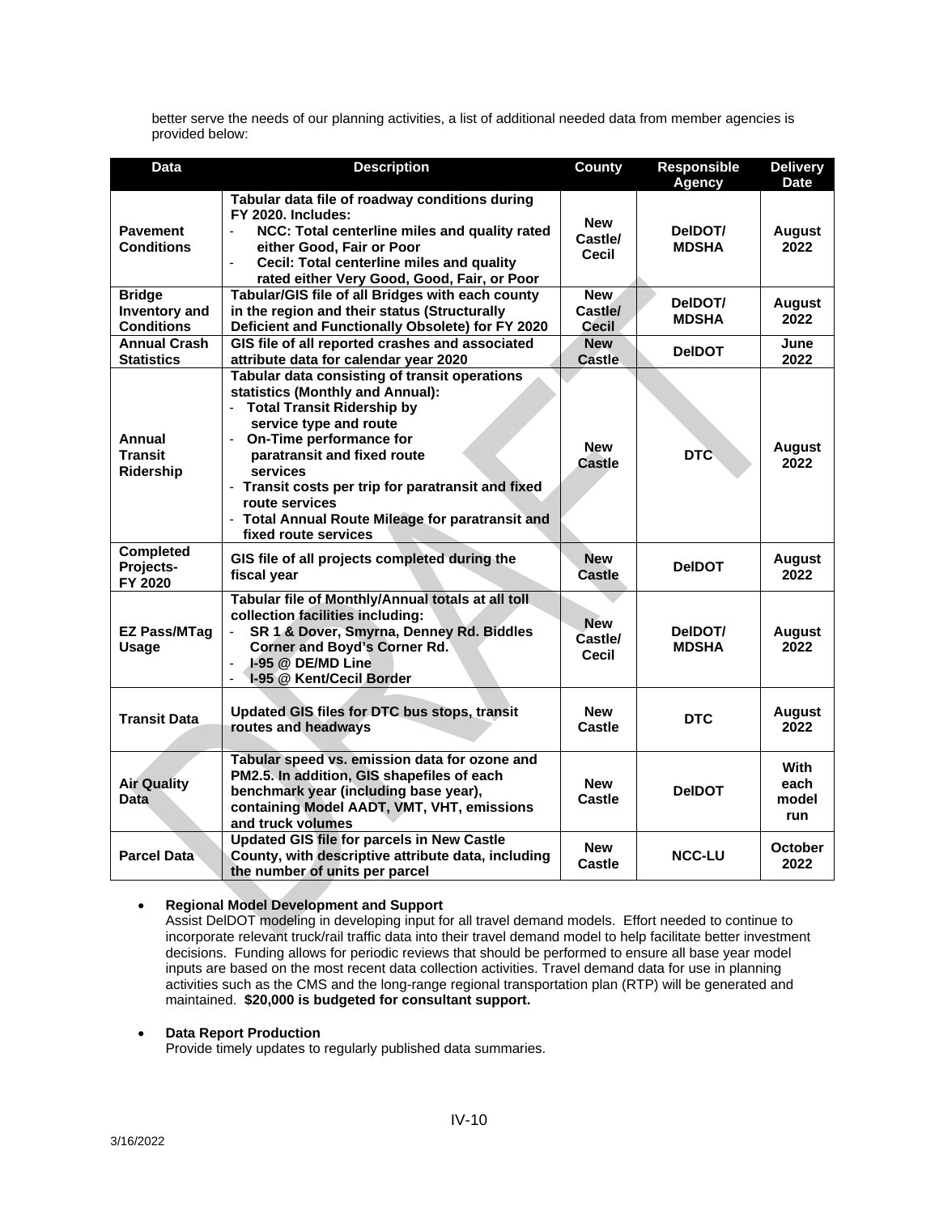better serve the needs of our planning activities, a list of additional needed data from member agencies is provided below:

| Data | Description | County | Responsible Agency | Delivery Date |
|---|---|---|---|---|
| **Pavement Conditions** | **Tabular data file of roadway conditions during FY 2020. Includes:** <br> - **NCC: Total centerline miles and quality rated either Good, Fair or Poor** <br> - **Cecil: Total centerline miles and quality rated either Very Good, Good, Fair, or Poor** | **New Castle/ Cecil** | **DelDOT/ MDSHA** | **August 2022** |
| **Bridge Inventory and Conditions** | **Tabular/GIS file of all Bridges with each county in the region and their status (Structurally Deficient and Functionally Obsolete) for FY 2020** | **New Castle/ Cecil** | **DelDOT/ MDSHA** | **August 2022** |
| **Annual Crash Statistics** | **GIS file of all reported crashes and associated attribute data for calendar year 2020** | **New Castle** | **DelDOT** | **June 2022** |
| **Annual Transit Ridership** | **Tabular data consisting of transit operations statistics (Monthly and Annual):** <br> - **Total Transit Ridership by service type and route** <br> - **On-Time performance for paratransit and fixed route services** <br> - **Transit costs per trip for paratransit and fixed route services** <br> - **Total Annual Route Mileage for paratransit and fixed route services** | **New Castle** | **DTC** | **August 2022** |
| **Completed Projects-FY 2020** | **GIS file of all projects completed during the fiscal year** | **New Castle** | **DelDOT** | **August 2022** |
| **EZ Pass/MTag Usage** | **Tabular file of Monthly/Annual totals at all toll collection facilities including:** <br> - **SR 1 & Dover, Smyrna, Denney Rd. Biddles Corner and Boyd's Corner Rd.** <br> - **I-95 @ DE/MD Line** <br> - **I-95 @ Kent/Cecil Border** | **New Castle/ Cecil** | **DelDOT/ MDSHA** | **August 2022** |
| **Transit Data** | **Updated GIS files for DTC bus stops, transit routes and headways** | **New Castle** | **DTC** | **August 2022** |
| **Air Quality Data** | **Tabular speed vs. emission data for ozone and PM2.5. In addition, GIS shapefiles of each benchmark year (including base year), containing Model AADT, VMT, VHT, emissions and truck volumes** | **New Castle** | **DelDOT** | **With each model run** |
| **Parcel Data** | **Updated GIS file for parcels in New Castle County, with descriptive attribute data, including the number of units per parcel** | **New Castle** | **NCC-LU** | **October 2022** |

- **Regional Model Development and Support**
  Assist DelDOT modeling in developing input for all travel demand models. Effort needed to continue to incorporate relevant truck/rail traffic data into their travel demand model to help facilitate better investment decisions. Funding allows for periodic reviews that should be performed to ensure all base year model inputs are based on the most recent data collection activities. Travel demand data for use in planning activities such as the CMS and the long-range regional transportation plan (RTP) will be generated and maintained. **$20,000 is budgeted for consultant support.**

- **Data Report Production**
  Provide timely updates to regularly published data summaries.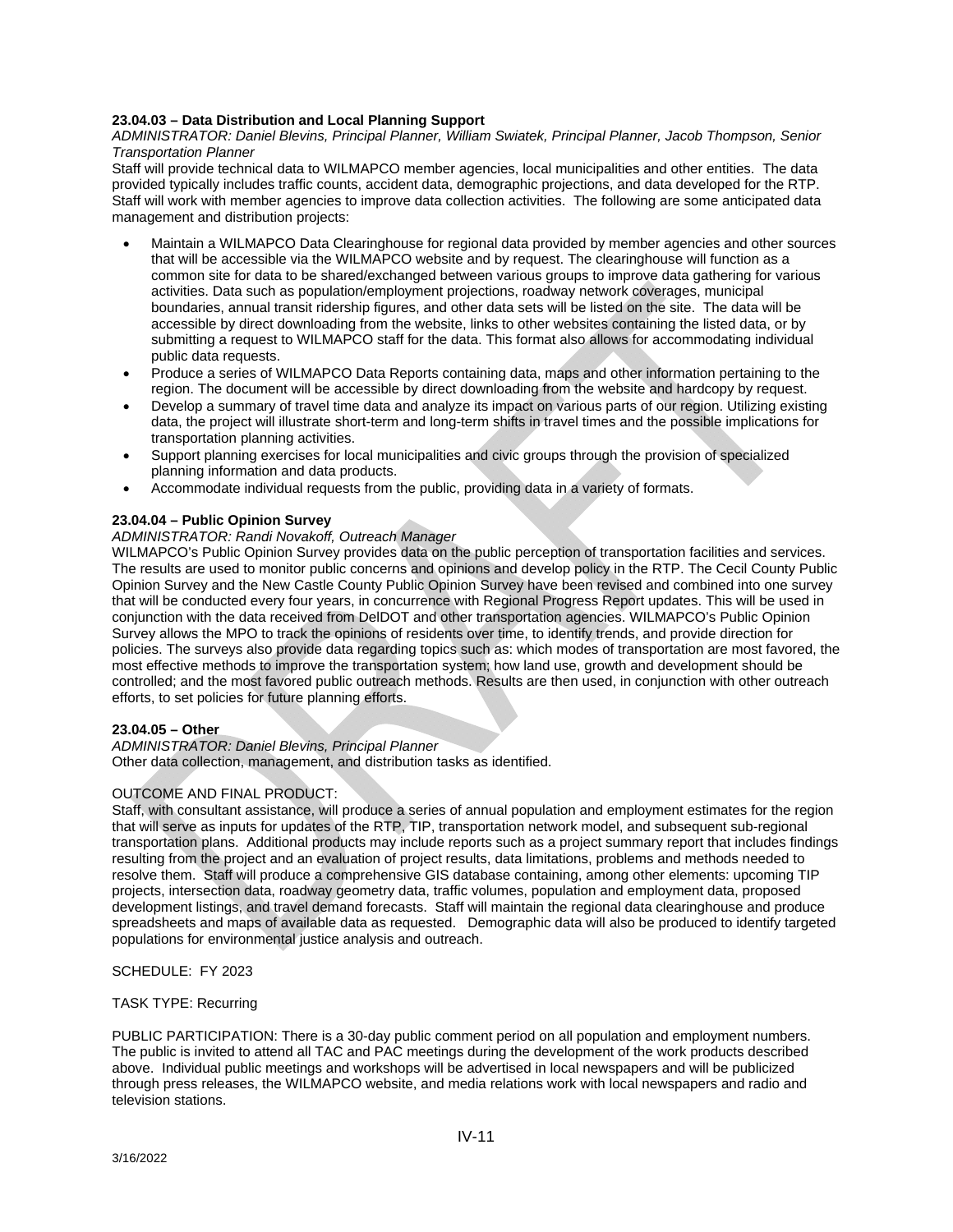**23.04.03 – Data Distribution and Local Planning Support**

*ADMINISTRATOR: Daniel Blevins, Principal Planner, William Swiatek, Principal Planner, Jacob Thompson, Senior Transportation Planner*

Staff will provide technical data to WILMAPCO member agencies, local municipalities and other entities. The data provided typically includes traffic counts, accident data, demographic projections, and data developed for the RTP. Staff will work with member agencies to improve data collection activities. The following are some anticipated data management and distribution projects:

- Maintain a WILMAPCO Data Clearinghouse for regional data provided by member agencies and other sources that will be accessible via the WILMAPCO website and by request. The clearinghouse will function as a common site for data to be shared/exchanged between various groups to improve data gathering for various activities. Data such as population/employment projections, roadway network coverages, municipal boundaries, annual transit ridership figures, and other data sets will be listed on the site. The data will be accessible by direct downloading from the website, links to other websites containing the listed data, or by submitting a request to WILMAPCO staff for the data. This format also allows for accommodating individual public data requests.
- Produce a series of WILMAPCO Data Reports containing data, maps and other information pertaining to the region. The document will be accessible by direct downloading from the website and hardcopy by request.
- Develop a summary of travel time data and analyze its impact on various parts of our region. Utilizing existing data, the project will illustrate short-term and long-term shifts in travel times and the possible implications for transportation planning activities.
- Support planning exercises for local municipalities and civic groups through the provision of specialized planning information and data products.
- Accommodate individual requests from the public, providing data in a variety of formats.

**23.04.04 – Public Opinion Survey**

*ADMINISTRATOR: Randi Novakoff, Outreach Manager*

WILMAPCO's Public Opinion Survey provides data on the public perception of transportation facilities and services. The results are used to monitor public concerns and opinions and develop policy in the RTP. The Cecil County Public Opinion Survey and the New Castle County Public Opinion Survey have been revised and combined into one survey that will be conducted every four years, in concurrence with Regional Progress Report updates. This will be used in conjunction with the data received from DelDOT and other transportation agencies. WILMAPCO's Public Opinion Survey allows the MPO to track the opinions of residents over time, to identify trends, and provide direction for policies. The surveys also provide data regarding topics such as: which modes of transportation are most favored, the most effective methods to improve the transportation system; how land use, growth and development should be controlled; and the most favored public outreach methods. Results are then used, in conjunction with other outreach efforts, to set policies for future planning efforts.

**23.04.05 – Other**

*ADMINISTRATOR: Daniel Blevins, Principal Planner*

Other data collection, management, and distribution tasks as identified.

OUTCOME AND FINAL PRODUCT:

Staff, with consultant assistance, will produce a series of annual population and employment estimates for the region that will serve as inputs for updates of the RTP, TIP, transportation network model, and subsequent sub-regional transportation plans. Additional products may include reports such as a project summary report that includes findings resulting from the project and an evaluation of project results, data limitations, problems and methods needed to resolve them. Staff will produce a comprehensive GIS database containing, among other elements: upcoming TIP projects, intersection data, roadway geometry data, traffic volumes, population and employment data, proposed development listings, and travel demand forecasts. Staff will maintain the regional data clearinghouse and produce spreadsheets and maps of available data as requested. Demographic data will also be produced to identify targeted populations for environmental justice analysis and outreach.

SCHEDULE: FY 2023

TASK TYPE: Recurring

PUBLIC PARTICIPATION: There is a 30-day public comment period on all population and employment numbers. The public is invited to attend all TAC and PAC meetings during the development of the work products described above. Individual public meetings and workshops will be advertised in local newspapers and will be publicized through press releases, the WILMAPCO website, and media relations work with local newspapers and radio and television stations.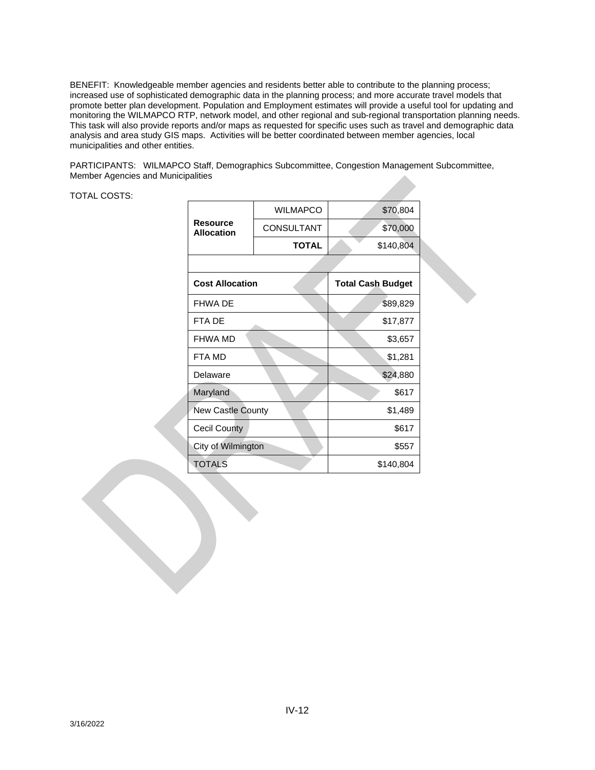BENEFIT: Knowledgeable member agencies and residents better able to contribute to the planning process; increased use of sophisticated demographic data in the planning process; and more accurate travel models that promote better plan development. Population and Employment estimates will provide a useful tool for updating and monitoring the WILMAPCO RTP, network model, and other regional and sub-regional transportation planning needs. This task will also provide reports and/or maps as requested for specific uses such as travel and demographic data analysis and area study GIS maps. Activities will be better coordinated between member agencies, local municipalities and other entities.

PARTICIPANTS: WILMAPCO Staff, Demographics Subcommittee, Congestion Management Subcommittee, Member Agencies and Municipalities

TOTAL COSTS:

| | | |
|---|---|---|
| **Resource Allocation** | WILMAPCO | $70,804 |
| | CONSULTANT | $70,000 |
| | **TOTAL** | $140,804 |
| | | |
| **Cost Allocation** | | **Total Cash Budget** |
| FHWA DE | | $89,829 |
| FTA DE | | $17,877 |
| FHWA MD | | $3,657 |
| FTA MD | | $1,281 |
| Delaware | | $24,880 |
| Maryland | | $617 |
| New Castle County | | $1,489 |
| Cecil County | | $617 |
| City of Wilmington | | $557 |
| TOTALS | | $140,804 |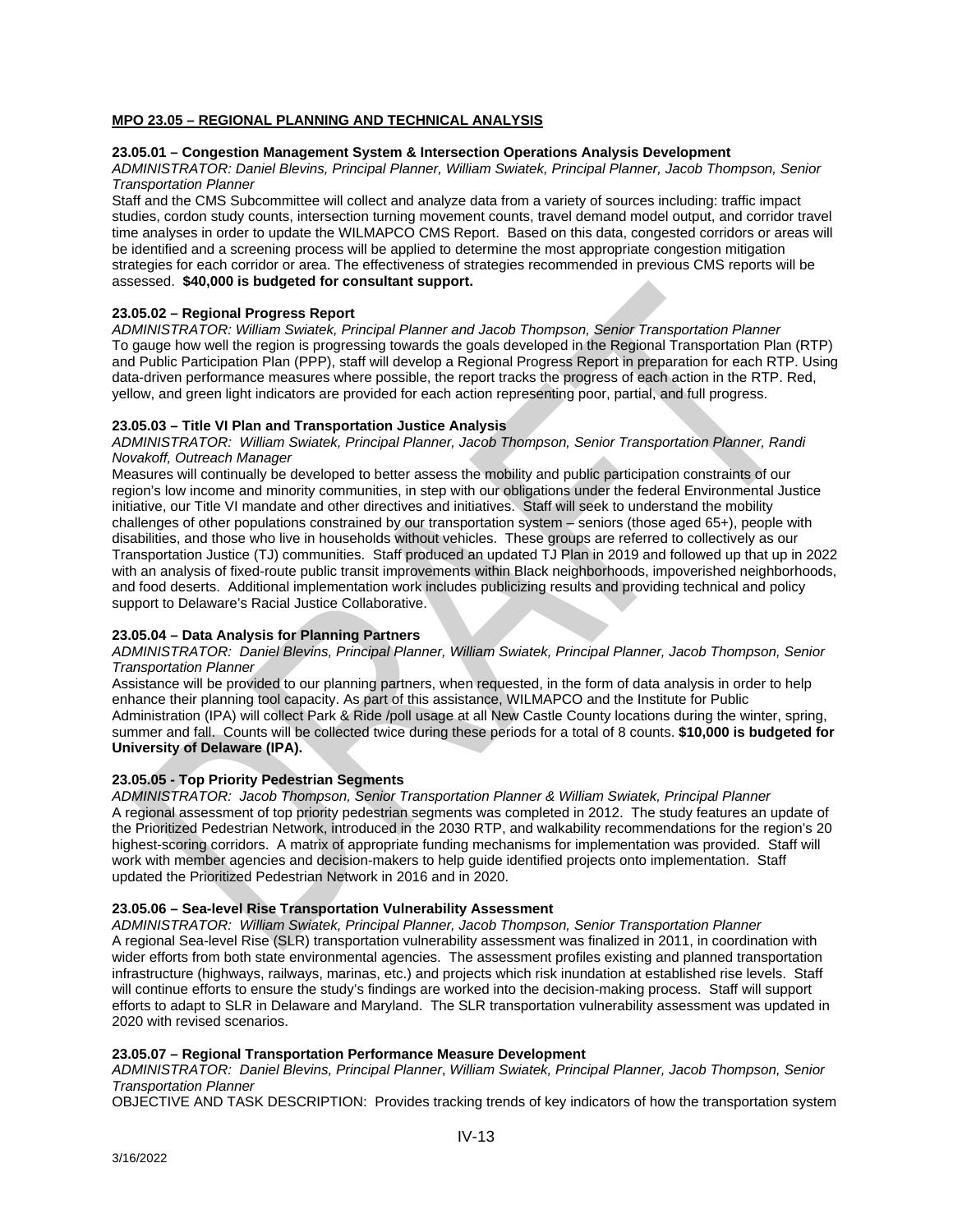**MPO 23.05 – REGIONAL PLANNING AND TECHNICAL ANALYSIS**

**23.05.01 – Congestion Management System & Intersection Operations Analysis Development**

*ADMINISTRATOR: Daniel Blevins, Principal Planner, William Swiatek, Principal Planner, Jacob Thompson, Senior Transportation Planner*

Staff and the CMS Subcommittee will collect and analyze data from a variety of sources including: traffic impact studies, cordon study counts, intersection turning movement counts, travel demand model output, and corridor travel time analyses in order to update the WILMAPCO CMS Report. Based on this data, congested corridors or areas will be identified and a screening process will be applied to determine the most appropriate congestion mitigation strategies for each corridor or area. The effectiveness of strategies recommended in previous CMS reports will be assessed. **$40,000 is budgeted for consultant support.**

**23.05.02 – Regional Progress Report**

*ADMINISTRATOR: William Swiatek, Principal Planner and Jacob Thompson, Senior Transportation Planner*

To gauge how well the region is progressing towards the goals developed in the Regional Transportation Plan (RTP) and Public Participation Plan (PPP), staff will develop a Regional Progress Report in preparation for each RTP. Using data-driven performance measures where possible, the report tracks the progress of each action in the RTP. Red, yellow, and green light indicators are provided for each action representing poor, partial, and full progress.

**23.05.03 – Title VI Plan and Transportation Justice Analysis**

*ADMINISTRATOR: William Swiatek, Principal Planner, Jacob Thompson, Senior Transportation Planner, Randi Novakoff, Outreach Manager*

Measures will continually be developed to better assess the mobility and public participation constraints of our region's low income and minority communities, in step with our obligations under the federal Environmental Justice initiative, our Title VI mandate and other directives and initiatives. Staff will seek to understand the mobility challenges of other populations constrained by our transportation system – seniors (those aged 65+), people with disabilities, and those who live in households without vehicles. These groups are referred to collectively as our Transportation Justice (TJ) communities. Staff produced an updated TJ Plan in 2019 and followed up that up in 2022 with an analysis of fixed-route public transit improvements within Black neighborhoods, impoverished neighborhoods, and food deserts. Additional implementation work includes publicizing results and providing technical and policy support to Delaware's Racial Justice Collaborative.

**23.05.04 – Data Analysis for Planning Partners**

*ADMINISTRATOR: Daniel Blevins, Principal Planner, William Swiatek, Principal Planner, Jacob Thompson, Senior Transportation Planner*

Assistance will be provided to our planning partners, when requested, in the form of data analysis in order to help enhance their planning tool capacity. As part of this assistance, WILMAPCO and the Institute for Public Administration (IPA) will collect Park & Ride /poll usage at all New Castle County locations during the winter, spring, summer and fall. Counts will be collected twice during these periods for a total of 8 counts. **$10,000 is budgeted for University of Delaware (IPA).**

**23.05.05 - Top Priority Pedestrian Segments**

*ADMINISTRATOR: Jacob Thompson, Senior Transportation Planner & William Swiatek, Principal Planner*

A regional assessment of top priority pedestrian segments was completed in 2012. The study features an update of the Prioritized Pedestrian Network, introduced in the 2030 RTP, and walkability recommendations for the region's 20 highest-scoring corridors. A matrix of appropriate funding mechanisms for implementation was provided. Staff will work with member agencies and decision-makers to help guide identified projects onto implementation. Staff updated the Prioritized Pedestrian Network in 2016 and in 2020.

**23.05.06 – Sea-level Rise Transportation Vulnerability Assessment**

*ADMINISTRATOR: William Swiatek, Principal Planner, Jacob Thompson, Senior Transportation Planner*

A regional Sea-level Rise (SLR) transportation vulnerability assessment was finalized in 2011, in coordination with wider efforts from both state environmental agencies. The assessment profiles existing and planned transportation infrastructure (highways, railways, marinas, etc.) and projects which risk inundation at established rise levels. Staff will continue efforts to ensure the study's findings are worked into the decision-making process. Staff will support efforts to adapt to SLR in Delaware and Maryland. The SLR transportation vulnerability assessment was updated in 2020 with revised scenarios.

**23.05.07 – Regional Transportation Performance Measure Development**

*ADMINISTRATOR: Daniel Blevins, Principal Planner, William Swiatek, Principal Planner, Jacob Thompson, Senior Transportation Planner*

OBJECTIVE AND TASK DESCRIPTION: Provides tracking trends of key indicators of how the transportation system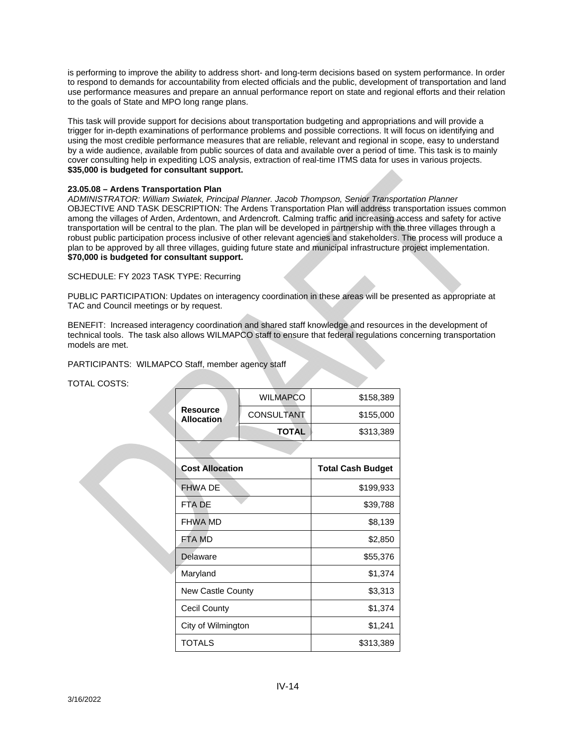is performing to improve the ability to address short- and long-term decisions based on system performance. In order to respond to demands for accountability from elected officials and the public, development of transportation and land use performance measures and prepare an annual performance report on state and regional efforts and their relation to the goals of State and MPO long range plans.

This task will provide support for decisions about transportation budgeting and appropriations and will provide a trigger for in-depth examinations of performance problems and possible corrections. It will focus on identifying and using the most credible performance measures that are reliable, relevant and regional in scope, easy to understand by a wide audience, available from public sources of data and available over a period of time. This task is to mainly cover consulting help in expediting LOS analysis, extraction of real-time ITMS data for uses in various projects. **$35,000 is budgeted for consultant support.**

**23.05.08 – Ardens Transportation Plan**

*ADMINISTRATOR: William Swiatek, Principal Planner. Jacob Thompson, Senior Transportation Planner*

OBJECTIVE AND TASK DESCRIPTION: The Ardens Transportation Plan will address transportation issues common among the villages of Arden, Ardentown, and Ardencroft. Calming traffic and increasing access and safety for active transportation will be central to the plan. The plan will be developed in partnership with the three villages through a robust public participation process inclusive of other relevant agencies and stakeholders. The process will produce a plan to be approved by all three villages, guiding future state and municipal infrastructure project implementation. **$70,000 is budgeted for consultant support.**

SCHEDULE: FY 2023 TASK TYPE: Recurring

PUBLIC PARTICIPATION: Updates on interagency coordination in these areas will be presented as appropriate at TAC and Council meetings or by request.

BENEFIT: Increased interagency coordination and shared staff knowledge and resources in the development of technical tools. The task also allows WILMAPCO staff to ensure that federal regulations concerning transportation models are met.

PARTICIPANTS: WILMAPCO Staff, member agency staff

TOTAL COSTS:

| **Resource Allocation** | WILMAPCO | $158,389 |
|---|---|---|
| | CONSULTANT | $155,000 |
| | **TOTAL** | $313,389 |

| **Cost Allocation** | **Total Cash Budget** |
|---|---|
| FHWA DE | $199,933 |
| FTA DE | $39,788 |
| FHWA MD | $8,139 |
| FTA MD | $2,850 |
| Delaware | $55,376 |
| Maryland | $1,374 |
| New Castle County | $3,313 |
| Cecil County | $1,374 |
| City of Wilmington | $1,241 |
| TOTALS | $313,389 |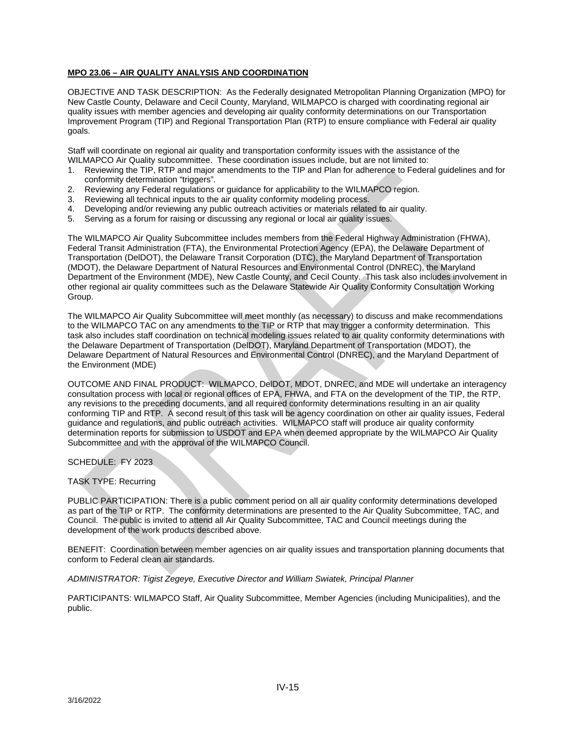**MPO 23.06 – AIR QUALITY ANALYSIS AND COORDINATION**

OBJECTIVE AND TASK DESCRIPTION: As the Federally designated Metropolitan Planning Organization (MPO) for New Castle County, Delaware and Cecil County, Maryland, WILMAPCO is charged with coordinating regional air quality issues with member agencies and developing air quality conformity determinations on our Transportation Improvement Program (TIP) and Regional Transportation Plan (RTP) to ensure compliance with Federal air quality goals.

Staff will coordinate on regional air quality and transportation conformity issues with the assistance of the WILMAPCO Air Quality subcommittee. These coordination issues include, but are not limited to:

1. Reviewing the TIP, RTP and major amendments to the TIP and Plan for adherence to Federal guidelines and for conformity determination "triggers".
2. Reviewing any Federal regulations or guidance for applicability to the WILMAPCO region.
3. Reviewing all technical inputs to the air quality conformity modeling process.
4. Developing and/or reviewing any public outreach activities or materials related to air quality.
5. Serving as a forum for raising or discussing any regional or local air quality issues.

The WILMAPCO Air Quality Subcommittee includes members from the Federal Highway Administration (FHWA), Federal Transit Administration (FTA), the Environmental Protection Agency (EPA), the Delaware Department of Transportation (DelDOT), the Delaware Transit Corporation (DTC), the Maryland Department of Transportation (MDOT), the Delaware Department of Natural Resources and Environmental Control (DNREC), the Maryland Department of the Environment (MDE), New Castle County, and Cecil County. This task also includes involvement in other regional air quality committees such as the Delaware Statewide Air Quality Conformity Consultation Working Group.

The WILMAPCO Air Quality Subcommittee will meet monthly (as necessary) to discuss and make recommendations to the WILMAPCO TAC on any amendments to the TIP or RTP that may trigger a conformity determination. This task also includes staff coordination on technical modeling issues related to air quality conformity determinations with the Delaware Department of Transportation (DelDOT), Maryland Department of Transportation (MDOT), the Delaware Department of Natural Resources and Environmental Control (DNREC), and the Maryland Department of the Environment (MDE)

OUTCOME AND FINAL PRODUCT: WILMAPCO, DelDOT, MDOT, DNREC, and MDE will undertake an interagency consultation process with local or regional offices of EPA, FHWA, and FTA on the development of the TIP, the RTP, any revisions to the preceding documents, and all required conformity determinations resulting in an air quality conforming TIP and RTP. A second result of this task will be agency coordination on other air quality issues, Federal guidance and regulations, and public outreach activities. WILMAPCO staff will produce air quality conformity determination reports for submission to USDOT and EPA when deemed appropriate by the WILMAPCO Air Quality Subcommittee and with the approval of the WILMAPCO Council.

SCHEDULE: FY 2023

TASK TYPE: Recurring

PUBLIC PARTICIPATION: There is a public comment period on all air quality conformity determinations developed as part of the TIP or RTP. The conformity determinations are presented to the Air Quality Subcommittee, TAC, and Council. The public is invited to attend all Air Quality Subcommittee, TAC and Council meetings during the development of the work products described above.

BENEFIT: Coordination between member agencies on air quality issues and transportation planning documents that conform to Federal clean air standards.

*ADMINISTRATOR: Tigist Zegeye, Executive Director and William Swiatek, Principal Planner*

PARTICIPANTS: WILMAPCO Staff, Air Quality Subcommittee, Member Agencies (including Municipalities), and the public.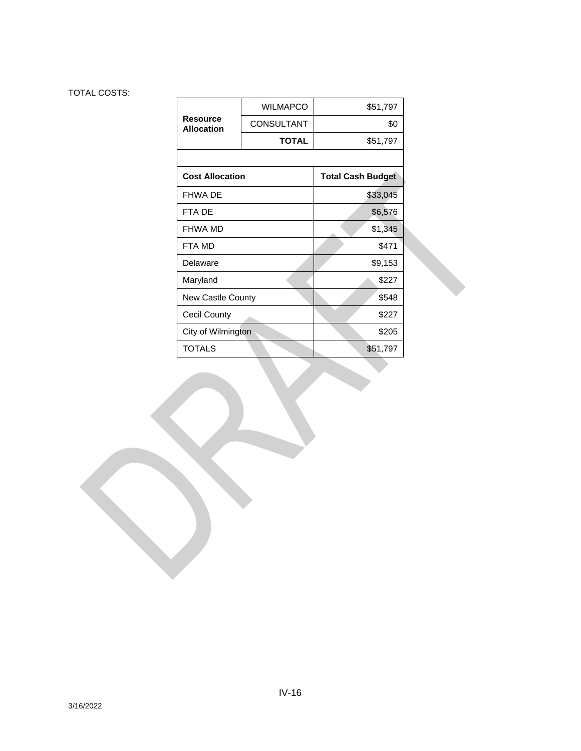TOTAL COSTS:

| Resource Allocation | | |
|---|---|---|
| | WILMAPCO | $51,797 |
| | CONSULTANT | $0 |
| | **TOTAL** | $51,797 |

| **Cost Allocation** | **Total Cash Budget** |
|---|---|
| FHWA DE | $33,045 |
| FTA DE | $6,576 |
| FHWA MD | $1,345 |
| FTA MD | $471 |
| Delaware | $9,153 |
| Maryland | $227 |
| New Castle County | $548 |
| Cecil County | $227 |
| City of Wilmington | $205 |
| TOTALS | $51,797 |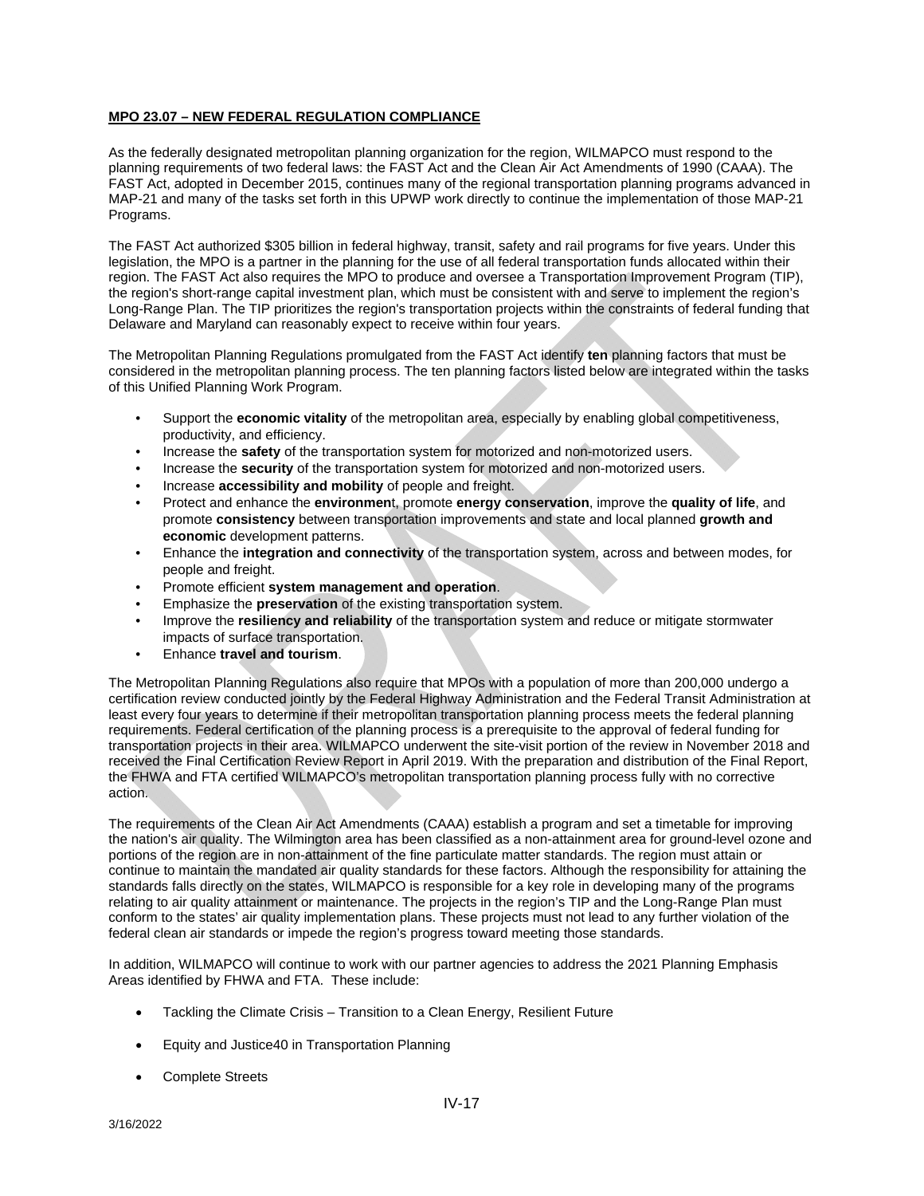**MPO 23.07 – NEW FEDERAL REGULATION COMPLIANCE**

As the federally designated metropolitan planning organization for the region, WILMAPCO must respond to the planning requirements of two federal laws: the FAST Act and the Clean Air Act Amendments of 1990 (CAAA). The FAST Act, adopted in December 2015, continues many of the regional transportation planning programs advanced in MAP-21 and many of the tasks set forth in this UPWP work directly to continue the implementation of those MAP-21 Programs.

The FAST Act authorized $305 billion in federal highway, transit, safety and rail programs for five years. Under this legislation, the MPO is a partner in the planning for the use of all federal transportation funds allocated within their region. The FAST Act also requires the MPO to produce and oversee a Transportation Improvement Program (TIP), the region's short-range capital investment plan, which must be consistent with and serve to implement the region's Long-Range Plan. The TIP prioritizes the region's transportation projects within the constraints of federal funding that Delaware and Maryland can reasonably expect to receive within four years.

The Metropolitan Planning Regulations promulgated from the FAST Act identify **ten** planning factors that must be considered in the metropolitan planning process. The ten planning factors listed below are integrated within the tasks of this Unified Planning Work Program.

- Support the **economic vitality** of the metropolitan area, especially by enabling global competitiveness, productivity, and efficiency.
- Increase the **safety** of the transportation system for motorized and non-motorized users.
- Increase the **security** of the transportation system for motorized and non-motorized users.
- Increase **accessibility and mobility** of people and freight.
- Protect and enhance the **environmen**t, promote **energy conservation**, improve the **quality of life**, and promote **consistency** between transportation improvements and state and local planned **growth and economic** development patterns.
- Enhance the **integration and connectivity** of the transportation system, across and between modes, for people and freight.
- Promote efficient **system management and operation**.
- Emphasize the **preservation** of the existing transportation system.
- Improve the **resiliency and reliability** of the transportation system and reduce or mitigate stormwater impacts of surface transportation.
- Enhance **travel and tourism**.

The Metropolitan Planning Regulations also require that MPOs with a population of more than 200,000 undergo a certification review conducted jointly by the Federal Highway Administration and the Federal Transit Administration at least every four years to determine if their metropolitan transportation planning process meets the federal planning requirements. Federal certification of the planning process is a prerequisite to the approval of federal funding for transportation projects in their area. WILMAPCO underwent the site-visit portion of the review in November 2018 and received the Final Certification Review Report in April 2019. With the preparation and distribution of the Final Report, the FHWA and FTA certified WILMAPCO's metropolitan transportation planning process fully with no corrective action.

The requirements of the Clean Air Act Amendments (CAAA) establish a program and set a timetable for improving the nation's air quality. The Wilmington area has been classified as a non-attainment area for ground-level ozone and portions of the region are in non-attainment of the fine particulate matter standards. The region must attain or continue to maintain the mandated air quality standards for these factors. Although the responsibility for attaining the standards falls directly on the states, WILMAPCO is responsible for a key role in developing many of the programs relating to air quality attainment or maintenance. The projects in the region's TIP and the Long-Range Plan must conform to the states' air quality implementation plans. These projects must not lead to any further violation of the federal clean air standards or impede the region's progress toward meeting those standards.

In addition, WILMAPCO will continue to work with our partner agencies to address the 2021 Planning Emphasis Areas identified by FHWA and FTA. These include:

- Tackling the Climate Crisis – Transition to a Clean Energy, Resilient Future
- Equity and Justice40 in Transportation Planning
- Complete Streets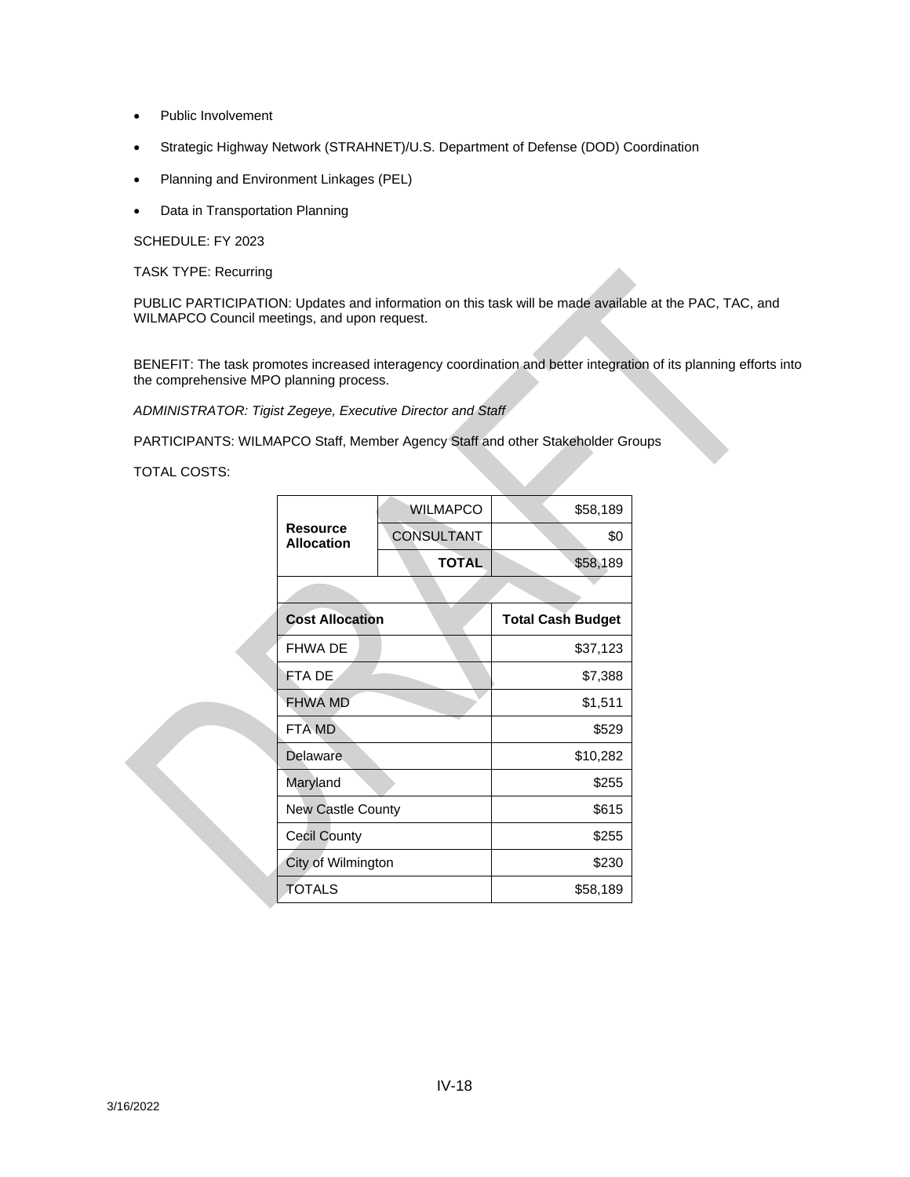- Public Involvement
- Strategic Highway Network (STRAHNET)/U.S. Department of Defense (DOD) Coordination
- Planning and Environment Linkages (PEL)
- Data in Transportation Planning

SCHEDULE: FY 2023

TASK TYPE: Recurring

PUBLIC PARTICIPATION: Updates and information on this task will be made available at the PAC, TAC, and WILMAPCO Council meetings, and upon request.

BENEFIT: The task promotes increased interagency coordination and better integration of its planning efforts into the comprehensive MPO planning process.

*ADMINISTRATOR: Tigist Zegeye, Executive Director and Staff*

PARTICIPANTS: WILMAPCO Staff, Member Agency Staff and other Stakeholder Groups

TOTAL COSTS:

| **Resource Allocation** | | |
|---|---|---|
| | WILMAPCO | $58,189 |
| | CONSULTANT | $0 |
| | **TOTAL** | $58,189 |

| **Cost Allocation** | **Total Cash Budget** |
|---|---|
| FHWA DE | $37,123 |
| FTA DE | $7,388 |
| FHWA MD | $1,511 |
| FTA MD | $529 |
| Delaware | $10,282 |
| Maryland | $255 |
| New Castle County | $615 |
| Cecil County | $255 |
| City of Wilmington | $230 |
| TOTALS | $58,189 |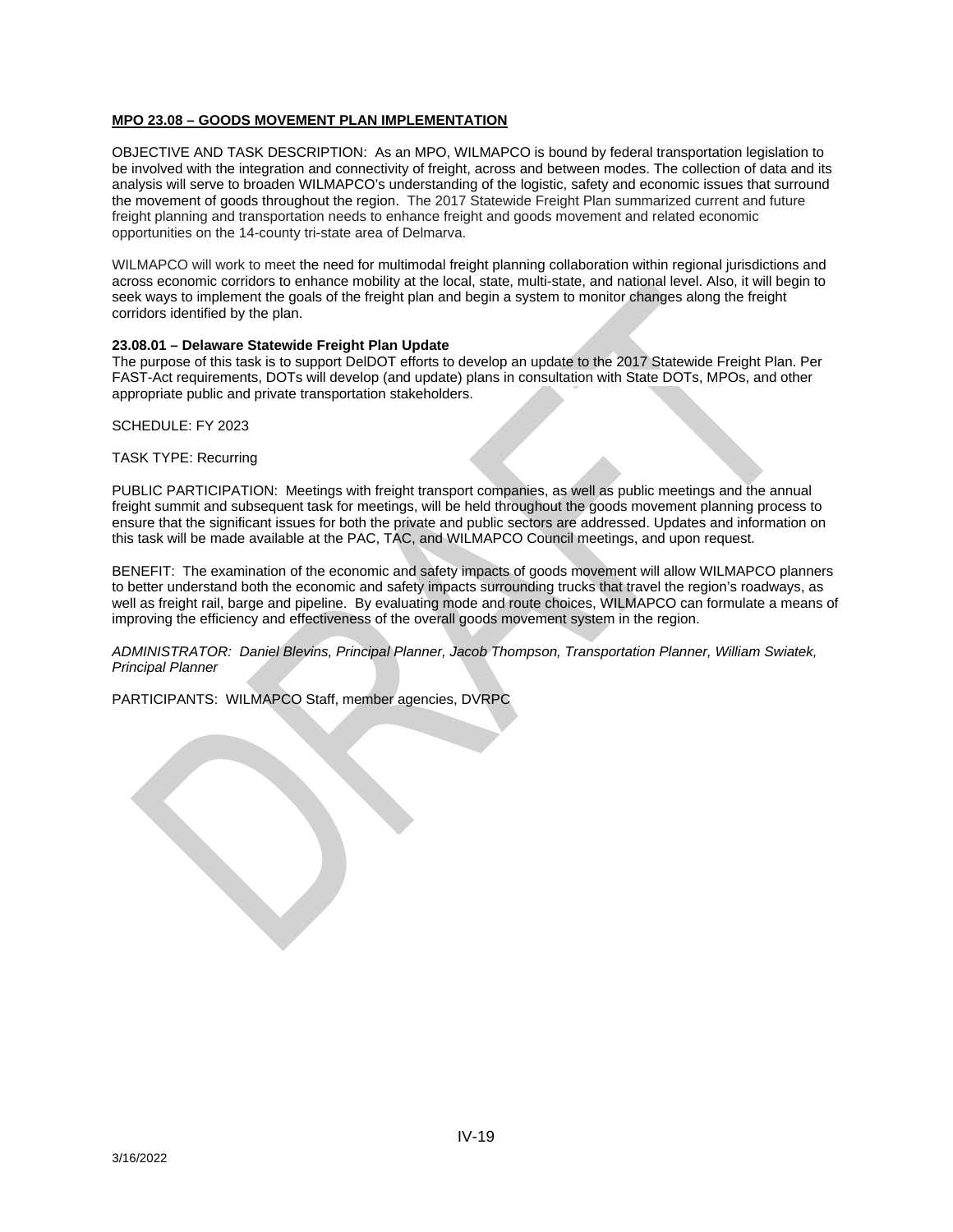**MPO 23.08 – GOODS MOVEMENT PLAN IMPLEMENTATION**

OBJECTIVE AND TASK DESCRIPTION: As an MPO, WILMAPCO is bound by federal transportation legislation to be involved with the integration and connectivity of freight, across and between modes. The collection of data and its analysis will serve to broaden WILMAPCO's understanding of the logistic, safety and economic issues that surround the movement of goods throughout the region. The 2017 Statewide Freight Plan summarized current and future freight planning and transportation needs to enhance freight and goods movement and related economic opportunities on the 14-county tri-state area of Delmarva.

WILMAPCO will work to meet the need for multimodal freight planning collaboration within regional jurisdictions and across economic corridors to enhance mobility at the local, state, multi-state, and national level. Also, it will begin to seek ways to implement the goals of the freight plan and begin a system to monitor changes along the freight corridors identified by the plan.

**23.08.01 – Delaware Statewide Freight Plan Update**
The purpose of this task is to support DelDOT efforts to develop an update to the 2017 Statewide Freight Plan. Per FAST-Act requirements, DOTs will develop (and update) plans in consultation with State DOTs, MPOs, and other appropriate public and private transportation stakeholders.

SCHEDULE: FY 2023

TASK TYPE: Recurring

PUBLIC PARTICIPATION: Meetings with freight transport companies, as well as public meetings and the annual freight summit and subsequent task for meetings, will be held throughout the goods movement planning process to ensure that the significant issues for both the private and public sectors are addressed. Updates and information on this task will be made available at the PAC, TAC, and WILMAPCO Council meetings, and upon request.

BENEFIT: The examination of the economic and safety impacts of goods movement will allow WILMAPCO planners to better understand both the economic and safety impacts surrounding trucks that travel the region's roadways, as well as freight rail, barge and pipeline. By evaluating mode and route choices, WILMAPCO can formulate a means of improving the efficiency and effectiveness of the overall goods movement system in the region.

*ADMINISTRATOR: Daniel Blevins, Principal Planner, Jacob Thompson, Transportation Planner, William Swiatek, Principal Planner*

PARTICIPANTS: WILMAPCO Staff, member agencies, DVRPC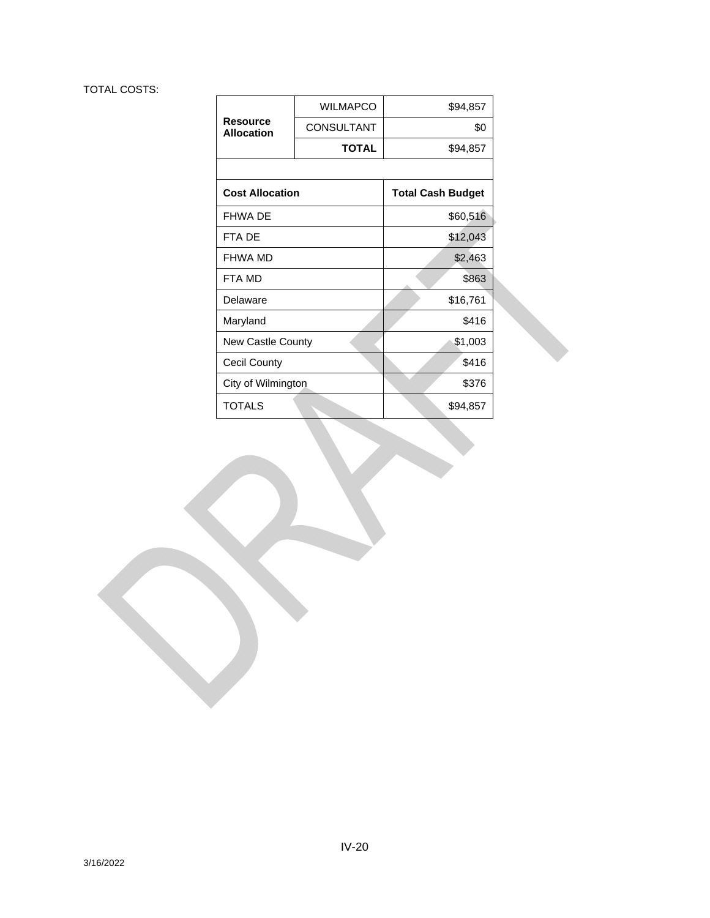TOTAL COSTS:

| Resource Allocation | WILMAPCO | $94,857 |
|---|---|---|
| | CONSULTANT | $0 |
| | **TOTAL** | $94,857 |

| **Cost Allocation** | **Total Cash Budget** |
|---|---|
| FHWA DE | $60,516 |
| FTA DE | $12,043 |
| FHWA MD | $2,463 |
| FTA MD | $863 |
| Delaware | $16,761 |
| Maryland | $416 |
| New Castle County | $1,003 |
| Cecil County | $416 |
| City of Wilmington | $376 |
| TOTALS | $94,857 |

3/16/2022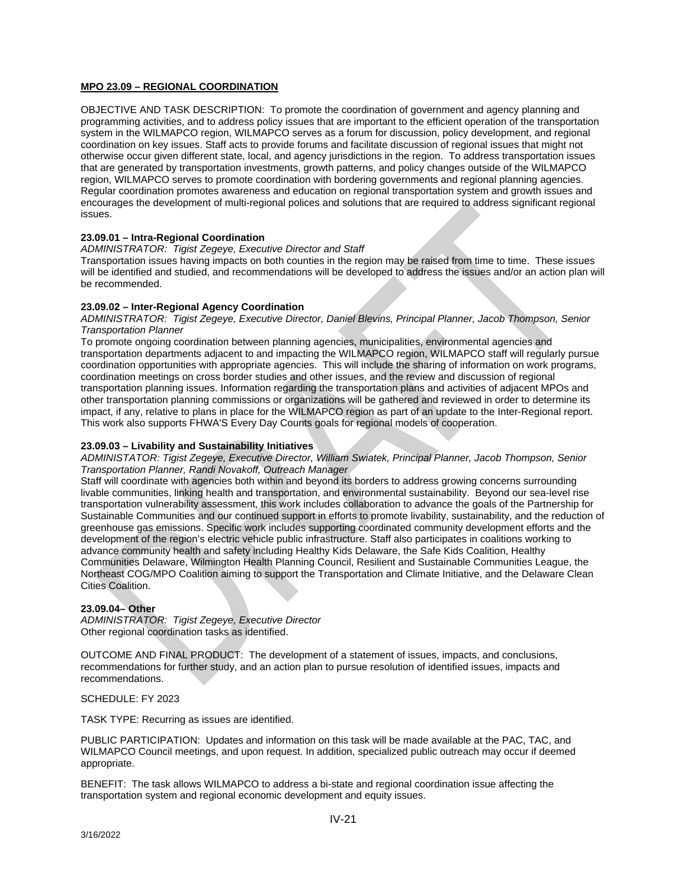**MPO 23.09 – REGIONAL COORDINATION**

OBJECTIVE AND TASK DESCRIPTION: To promote the coordination of government and agency planning and programming activities, and to address policy issues that are important to the efficient operation of the transportation system in the WILMAPCO region, WILMAPCO serves as a forum for discussion, policy development, and regional coordination on key issues. Staff acts to provide forums and facilitate discussion of regional issues that might not otherwise occur given different state, local, and agency jurisdictions in the region. To address transportation issues that are generated by transportation investments, growth patterns, and policy changes outside of the WILMAPCO region, WILMAPCO serves to promote coordination with bordering governments and regional planning agencies. Regular coordination promotes awareness and education on regional transportation system and growth issues and encourages the development of multi-regional polices and solutions that are required to address significant regional issues.

**23.09.01 – Intra-Regional Coordination**

*ADMINISTRATOR: Tigist Zegeye, Executive Director and Staff*

Transportation issues having impacts on both counties in the region may be raised from time to time. These issues will be identified and studied, and recommendations will be developed to address the issues and/or an action plan will be recommended.

**23.09.02 – Inter-Regional Agency Coordination**

*ADMINISTRATOR: Tigist Zegeye, Executive Director, Daniel Blevins, Principal Planner, Jacob Thompson, Senior Transportation Planner*

To promote ongoing coordination between planning agencies, municipalities, environmental agencies and transportation departments adjacent to and impacting the WILMAPCO region, WILMAPCO staff will regularly pursue coordination opportunities with appropriate agencies. This will include the sharing of information on work programs, coordination meetings on cross border studies and other issues, and the review and discussion of regional transportation planning issues. Information regarding the transportation plans and activities of adjacent MPOs and other transportation planning commissions or organizations will be gathered and reviewed in order to determine its impact, if any, relative to plans in place for the WILMAPCO region as part of an update to the Inter-Regional report. This work also supports FHWA'S Every Day Counts goals for regional models of cooperation.

**23.09.03 – Livability and Sustainability Initiatives**

*ADMINISTATOR: Tigist Zegeye, Executive Director, William Swiatek, Principal Planner, Jacob Thompson, Senior Transportation Planner, Randi Novakoff, Outreach Manager*

Staff will coordinate with agencies both within and beyond its borders to address growing concerns surrounding livable communities, linking health and transportation, and environmental sustainability. Beyond our sea-level rise transportation vulnerability assessment, this work includes collaboration to advance the goals of the Partnership for Sustainable Communities and our continued support in efforts to promote livability, sustainability, and the reduction of greenhouse gas emissions. Specific work includes supporting coordinated community development efforts and the development of the region's electric vehicle public infrastructure. Staff also participates in coalitions working to advance community health and safety including Healthy Kids Delaware, the Safe Kids Coalition, Healthy Communities Delaware, Wilmington Health Planning Council, Resilient and Sustainable Communities League, the Northeast COG/MPO Coalition aiming to support the Transportation and Climate Initiative, and the Delaware Clean Cities Coalition.

**23.09.04– Other**

*ADMINISTRATOR: Tigist Zegeye, Executive Director*

Other regional coordination tasks as identified.

OUTCOME AND FINAL PRODUCT: The development of a statement of issues, impacts, and conclusions, recommendations for further study, and an action plan to pursue resolution of identified issues, impacts and recommendations.

SCHEDULE: FY 2023

TASK TYPE: Recurring as issues are identified.

PUBLIC PARTICIPATION: Updates and information on this task will be made available at the PAC, TAC, and WILMAPCO Council meetings, and upon request. In addition, specialized public outreach may occur if deemed appropriate.

BENEFIT: The task allows WILMAPCO to address a bi-state and regional coordination issue affecting the transportation system and regional economic development and equity issues.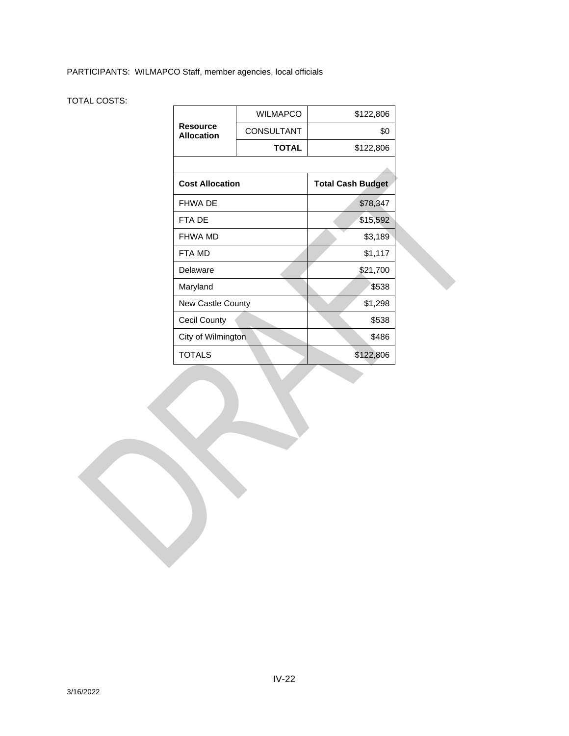PARTICIPANTS: WILMAPCO Staff, member agencies, local officials

TOTAL COSTS:

| Resource Allocation | WILMAPCO | $122,806 |
|---|---|---|
| | CONSULTANT | $0 |
| | **TOTAL** | $122,806 |

| **Cost Allocation** | **Total Cash Budget** |
|---|---|
| FHWA DE | $78,347 |
| FTA DE | $15,592 |
| FHWA MD | $3,189 |
| FTA MD | $1,117 |
| Delaware | $21,700 |
| Maryland | $538 |
| New Castle County | $1,298 |
| Cecil County | $538 |
| City of Wilmington | $486 |
| TOTALS | $122,806 |

3/16/2022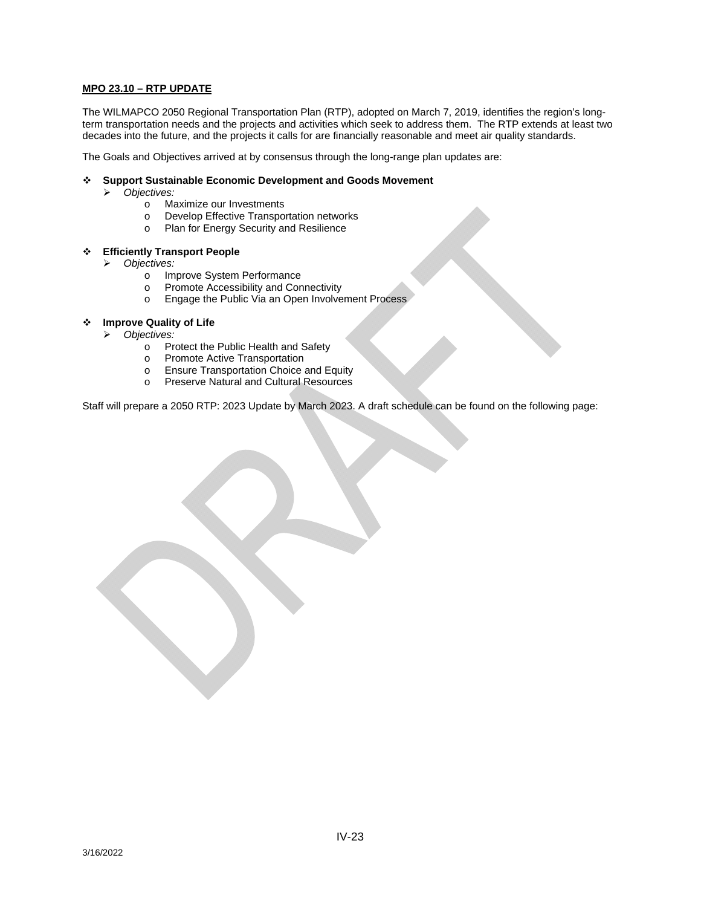**MPO 23.10 – RTP UPDATE**

The WILMAPCO 2050 Regional Transportation Plan (RTP), adopted on March 7, 2019, identifies the region's long-term transportation needs and the projects and activities which seek to address them. The RTP extends at least two decades into the future, and the projects it calls for are financially reasonable and meet air quality standards.

The Goals and Objectives arrived at by consensus through the long-range plan updates are:

- **Support Sustainable Economic Development and Goods Movement**
  - *Objectives:*
    - Maximize our Investments
    - Develop Effective Transportation networks
    - Plan for Energy Security and Resilience

- **Efficiently Transport People**
  - *Objectives:*
    - Improve System Performance
    - Promote Accessibility and Connectivity
    - Engage the Public Via an Open Involvement Process

- **Improve Quality of Life**
  - *Objectives:*
    - Protect the Public Health and Safety
    - Promote Active Transportation
    - Ensure Transportation Choice and Equity
    - Preserve Natural and Cultural Resources

Staff will prepare a 2050 RTP: 2023 Update by March 2023. A draft schedule can be found on the following page: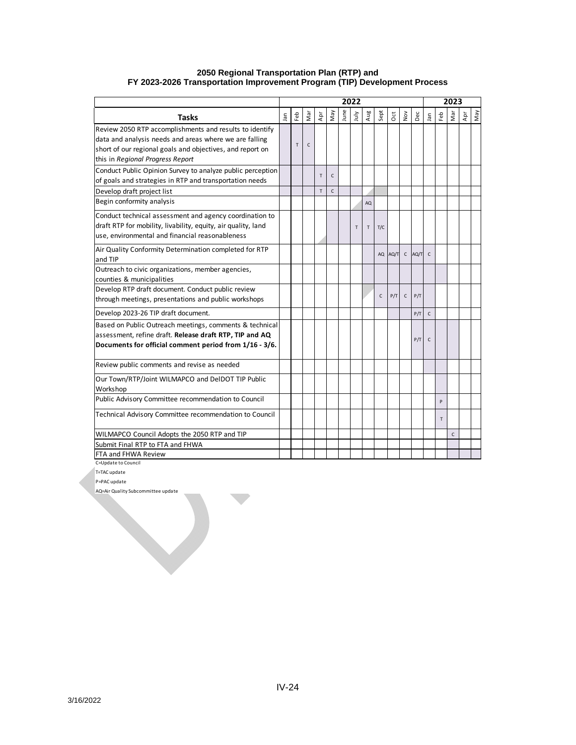**2050 Regional Transportation Plan (RTP) and**
**FY 2023-2026 Transportation Improvement Program (TIP) Development Process**

| Tasks | 2022 Jan | Feb | Mar | Apr | May | June | July | Aug | Sept | Oct | Nov | Dec | 2023 Jan | Feb | Mar | Apr | May |
|---|---|---|---|---|---|---|---|---|---|---|---|---|---|---|---|---|---|
| Review 2050 RTP accomplishments and results to identify data and analysis needs and areas where we are falling short of our regional goals and objectives, and report on this in *Regional Progress Report* | | T | C | | | | | | | | | | | | | | |
| Conduct Public Opinion Survey to analyze public perception of goals and strategies in RTP and transportation needs | | | | T | C | | | | | | | | | | | | |
| Develop draft project list | | | | T | C | | | | | | | | | | | | |
| Begin conformity analysis | | | | | | | | AQ | | | | | | | | | |
| Conduct technical assessment and agency coordination to draft RTP for mobility, livability, equity, air quality, land use, environmental and financial reasonableness | | | | | | | T | T | T/C | | | | | | | | |
| Air Quality Conformity Determination completed for RTP and TIP | | | | | | | | | AQ | AQ/T | C | AQ/T | C | | | | |
| Outreach to civic organizations, member agencies, counties & municipalities | | | | | | | | | | | | | | | | | |
| Develop RTP draft document. Conduct public review through meetings, presentations and public workshops | | | | | | | | | C | P/T | C | P/T | | | | | |
| Develop 2023-26 TIP draft document. | | | | | | | | | | | | P/T | C | | | | |
| Based on Public Outreach meetings, comments & technical assessment, refine draft. **Release draft RTP, TIP and AQ Documents for official comment period from 1/16 - 3/6.** | | | | | | | | | | | | P/T | C | | | | |
| Review public comments and revise as needed | | | | | | | | | | | | | | | | | |
| Our Town/RTP/Joint WILMAPCO and DelDOT TIP Public Workshop | | | | | | | | | | | | | | | | | |
| Public Advisory Committee recommendation to Council | | | | | | | | | | | | | | P | | | |
| Technical Advisory Committee recommendation to Council | | | | | | | | | | | | | | T | | | |
| WILMAPCO Council Adopts the 2050 RTP and TIP | | | | | | | | | | | | | | | C | | |
| Submit Final RTP to FTA and FHWA | | | | | | | | | | | | | | | | | |
| FTA and FHWA Review | | | | | | | | | | | | | | | | | |

C=Update to Council

T=TAC update

P=PAC update

AQ=Air Quality Subcommittee update

3/16/2022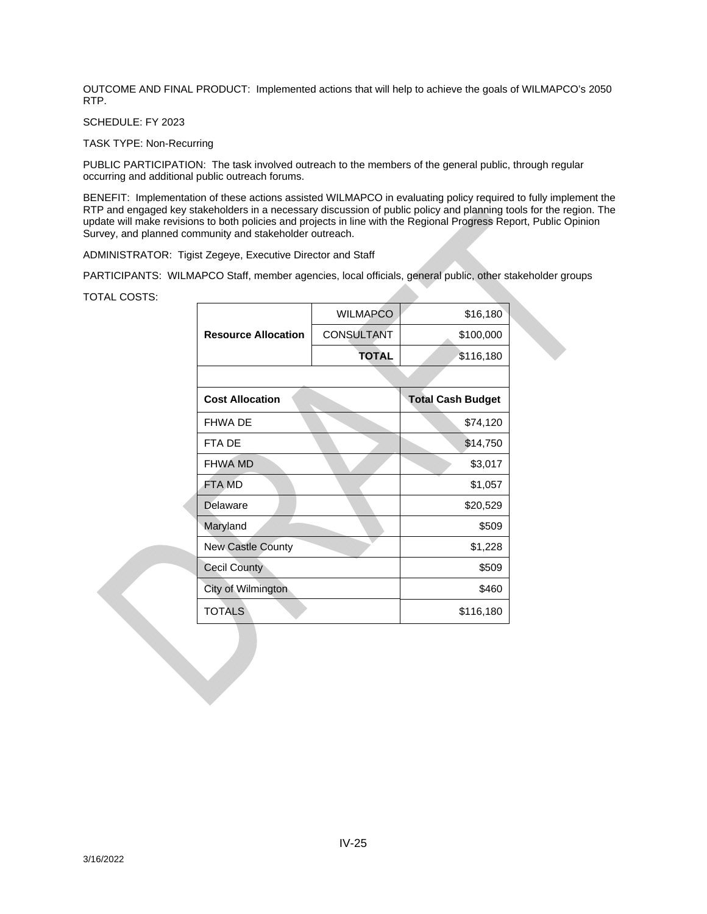OUTCOME AND FINAL PRODUCT: Implemented actions that will help to achieve the goals of WILMAPCO's 2050 RTP.

SCHEDULE: FY 2023

TASK TYPE: Non-Recurring

PUBLIC PARTICIPATION: The task involved outreach to the members of the general public, through regular occurring and additional public outreach forums.

BENEFIT: Implementation of these actions assisted WILMAPCO in evaluating policy required to fully implement the RTP and engaged key stakeholders in a necessary discussion of public policy and planning tools for the region. The update will make revisions to both policies and projects in line with the Regional Progress Report, Public Opinion Survey, and planned community and stakeholder outreach.

ADMINISTRATOR: Tigist Zegeye, Executive Director and Staff

PARTICIPANTS: WILMAPCO Staff, member agencies, local officials, general public, other stakeholder groups

TOTAL COSTS:

| Resource Allocation | | |
|---|---|---|
| | WILMAPCO | $16,180 |
| | CONSULTANT | $100,000 |
| | **TOTAL** | $116,180 |

| **Cost Allocation** | **Total Cash Budget** |
|---|---|
| FHWA DE | $74,120 |
| FTA DE | $14,750 |
| FHWA MD | $3,017 |
| FTA MD | $1,057 |
| Delaware | $20,529 |
| Maryland | $509 |
| New Castle County | $1,228 |
| Cecil County | $509 |
| City of Wilmington | $460 |
| TOTALS | $116,180 |

3/16/2022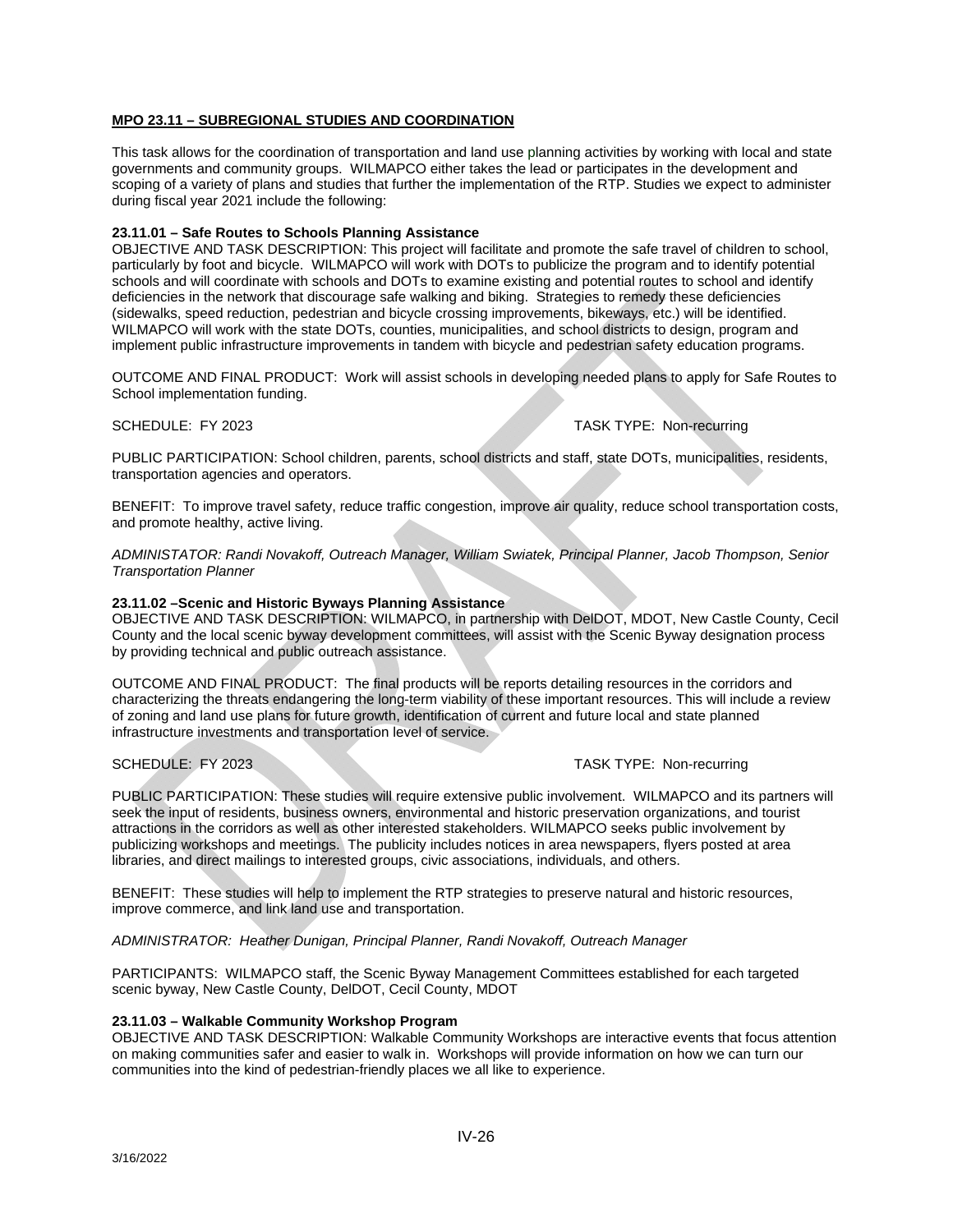**MPO 23.11 – SUBREGIONAL STUDIES AND COORDINATION**

This task allows for the coordination of transportation and land use planning activities by working with local and state governments and community groups. WILMAPCO either takes the lead or participates in the development and scoping of a variety of plans and studies that further the implementation of the RTP. Studies we expect to administer during fiscal year 2021 include the following:

**23.11.01 – Safe Routes to Schools Planning Assistance**

OBJECTIVE AND TASK DESCRIPTION: This project will facilitate and promote the safe travel of children to school, particularly by foot and bicycle. WILMAPCO will work with DOTs to publicize the program and to identify potential schools and will coordinate with schools and DOTs to examine existing and potential routes to school and identify deficiencies in the network that discourage safe walking and biking. Strategies to remedy these deficiencies (sidewalks, speed reduction, pedestrian and bicycle crossing improvements, bikeways, etc.) will be identified. WILMAPCO will work with the state DOTs, counties, municipalities, and school districts to design, program and implement public infrastructure improvements in tandem with bicycle and pedestrian safety education programs.

OUTCOME AND FINAL PRODUCT: Work will assist schools in developing needed plans to apply for Safe Routes to School implementation funding.

SCHEDULE: FY 2023 TASK TYPE: Non-recurring

PUBLIC PARTICIPATION: School children, parents, school districts and staff, state DOTs, municipalities, residents, transportation agencies and operators.

BENEFIT: To improve travel safety, reduce traffic congestion, improve air quality, reduce school transportation costs, and promote healthy, active living.

*ADMINISTATOR: Randi Novakoff, Outreach Manager, William Swiatek, Principal Planner, Jacob Thompson, Senior Transportation Planner*

**23.11.02 –Scenic and Historic Byways Planning Assistance**

OBJECTIVE AND TASK DESCRIPTION: WILMAPCO, in partnership with DelDOT, MDOT, New Castle County, Cecil County and the local scenic byway development committees, will assist with the Scenic Byway designation process by providing technical and public outreach assistance.

OUTCOME AND FINAL PRODUCT: The final products will be reports detailing resources in the corridors and characterizing the threats endangering the long-term viability of these important resources. This will include a review of zoning and land use plans for future growth, identification of current and future local and state planned infrastructure investments and transportation level of service.

SCHEDULE: FY 2023 TASK TYPE: Non-recurring

PUBLIC PARTICIPATION: These studies will require extensive public involvement. WILMAPCO and its partners will seek the input of residents, business owners, environmental and historic preservation organizations, and tourist attractions in the corridors as well as other interested stakeholders. WILMAPCO seeks public involvement by publicizing workshops and meetings. The publicity includes notices in area newspapers, flyers posted at area libraries, and direct mailings to interested groups, civic associations, individuals, and others.

BENEFIT: These studies will help to implement the RTP strategies to preserve natural and historic resources, improve commerce, and link land use and transportation.

*ADMINISTRATOR: Heather Dunigan, Principal Planner, Randi Novakoff, Outreach Manager*

PARTICIPANTS: WILMAPCO staff, the Scenic Byway Management Committees established for each targeted scenic byway, New Castle County, DelDOT, Cecil County, MDOT

**23.11.03 – Walkable Community Workshop Program**

OBJECTIVE AND TASK DESCRIPTION: Walkable Community Workshops are interactive events that focus attention on making communities safer and easier to walk in. Workshops will provide information on how we can turn our communities into the kind of pedestrian-friendly places we all like to experience.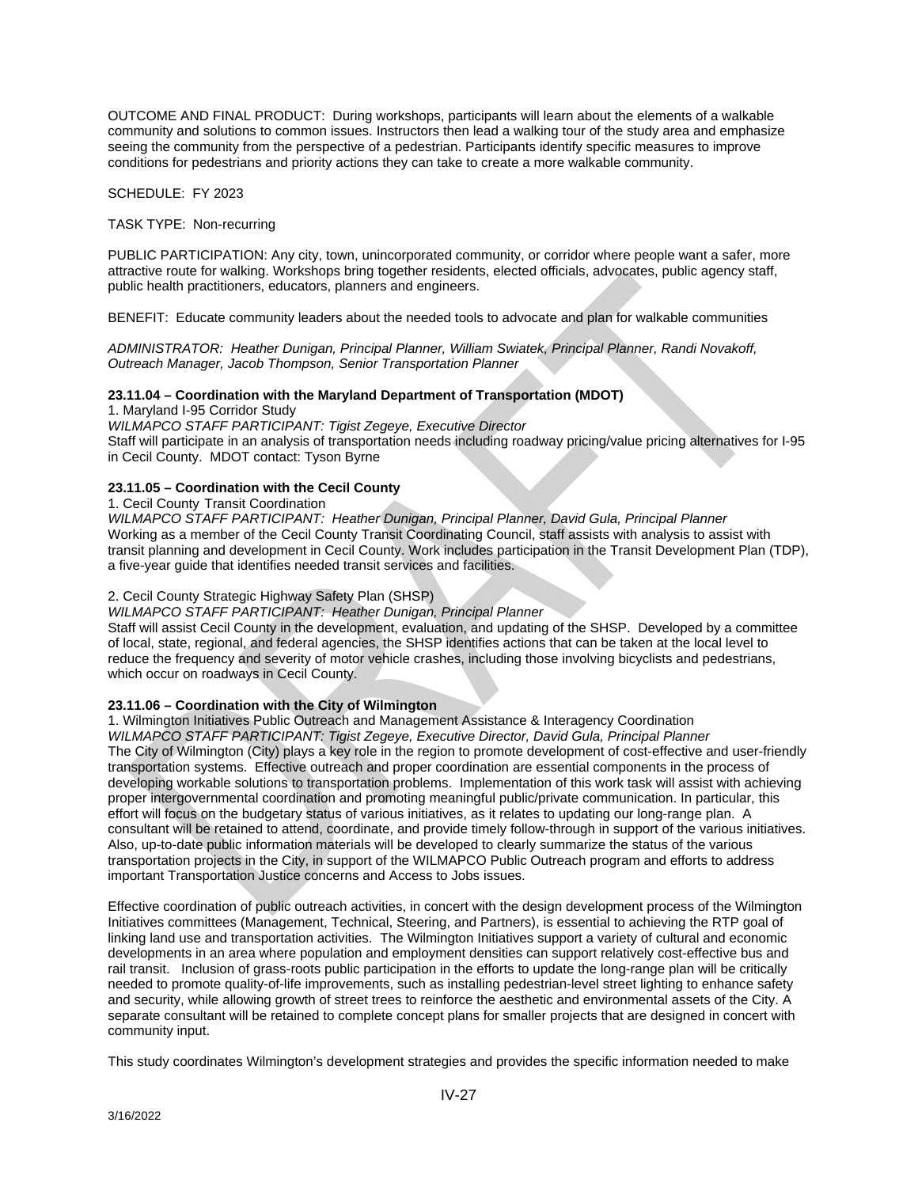OUTCOME AND FINAL PRODUCT: During workshops, participants will learn about the elements of a walkable community and solutions to common issues. Instructors then lead a walking tour of the study area and emphasize seeing the community from the perspective of a pedestrian. Participants identify specific measures to improve conditions for pedestrians and priority actions they can take to create a more walkable community.

SCHEDULE: FY 2023

TASK TYPE: Non-recurring

PUBLIC PARTICIPATION: Any city, town, unincorporated community, or corridor where people want a safer, more attractive route for walking. Workshops bring together residents, elected officials, advocates, public agency staff, public health practitioners, educators, planners and engineers.

BENEFIT: Educate community leaders about the needed tools to advocate and plan for walkable communities

*ADMINISTRATOR: Heather Dunigan, Principal Planner, William Swiatek, Principal Planner, Randi Novakoff, Outreach Manager, Jacob Thompson, Senior Transportation Planner*

**23.11.04 – Coordination with the Maryland Department of Transportation (MDOT)**

1. Maryland I-95 Corridor Study

*WILMAPCO STAFF PARTICIPANT: Tigist Zegeye, Executive Director*

Staff will participate in an analysis of transportation needs including roadway pricing/value pricing alternatives for I-95 in Cecil County. MDOT contact: Tyson Byrne

**23.11.05 – Coordination with the Cecil County**

1. Cecil County Transit Coordination

*WILMAPCO STAFF PARTICIPANT: Heather Dunigan, Principal Planner, David Gula, Principal Planner*

Working as a member of the Cecil County Transit Coordinating Council, staff assists with analysis to assist with transit planning and development in Cecil County. Work includes participation in the Transit Development Plan (TDP), a five-year guide that identifies needed transit services and facilities.

2. Cecil County Strategic Highway Safety Plan (SHSP)

*WILMAPCO STAFF PARTICIPANT: Heather Dunigan, Principal Planner*

Staff will assist Cecil County in the development, evaluation, and updating of the SHSP. Developed by a committee of local, state, regional, and federal agencies, the SHSP identifies actions that can be taken at the local level to reduce the frequency and severity of motor vehicle crashes, including those involving bicyclists and pedestrians, which occur on roadways in Cecil County.

**23.11.06 – Coordination with the City of Wilmington**

1. Wilmington Initiatives Public Outreach and Management Assistance & Interagency Coordination

*WILMAPCO STAFF PARTICIPANT: Tigist Zegeye, Executive Director, David Gula, Principal Planner*

The City of Wilmington (City) plays a key role in the region to promote development of cost-effective and user-friendly transportation systems. Effective outreach and proper coordination are essential components in the process of developing workable solutions to transportation problems. Implementation of this work task will assist with achieving proper intergovernmental coordination and promoting meaningful public/private communication. In particular, this effort will focus on the budgetary status of various initiatives, as it relates to updating our long-range plan. A consultant will be retained to attend, coordinate, and provide timely follow-through in support of the various initiatives. Also, up-to-date public information materials will be developed to clearly summarize the status of the various transportation projects in the City, in support of the WILMAPCO Public Outreach program and efforts to address important Transportation Justice concerns and Access to Jobs issues.

Effective coordination of public outreach activities, in concert with the design development process of the Wilmington Initiatives committees (Management, Technical, Steering, and Partners), is essential to achieving the RTP goal of linking land use and transportation activities. The Wilmington Initiatives support a variety of cultural and economic developments in an area where population and employment densities can support relatively cost-effective bus and rail transit. Inclusion of grass-roots public participation in the efforts to update the long-range plan will be critically needed to promote quality-of-life improvements, such as installing pedestrian-level street lighting to enhance safety and security, while allowing growth of street trees to reinforce the aesthetic and environmental assets of the City. A separate consultant will be retained to complete concept plans for smaller projects that are designed in concert with community input.

This study coordinates Wilmington's development strategies and provides the specific information needed to make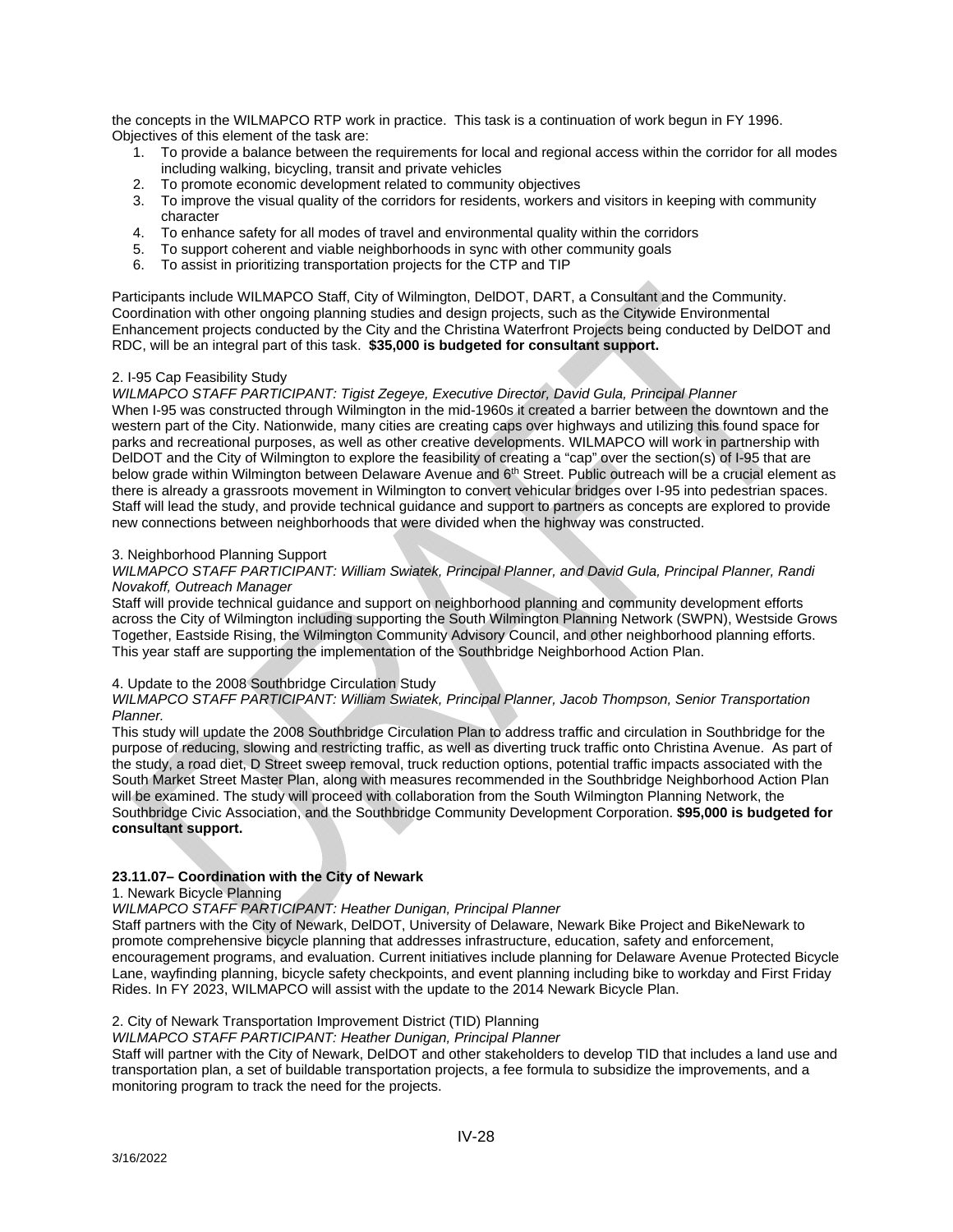the concepts in the WILMAPCO RTP work in practice. This task is a continuation of work begun in FY 1996. Objectives of this element of the task are:

1. To provide a balance between the requirements for local and regional access within the corridor for all modes including walking, bicycling, transit and private vehicles
2. To promote economic development related to community objectives
3. To improve the visual quality of the corridors for residents, workers and visitors in keeping with community character
4. To enhance safety for all modes of travel and environmental quality within the corridors
5. To support coherent and viable neighborhoods in sync with other community goals
6. To assist in prioritizing transportation projects for the CTP and TIP

Participants include WILMAPCO Staff, City of Wilmington, DelDOT, DART, a Consultant and the Community. Coordination with other ongoing planning studies and design projects, such as the Citywide Environmental Enhancement projects conducted by the City and the Christina Waterfront Projects being conducted by DelDOT and RDC, will be an integral part of this task. **$35,000 is budgeted for consultant support.**

2. I-95 Cap Feasibility Study

*WILMAPCO STAFF PARTICIPANT: Tigist Zegeye, Executive Director, David Gula, Principal Planner*

When I-95 was constructed through Wilmington in the mid-1960s it created a barrier between the downtown and the western part of the City. Nationwide, many cities are creating caps over highways and utilizing this found space for parks and recreational purposes, as well as other creative developments. WILMAPCO will work in partnership with DelDOT and the City of Wilmington to explore the feasibility of creating a "cap" over the section(s) of I-95 that are below grade within Wilmington between Delaware Avenue and 6th Street. Public outreach will be a crucial element as there is already a grassroots movement in Wilmington to convert vehicular bridges over I-95 into pedestrian spaces. Staff will lead the study, and provide technical guidance and support to partners as concepts are explored to provide new connections between neighborhoods that were divided when the highway was constructed.

3. Neighborhood Planning Support

*WILMAPCO STAFF PARTICIPANT: William Swiatek, Principal Planner, and David Gula, Principal Planner, Randi Novakoff, Outreach Manager*

Staff will provide technical guidance and support on neighborhood planning and community development efforts across the City of Wilmington including supporting the South Wilmington Planning Network (SWPN), Westside Grows Together, Eastside Rising, the Wilmington Community Advisory Council, and other neighborhood planning efforts. This year staff are supporting the implementation of the Southbridge Neighborhood Action Plan.

4. Update to the 2008 Southbridge Circulation Study

*WILMAPCO STAFF PARTICIPANT: William Swiatek, Principal Planner, Jacob Thompson, Senior Transportation Planner.*

This study will update the 2008 Southbridge Circulation Plan to address traffic and circulation in Southbridge for the purpose of reducing, slowing and restricting traffic, as well as diverting truck traffic onto Christina Avenue. As part of the study, a road diet, D Street sweep removal, truck reduction options, potential traffic impacts associated with the South Market Street Master Plan, along with measures recommended in the Southbridge Neighborhood Action Plan will be examined. The study will proceed with collaboration from the South Wilmington Planning Network, the Southbridge Civic Association, and the Southbridge Community Development Corporation. **$95,000 is budgeted for consultant support.**

**23.11.07– Coordination with the City of Newark**

1. Newark Bicycle Planning

*WILMAPCO STAFF PARTICIPANT: Heather Dunigan, Principal Planner*

Staff partners with the City of Newark, DelDOT, University of Delaware, Newark Bike Project and BikeNewark to promote comprehensive bicycle planning that addresses infrastructure, education, safety and enforcement, encouragement programs, and evaluation. Current initiatives include planning for Delaware Avenue Protected Bicycle Lane, wayfinding planning, bicycle safety checkpoints, and event planning including bike to workday and First Friday Rides. In FY 2023, WILMAPCO will assist with the update to the 2014 Newark Bicycle Plan.

2. City of Newark Transportation Improvement District (TID) Planning

*WILMAPCO STAFF PARTICIPANT: Heather Dunigan, Principal Planner*

Staff will partner with the City of Newark, DelDOT and other stakeholders to develop TID that includes a land use and transportation plan, a set of buildable transportation projects, a fee formula to subsidize the improvements, and a monitoring program to track the need for the projects.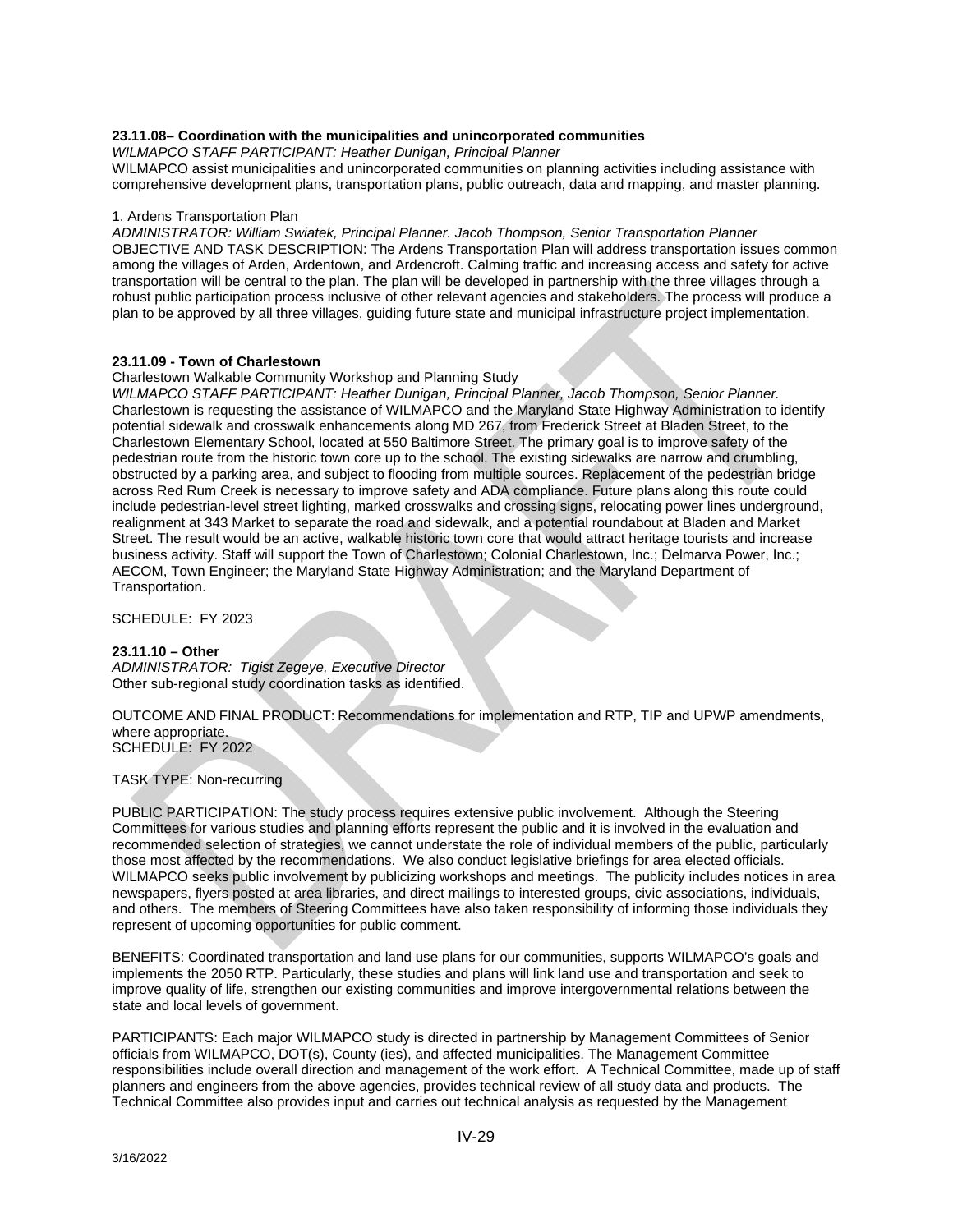**23.11.08– Coordination with the municipalities and unincorporated communities**

*WILMAPCO STAFF PARTICIPANT: Heather Dunigan, Principal Planner*

WILMAPCO assist municipalities and unincorporated communities on planning activities including assistance with comprehensive development plans, transportation plans, public outreach, data and mapping, and master planning.

1. Ardens Transportation Plan

*ADMINISTRATOR: William Swiatek, Principal Planner. Jacob Thompson, Senior Transportation Planner*

OBJECTIVE AND TASK DESCRIPTION: The Ardens Transportation Plan will address transportation issues common among the villages of Arden, Ardentown, and Ardencroft. Calming traffic and increasing access and safety for active transportation will be central to the plan. The plan will be developed in partnership with the three villages through a robust public participation process inclusive of other relevant agencies and stakeholders. The process will produce a plan to be approved by all three villages, guiding future state and municipal infrastructure project implementation.

**23.11.09 - Town of Charlestown**

Charlestown Walkable Community Workshop and Planning Study

*WILMAPCO STAFF PARTICIPANT: Heather Dunigan, Principal Planner, Jacob Thompson, Senior Planner.*

Charlestown is requesting the assistance of WILMAPCO and the Maryland State Highway Administration to identify potential sidewalk and crosswalk enhancements along MD 267, from Frederick Street at Bladen Street, to the Charlestown Elementary School, located at 550 Baltimore Street. The primary goal is to improve safety of the pedestrian route from the historic town core up to the school. The existing sidewalks are narrow and crumbling, obstructed by a parking area, and subject to flooding from multiple sources. Replacement of the pedestrian bridge across Red Rum Creek is necessary to improve safety and ADA compliance. Future plans along this route could include pedestrian-level street lighting, marked crosswalks and crossing signs, relocating power lines underground, realignment at 343 Market to separate the road and sidewalk, and a potential roundabout at Bladen and Market Street. The result would be an active, walkable historic town core that would attract heritage tourists and increase business activity. Staff will support the Town of Charlestown; Colonial Charlestown, Inc.; Delmarva Power, Inc.; AECOM, Town Engineer; the Maryland State Highway Administration; and the Maryland Department of Transportation.

SCHEDULE: FY 2023

**23.11.10 – Other**

*ADMINISTRATOR: Tigist Zegeye, Executive Director*

Other sub-regional study coordination tasks as identified.

OUTCOME AND FINAL PRODUCT: Recommendations for implementation and RTP, TIP and UPWP amendments, where appropriate.

SCHEDULE: FY 2022

TASK TYPE: Non-recurring

PUBLIC PARTICIPATION: The study process requires extensive public involvement. Although the Steering Committees for various studies and planning efforts represent the public and it is involved in the evaluation and recommended selection of strategies, we cannot understate the role of individual members of the public, particularly those most affected by the recommendations. We also conduct legislative briefings for area elected officials. WILMAPCO seeks public involvement by publicizing workshops and meetings. The publicity includes notices in area newspapers, flyers posted at area libraries, and direct mailings to interested groups, civic associations, individuals, and others. The members of Steering Committees have also taken responsibility of informing those individuals they represent of upcoming opportunities for public comment.

BENEFITS: Coordinated transportation and land use plans for our communities, supports WILMAPCO's goals and implements the 2050 RTP. Particularly, these studies and plans will link land use and transportation and seek to improve quality of life, strengthen our existing communities and improve intergovernmental relations between the state and local levels of government.

PARTICIPANTS: Each major WILMAPCO study is directed in partnership by Management Committees of Senior officials from WILMAPCO, DOT(s), County (ies), and affected municipalities. The Management Committee responsibilities include overall direction and management of the work effort. A Technical Committee, made up of staff planners and engineers from the above agencies, provides technical review of all study data and products. The Technical Committee also provides input and carries out technical analysis as requested by the Management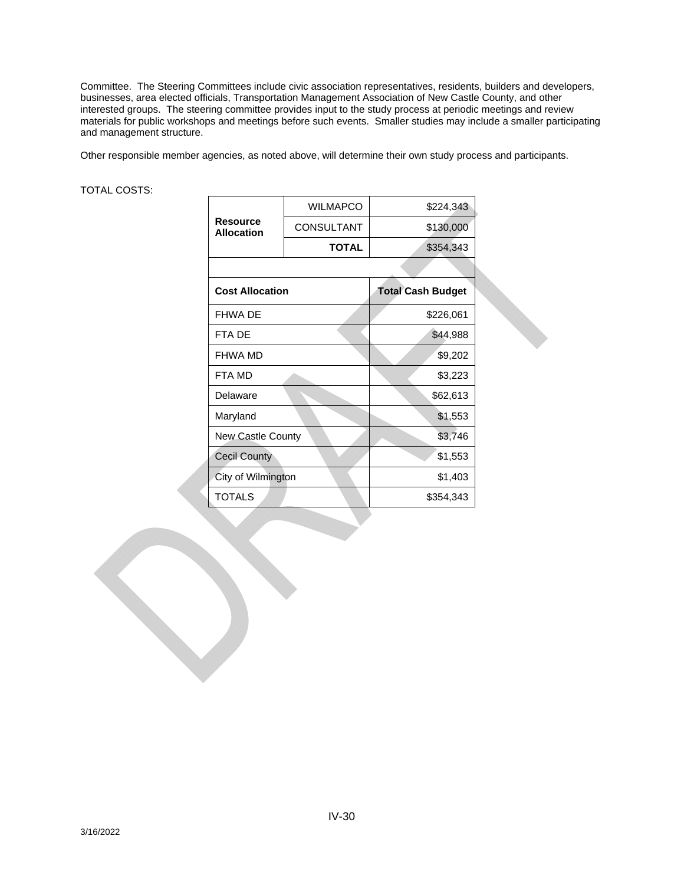Committee. The Steering Committees include civic association representatives, residents, builders and developers, businesses, area elected officials, Transportation Management Association of New Castle County, and other interested groups. The steering committee provides input to the study process at periodic meetings and review materials for public workshops and meetings before such events. Smaller studies may include a smaller participating and management structure.

Other responsible member agencies, as noted above, will determine their own study process and participants.

TOTAL COSTS:

| **Resource Allocation** | | |
|---|---|---|
| | WILMAPCO | $224,343 |
| | CONSULTANT | $130,000 |
| | **TOTAL** | $354,343 |

| **Cost Allocation** | **Total Cash Budget** |
|---|---|
| FHWA DE | $226,061 |
| FTA DE | $44,988 |
| FHWA MD | $9,202 |
| FTA MD | $3,223 |
| Delaware | $62,613 |
| Maryland | $1,553 |
| New Castle County | $3,746 |
| Cecil County | $1,553 |
| City of Wilmington | $1,403 |
| TOTALS | $354,343 |

3/16/2022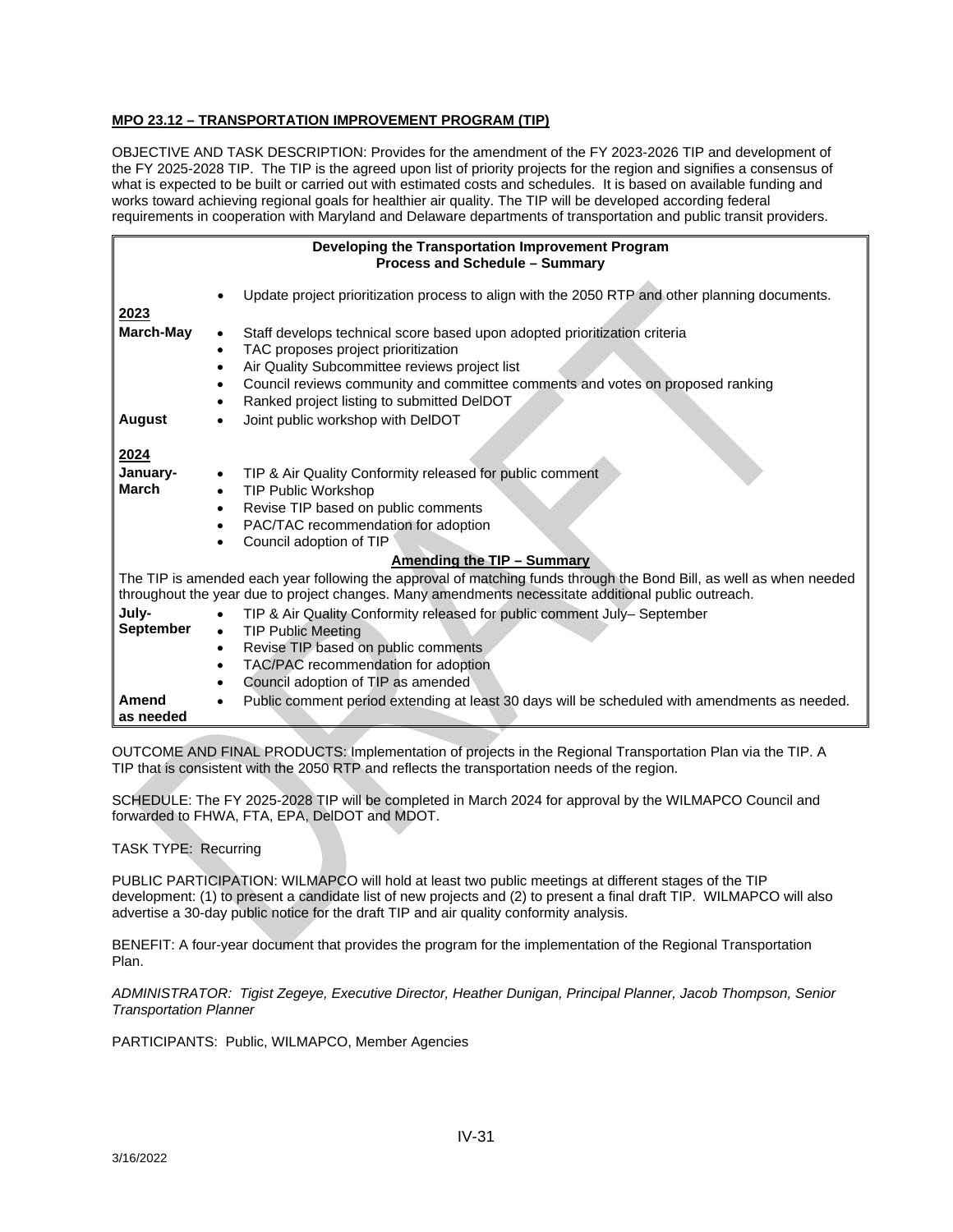**MPO 23.12 – TRANSPORTATION IMPROVEMENT PROGRAM (TIP)**

OBJECTIVE AND TASK DESCRIPTION: Provides for the amendment of the FY 2023-2026 TIP and development of the FY 2025-2028 TIP. The TIP is the agreed upon list of priority projects for the region and signifies a consensus of what is expected to be built or carried out with estimated costs and schedules. It is based on available funding and works toward achieving regional goals for healthier air quality. The TIP will be developed according federal requirements in cooperation with Maryland and Delaware departments of transportation and public transit providers.

| **Developing the Transportation Improvement Program<br>Process and Schedule – Summary** | |
|---|---|
| | • Update project prioritization process to align with the 2050 RTP and other planning documents. |
| **2023** | |
| **March-May** | • Staff develops technical score based upon adopted prioritization criteria<br>• TAC proposes project prioritization<br>• Air Quality Subcommittee reviews project list<br>• Council reviews community and committee comments and votes on proposed ranking<br>• Ranked project listing to submitted DelDOT |
| **August** | • Joint public workshop with DelDOT |
| **2024** | |
| **January-March** | • TIP & Air Quality Conformity released for public comment<br>• TIP Public Workshop<br>• Revise TIP based on public comments<br>• PAC/TAC recommendation for adoption<br>• Council adoption of TIP |
| **Amending the TIP – Summary** | |
| The TIP is amended each year following the approval of matching funds through the Bond Bill, as well as when needed throughout the year due to project changes. Many amendments necessitate additional public outreach. | |
| **July-September** | • TIP & Air Quality Conformity released for public comment July– September<br>• TIP Public Meeting<br>• Revise TIP based on public comments<br>• TAC/PAC recommendation for adoption<br>• Council adoption of TIP as amended |
| **Amend as needed** | • Public comment period extending at least 30 days will be scheduled with amendments as needed. |

OUTCOME AND FINAL PRODUCTS: Implementation of projects in the Regional Transportation Plan via the TIP. A TIP that is consistent with the 2050 RTP and reflects the transportation needs of the region.

SCHEDULE: The FY 2025-2028 TIP will be completed in March 2024 for approval by the WILMAPCO Council and forwarded to FHWA, FTA, EPA, DelDOT and MDOT.

TASK TYPE: Recurring

PUBLIC PARTICIPATION: WILMAPCO will hold at least two public meetings at different stages of the TIP development: (1) to present a candidate list of new projects and (2) to present a final draft TIP. WILMAPCO will also advertise a 30-day public notice for the draft TIP and air quality conformity analysis.

BENEFIT: A four-year document that provides the program for the implementation of the Regional Transportation Plan.

*ADMINISTRATOR: Tigist Zegeye, Executive Director, Heather Dunigan, Principal Planner, Jacob Thompson, Senior Transportation Planner*

PARTICIPANTS: Public, WILMAPCO, Member Agencies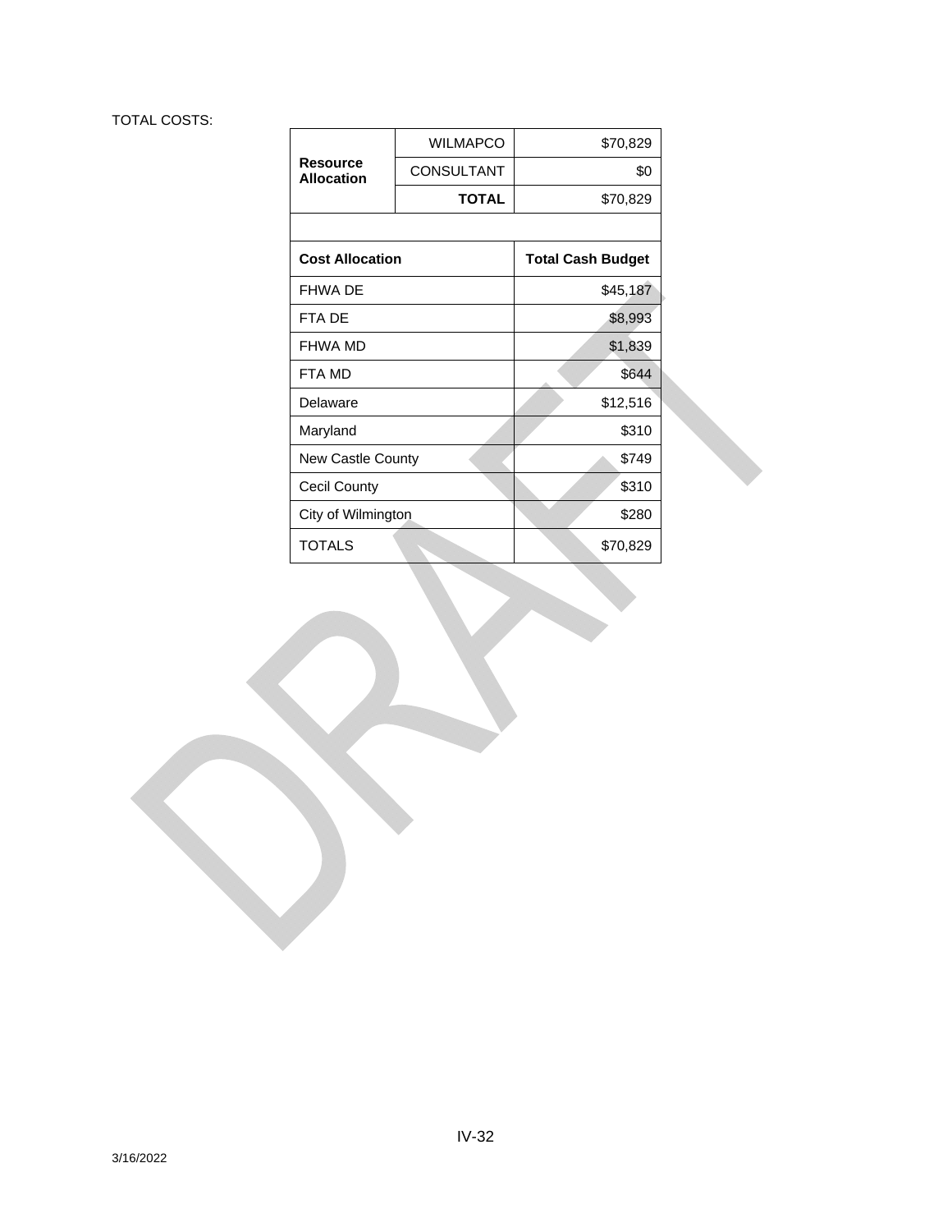TOTAL COSTS:

| Resource Allocation | | |
|---|---|---|
| | WILMAPCO | $70,829 |
| | CONSULTANT | $0 |
| | **TOTAL** | $70,829 |

| Cost Allocation | Total Cash Budget |
|---|---|
| FHWA DE | $45,187 |
| FTA DE | $8,993 |
| FHWA MD | $1,839 |
| FTA MD | $644 |
| Delaware | $12,516 |
| Maryland | $310 |
| New Castle County | $749 |
| Cecil County | $310 |
| City of Wilmington | $280 |
| TOTALS | $70,829 |

DRAFT

3/16/2022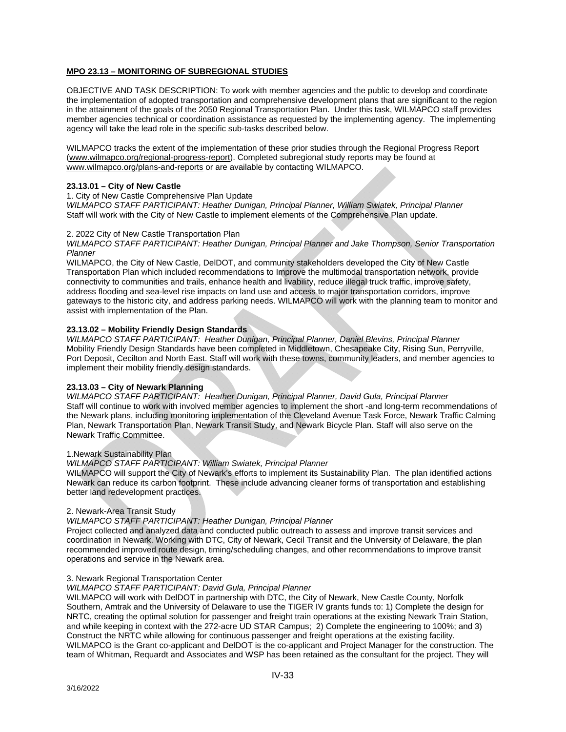**MPO 23.13 – MONITORING OF SUBREGIONAL STUDIES**

OBJECTIVE AND TASK DESCRIPTION: To work with member agencies and the public to develop and coordinate the implementation of adopted transportation and comprehensive development plans that are significant to the region in the attainment of the goals of the 2050 Regional Transportation Plan. Under this task, WILMAPCO staff provides member agencies technical or coordination assistance as requested by the implementing agency. The implementing agency will take the lead role in the specific sub-tasks described below.

WILMAPCO tracks the extent of the implementation of these prior studies through the Regional Progress Report (www.wilmapco.org/regional-progress-report). Completed subregional study reports may be found at www.wilmapco.org/plans-and-reports or are available by contacting WILMAPCO.

**23.13.01 – City of New Castle**

1. City of New Castle Comprehensive Plan Update

*WILMAPCO STAFF PARTICIPANT: Heather Dunigan, Principal Planner, William Swiatek, Principal Planner*

Staff will work with the City of New Castle to implement elements of the Comprehensive Plan update.

2. 2022 City of New Castle Transportation Plan

*WILMAPCO STAFF PARTICIPANT: Heather Dunigan, Principal Planner and Jake Thompson, Senior Transportation Planner*

WILMAPCO, the City of New Castle, DelDOT, and community stakeholders developed the City of New Castle Transportation Plan which included recommendations to Improve the multimodal transportation network, provide connectivity to communities and trails, enhance health and livability, reduce illegal truck traffic, improve safety, address flooding and sea-level rise impacts on land use and access to major transportation corridors, improve gateways to the historic city, and address parking needs. WILMAPCO will work with the planning team to monitor and assist with implementation of the Plan.

**23.13.02 – Mobility Friendly Design Standards**

*WILMAPCO STAFF PARTICIPANT: Heather Dunigan, Principal Planner, Daniel Blevins, Principal Planner*

Mobility Friendly Design Standards have been completed in Middletown, Chesapeake City, Rising Sun, Perryville, Port Deposit, Cecilton and North East. Staff will work with these towns, community leaders, and member agencies to implement their mobility friendly design standards.

**23.13.03 – City of Newark Planning**

*WILMAPCO STAFF PARTICIPANT: Heather Dunigan, Principal Planner, David Gula, Principal Planner*

Staff will continue to work with involved member agencies to implement the short -and long-term recommendations of the Newark plans, including monitoring implementation of the Cleveland Avenue Task Force, Newark Traffic Calming Plan, Newark Transportation Plan, Newark Transit Study, and Newark Bicycle Plan. Staff will also serve on the Newark Traffic Committee.

1.Newark Sustainability Plan

*WILMAPCO STAFF PARTICIPANT: William Swiatek, Principal Planner*

WILMAPCO will support the City of Newark's efforts to implement its Sustainability Plan. The plan identified actions Newark can reduce its carbon footprint. These include advancing cleaner forms of transportation and establishing better land redevelopment practices.

2. Newark-Area Transit Study

*WILMAPCO STAFF PARTICIPANT: Heather Dunigan, Principal Planner*

Project collected and analyzed data and conducted public outreach to assess and improve transit services and coordination in Newark. Working with DTC, City of Newark, Cecil Transit and the University of Delaware, the plan recommended improved route design, timing/scheduling changes, and other recommendations to improve transit operations and service in the Newark area.

3. Newark Regional Transportation Center

*WILMAPCO STAFF PARTICIPANT: David Gula, Principal Planner*

WILMAPCO will work with DelDOT in partnership with DTC, the City of Newark, New Castle County, Norfolk Southern, Amtrak and the University of Delaware to use the TIGER IV grants funds to: 1) Complete the design for NRTC, creating the optimal solution for passenger and freight train operations at the existing Newark Train Station, and while keeping in context with the 272-acre UD STAR Campus; 2) Complete the engineering to 100%; and 3) Construct the NRTC while allowing for continuous passenger and freight operations at the existing facility. WILMAPCO is the Grant co-applicant and DelDOT is the co-applicant and Project Manager for the construction. The team of Whitman, Requardt and Associates and WSP has been retained as the consultant for the project. They will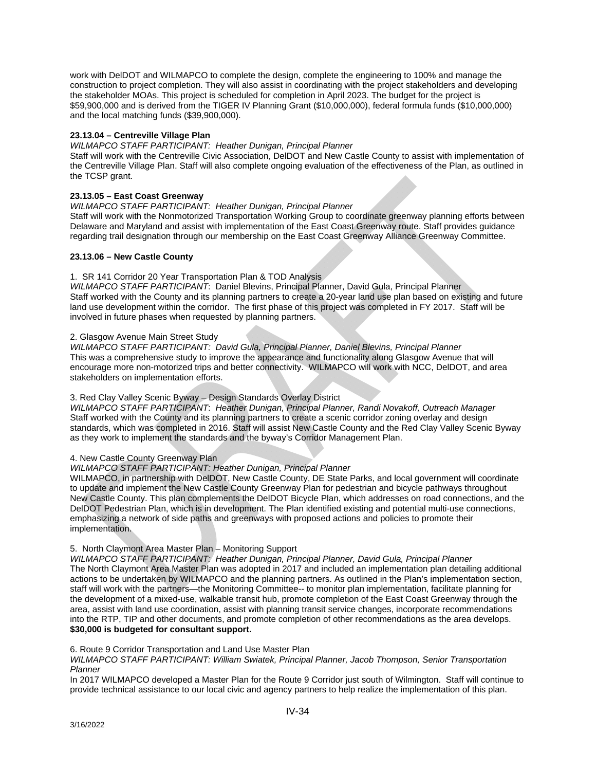work with DelDOT and WILMAPCO to complete the design, complete the engineering to 100% and manage the construction to project completion. They will also assist in coordinating with the project stakeholders and developing the stakeholder MOAs. This project is scheduled for completion in April 2023. The budget for the project is $59,900,000 and is derived from the TIGER IV Planning Grant ($10,000,000), federal formula funds ($10,000,000) and the local matching funds ($39,900,000).

**23.13.04 – Centreville Village Plan**

*WILMAPCO STAFF PARTICIPANT: Heather Dunigan, Principal Planner*

Staff will work with the Centreville Civic Association, DelDOT and New Castle County to assist with implementation of the Centreville Village Plan. Staff will also complete ongoing evaluation of the effectiveness of the Plan, as outlined in the TCSP grant.

**23.13.05 – East Coast Greenway**

*WILMAPCO STAFF PARTICIPANT: Heather Dunigan, Principal Planner*

Staff will work with the Nonmotorized Transportation Working Group to coordinate greenway planning efforts between Delaware and Maryland and assist with implementation of the East Coast Greenway route. Staff provides guidance regarding trail designation through our membership on the East Coast Greenway Alliance Greenway Committee.

**23.13.06 – New Castle County**

1. SR 141 Corridor 20 Year Transportation Plan & TOD Analysis

*WILMAPCO STAFF PARTICIPANT*: Daniel Blevins, Principal Planner, David Gula, Principal Planner

Staff worked with the County and its planning partners to create a 20-year land use plan based on existing and future land use development within the corridor. The first phase of this project was completed in FY 2017. Staff will be involved in future phases when requested by planning partners.

2. Glasgow Avenue Main Street Study

*WILMAPCO STAFF PARTICIPANT: David Gula, Principal Planner, Daniel Blevins, Principal Planner*

This was a comprehensive study to improve the appearance and functionality along Glasgow Avenue that will encourage more non-motorized trips and better connectivity. WILMAPCO will work with NCC, DelDOT, and area stakeholders on implementation efforts.

3. Red Clay Valley Scenic Byway – Design Standards Overlay District

*WILMAPCO STAFF PARTICIPANT*: *Heather Dunigan, Principal Planner, Randi Novakoff, Outreach Manager*

Staff worked with the County and its planning partners to create a scenic corridor zoning overlay and design standards, which was completed in 2016. Staff will assist New Castle County and the Red Clay Valley Scenic Byway as they work to implement the standards and the byway's Corridor Management Plan.

4. New Castle County Greenway Plan

*WILMAPCO STAFF PARTICIPANT: Heather Dunigan, Principal Planner*

WILMAPCO, in partnership with DelDOT, New Castle County, DE State Parks, and local government will coordinate to update and implement the New Castle County Greenway Plan for pedestrian and bicycle pathways throughout New Castle County. This plan complements the DelDOT Bicycle Plan, which addresses on road connections, and the DelDOT Pedestrian Plan, which is in development. The Plan identified existing and potential multi-use connections, emphasizing a network of side paths and greenways with proposed actions and policies to promote their implementation.

5. North Claymont Area Master Plan – Monitoring Support

*WILMAPCO STAFF PARTICIPANT: Heather Dunigan, Principal Planner, David Gula, Principal Planner*

The North Claymont Area Master Plan was adopted in 2017 and included an implementation plan detailing additional actions to be undertaken by WILMAPCO and the planning partners. As outlined in the Plan's implementation section, staff will work with the partners—the Monitoring Committee-- to monitor plan implementation, facilitate planning for the development of a mixed-use, walkable transit hub, promote completion of the East Coast Greenway through the area, assist with land use coordination, assist with planning transit service changes, incorporate recommendations into the RTP, TIP and other documents, and promote completion of other recommendations as the area develops. **$30,000 is budgeted for consultant support.**

6. Route 9 Corridor Transportation and Land Use Master Plan

*WILMAPCO STAFF PARTICIPANT: William Swiatek, Principal Planner, Jacob Thompson, Senior Transportation Planner*

In 2017 WILMAPCO developed a Master Plan for the Route 9 Corridor just south of Wilmington. Staff will continue to provide technical assistance to our local civic and agency partners to help realize the implementation of this plan.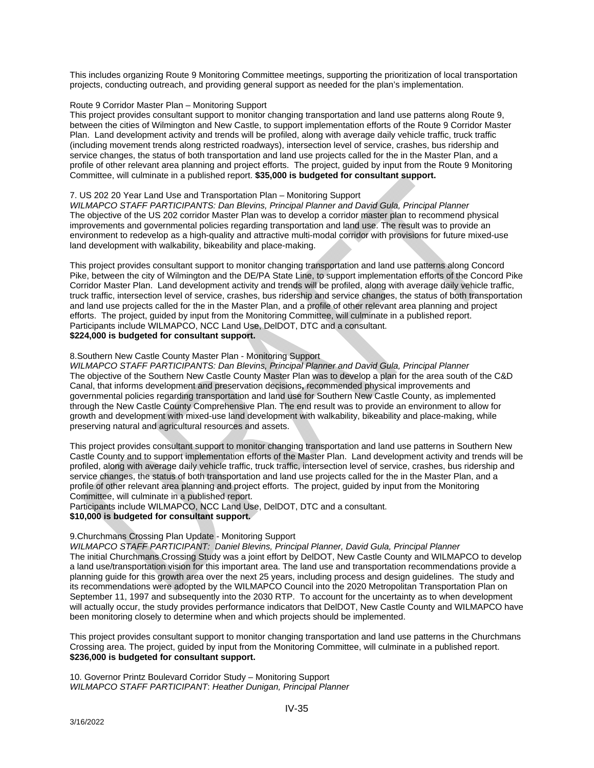This includes organizing Route 9 Monitoring Committee meetings, supporting the prioritization of local transportation projects, conducting outreach, and providing general support as needed for the plan's implementation.

Route 9 Corridor Master Plan – Monitoring Support

This project provides consultant support to monitor changing transportation and land use patterns along Route 9, between the cities of Wilmington and New Castle, to support implementation efforts of the Route 9 Corridor Master Plan. Land development activity and trends will be profiled, along with average daily vehicle traffic, truck traffic (including movement trends along restricted roadways), intersection level of service, crashes, bus ridership and service changes, the status of both transportation and land use projects called for the in the Master Plan, and a profile of other relevant area planning and project efforts. The project, guided by input from the Route 9 Monitoring Committee, will culminate in a published report. **$35,000 is budgeted for consultant support.**

7. US 202 20 Year Land Use and Transportation Plan – Monitoring Support

*WILMAPCO STAFF PARTICIPANTS: Dan Blevins, Principal Planner and David Gula, Principal Planner*

The objective of the US 202 corridor Master Plan was to develop a corridor master plan to recommend physical improvements and governmental policies regarding transportation and land use. The result was to provide an environment to redevelop as a high-quality and attractive multi-modal corridor with provisions for future mixed-use land development with walkability, bikeability and place-making.

This project provides consultant support to monitor changing transportation and land use patterns along Concord Pike, between the city of Wilmington and the DE/PA State Line, to support implementation efforts of the Concord Pike Corridor Master Plan. Land development activity and trends will be profiled, along with average daily vehicle traffic, truck traffic, intersection level of service, crashes, bus ridership and service changes, the status of both transportation and land use projects called for the in the Master Plan, and a profile of other relevant area planning and project efforts. The project, guided by input from the Monitoring Committee, will culminate in a published report. Participants include WILMAPCO, NCC Land Use, DelDOT, DTC and a consultant.
**$224,000 is budgeted for consultant support.**

8.Southern New Castle County Master Plan - Monitoring Support

*WILMAPCO STAFF PARTICIPANTS: Dan Blevins, Principal Planner and David Gula, Principal Planner*

The objective of the Southern New Castle County Master Plan was to develop a plan for the area south of the C&D Canal, that informs development and preservation decisions**,** recommended physical improvements and governmental policies regarding transportation and land use for Southern New Castle County, as implemented through the New Castle County Comprehensive Plan. The end result was to provide an environment to allow for growth and development with mixed-use land development with walkability, bikeability and place-making, while preserving natural and agricultural resources and assets.

This project provides consultant support to monitor changing transportation and land use patterns in Southern New Castle County and to support implementation efforts of the Master Plan. Land development activity and trends will be profiled, along with average daily vehicle traffic, truck traffic, intersection level of service, crashes, bus ridership and service changes, the status of both transportation and land use projects called for the in the Master Plan, and a profile of other relevant area planning and project efforts. The project, guided by input from the Monitoring Committee, will culminate in a published report.
Participants include WILMAPCO, NCC Land Use, DelDOT, DTC and a consultant.
**$10,000 is budgeted for consultant support.**

9.Churchmans Crossing Plan Update - Monitoring Support

*WILMAPCO STAFF PARTICIPANT: Daniel Blevins, Principal Planner, David Gula, Principal Planner*

The initial Churchmans Crossing Study was a joint effort by DelDOT, New Castle County and WILMAPCO to develop a land use/transportation vision for this important area. The land use and transportation recommendations provide a planning guide for this growth area over the next 25 years, including process and design guidelines. The study and its recommendations were adopted by the WILMAPCO Council into the 2020 Metropolitan Transportation Plan on September 11, 1997 and subsequently into the 2030 RTP. To account for the uncertainty as to when development will actually occur, the study provides performance indicators that DelDOT, New Castle County and WILMAPCO have been monitoring closely to determine when and which projects should be implemented.

This project provides consultant support to monitor changing transportation and land use patterns in the Churchmans Crossing area. The project, guided by input from the Monitoring Committee, will culminate in a published report.
**$236,000 is budgeted for consultant support.**

10. Governor Printz Boulevard Corridor Study – Monitoring Support

*WILMAPCO STAFF PARTICIPANT: Heather Dunigan, Principal Planner*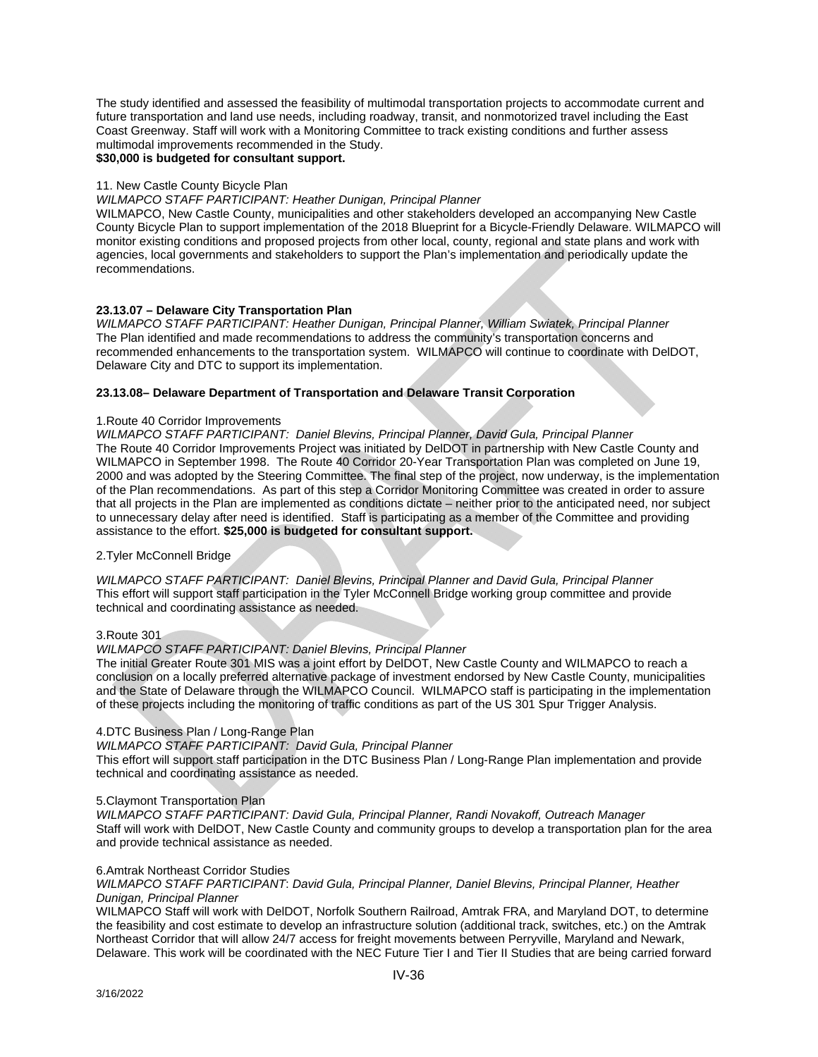The study identified and assessed the feasibility of multimodal transportation projects to accommodate current and future transportation and land use needs, including roadway, transit, and nonmotorized travel including the East Coast Greenway. Staff will work with a Monitoring Committee to track existing conditions and further assess multimodal improvements recommended in the Study.
**$30,000 is budgeted for consultant support.**

11. New Castle County Bicycle Plan
*WILMAPCO STAFF PARTICIPANT: Heather Dunigan, Principal Planner*
WILMAPCO, New Castle County, municipalities and other stakeholders developed an accompanying New Castle County Bicycle Plan to support implementation of the 2018 Blueprint for a Bicycle-Friendly Delaware. WILMAPCO will monitor existing conditions and proposed projects from other local, county, regional and state plans and work with agencies, local governments and stakeholders to support the Plan's implementation and periodically update the recommendations.

**23.13.07 – Delaware City Transportation Plan**
*WILMAPCO STAFF PARTICIPANT: Heather Dunigan, Principal Planner, William Swiatek, Principal Planner*
The Plan identified and made recommendations to address the community's transportation concerns and recommended enhancements to the transportation system. WILMAPCO will continue to coordinate with DelDOT, Delaware City and DTC to support its implementation.

**23.13.08– Delaware Department of Transportation and Delaware Transit Corporation**

1.Route 40 Corridor Improvements
*WILMAPCO STAFF PARTICIPANT: Daniel Blevins, Principal Planner, David Gula, Principal Planner*
The Route 40 Corridor Improvements Project was initiated by DelDOT in partnership with New Castle County and WILMAPCO in September 1998. The Route 40 Corridor 20-Year Transportation Plan was completed on June 19, 2000 and was adopted by the Steering Committee. The final step of the project, now underway, is the implementation of the Plan recommendations. As part of this step a Corridor Monitoring Committee was created in order to assure that all projects in the Plan are implemented as conditions dictate – neither prior to the anticipated need, nor subject to unnecessary delay after need is identified. Staff is participating as a member of the Committee and providing assistance to the effort. **$25,000 is budgeted for consultant support.**

2.Tyler McConnell Bridge

*WILMAPCO STAFF PARTICIPANT: Daniel Blevins, Principal Planner and David Gula, Principal Planner*
This effort will support staff participation in the Tyler McConnell Bridge working group committee and provide technical and coordinating assistance as needed.

3.Route 301
*WILMAPCO STAFF PARTICIPANT: Daniel Blevins, Principal Planner*
The initial Greater Route 301 MIS was a joint effort by DelDOT, New Castle County and WILMAPCO to reach a conclusion on a locally preferred alternative package of investment endorsed by New Castle County, municipalities and the State of Delaware through the WILMAPCO Council. WILMAPCO staff is participating in the implementation of these projects including the monitoring of traffic conditions as part of the US 301 Spur Trigger Analysis.

4.DTC Business Plan / Long-Range Plan
*WILMAPCO STAFF PARTICIPANT: David Gula, Principal Planner*
This effort will support staff participation in the DTC Business Plan / Long-Range Plan implementation and provide technical and coordinating assistance as needed.

5.Claymont Transportation Plan
*WILMAPCO STAFF PARTICIPANT: David Gula, Principal Planner, Randi Novakoff, Outreach Manager*
Staff will work with DelDOT, New Castle County and community groups to develop a transportation plan for the area and provide technical assistance as needed.

6.Amtrak Northeast Corridor Studies
*WILMAPCO STAFF PARTICIPANT: David Gula, Principal Planner, Daniel Blevins, Principal Planner, Heather Dunigan, Principal Planner*
WILMAPCO Staff will work with DelDOT, Norfolk Southern Railroad, Amtrak FRA, and Maryland DOT, to determine the feasibility and cost estimate to develop an infrastructure solution (additional track, switches, etc.) on the Amtrak Northeast Corridor that will allow 24/7 access for freight movements between Perryville, Maryland and Newark, Delaware. This work will be coordinated with the NEC Future Tier I and Tier II Studies that are being carried forward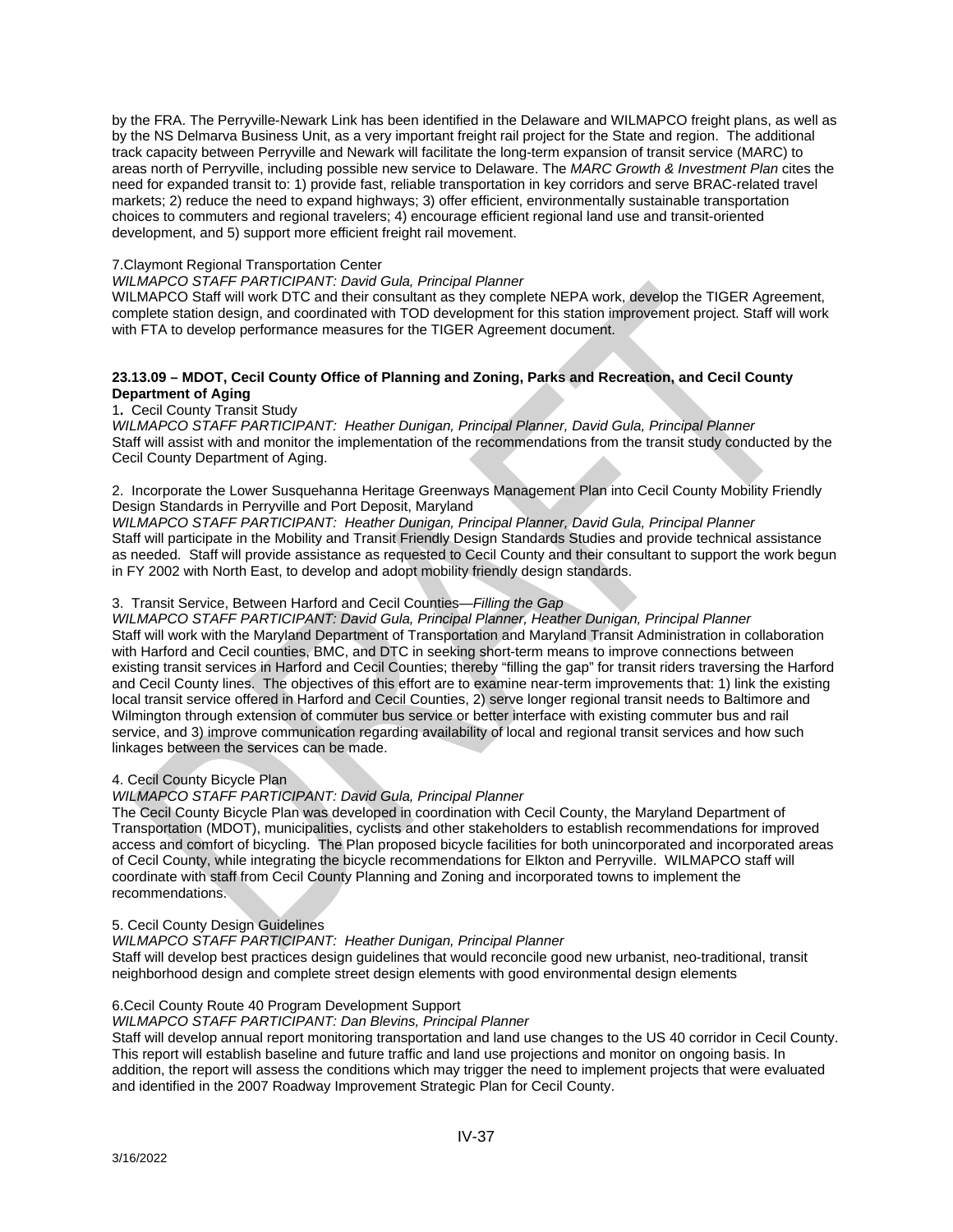by the FRA. The Perryville-Newark Link has been identified in the Delaware and WILMAPCO freight plans, as well as by the NS Delmarva Business Unit, as a very important freight rail project for the State and region. The additional track capacity between Perryville and Newark will facilitate the long-term expansion of transit service (MARC) to areas north of Perryville, including possible new service to Delaware. The *MARC Growth & Investment Plan* cites the need for expanded transit to: 1) provide fast, reliable transportation in key corridors and serve BRAC-related travel markets; 2) reduce the need to expand highways; 3) offer efficient, environmentally sustainable transportation choices to commuters and regional travelers; 4) encourage efficient regional land use and transit-oriented development, and 5) support more efficient freight rail movement.

7.Claymont Regional Transportation Center
*WILMAPCO STAFF PARTICIPANT: David Gula, Principal Planner*
WILMAPCO Staff will work DTC and their consultant as they complete NEPA work, develop the TIGER Agreement, complete station design, and coordinated with TOD development for this station improvement project. Staff will work with FTA to develop performance measures for the TIGER Agreement document.

**23.13.09 – MDOT, Cecil County Office of Planning and Zoning, Parks and Recreation, and Cecil County Department of Aging**

1. Cecil County Transit Study
*WILMAPCO STAFF PARTICIPANT: Heather Dunigan, Principal Planner, David Gula, Principal Planner*
Staff will assist with and monitor the implementation of the recommendations from the transit study conducted by the Cecil County Department of Aging.

2. Incorporate the Lower Susquehanna Heritage Greenways Management Plan into Cecil County Mobility Friendly Design Standards in Perryville and Port Deposit, Maryland
*WILMAPCO STAFF PARTICIPANT: Heather Dunigan, Principal Planner, David Gula, Principal Planner*
Staff will participate in the Mobility and Transit Friendly Design Standards Studies and provide technical assistance as needed. Staff will provide assistance as requested to Cecil County and their consultant to support the work begun in FY 2002 with North East, to develop and adopt mobility friendly design standards.

3. Transit Service, Between Harford and Cecil Counties—*Filling the Gap*
*WILMAPCO STAFF PARTICIPANT: David Gula, Principal Planner, Heather Dunigan, Principal Planner*
Staff will work with the Maryland Department of Transportation and Maryland Transit Administration in collaboration with Harford and Cecil counties, BMC, and DTC in seeking short-term means to improve connections between existing transit services in Harford and Cecil Counties; thereby "filling the gap" for transit riders traversing the Harford and Cecil County lines. The objectives of this effort are to examine near-term improvements that: 1) link the existing local transit service offered in Harford and Cecil Counties, 2) serve longer regional transit needs to Baltimore and Wilmington through extension of commuter bus service or better interface with existing commuter bus and rail service, and 3) improve communication regarding availability of local and regional transit services and how such linkages between the services can be made.

4. Cecil County Bicycle Plan
*WILMAPCO STAFF PARTICIPANT: David Gula, Principal Planner*
The Cecil County Bicycle Plan was developed in coordination with Cecil County, the Maryland Department of Transportation (MDOT), municipalities, cyclists and other stakeholders to establish recommendations for improved access and comfort of bicycling. The Plan proposed bicycle facilities for both unincorporated and incorporated areas of Cecil County, while integrating the bicycle recommendations for Elkton and Perryville. WILMAPCO staff will coordinate with staff from Cecil County Planning and Zoning and incorporated towns to implement the recommendations.

5. Cecil County Design Guidelines
*WILMAPCO STAFF PARTICIPANT: Heather Dunigan, Principal Planner*
Staff will develop best practices design guidelines that would reconcile good new urbanist, neo-traditional, transit neighborhood design and complete street design elements with good environmental design elements

6.Cecil County Route 40 Program Development Support
*WILMAPCO STAFF PARTICIPANT: Dan Blevins, Principal Planner*
Staff will develop annual report monitoring transportation and land use changes to the US 40 corridor in Cecil County. This report will establish baseline and future traffic and land use projections and monitor on ongoing basis. In addition, the report will assess the conditions which may trigger the need to implement projects that were evaluated and identified in the 2007 Roadway Improvement Strategic Plan for Cecil County.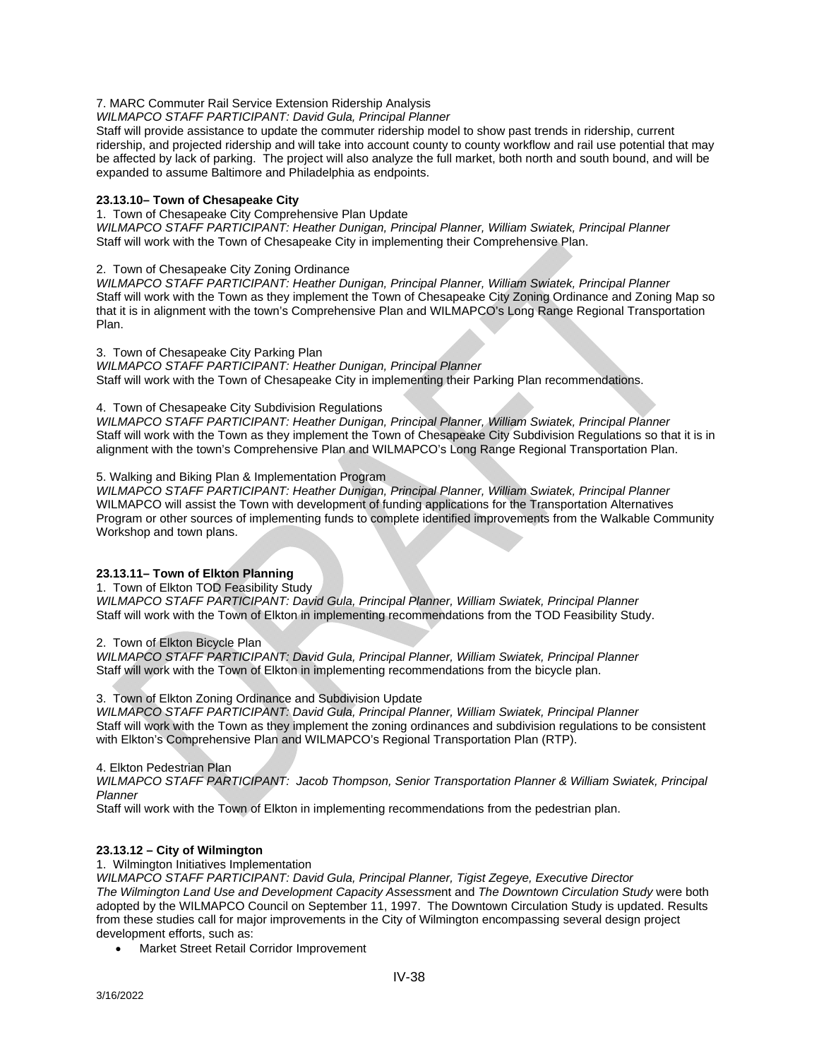7. MARC Commuter Rail Service Extension Ridership Analysis

*WILMAPCO STAFF PARTICIPANT: David Gula, Principal Planner*

Staff will provide assistance to update the commuter ridership model to show past trends in ridership, current ridership, and projected ridership and will take into account county to county workflow and rail use potential that may be affected by lack of parking. The project will also analyze the full market, both north and south bound, and will be expanded to assume Baltimore and Philadelphia as endpoints.

**23.13.10– Town of Chesapeake City**

1. Town of Chesapeake City Comprehensive Plan Update

*WILMAPCO STAFF PARTICIPANT: Heather Dunigan, Principal Planner, William Swiatek, Principal Planner*

Staff will work with the Town of Chesapeake City in implementing their Comprehensive Plan.

2. Town of Chesapeake City Zoning Ordinance

*WILMAPCO STAFF PARTICIPANT: Heather Dunigan, Principal Planner, William Swiatek, Principal Planner*

Staff will work with the Town as they implement the Town of Chesapeake City Zoning Ordinance and Zoning Map so that it is in alignment with the town's Comprehensive Plan and WILMAPCO's Long Range Regional Transportation Plan.

3. Town of Chesapeake City Parking Plan

*WILMAPCO STAFF PARTICIPANT: Heather Dunigan, Principal Planner*

Staff will work with the Town of Chesapeake City in implementing their Parking Plan recommendations.

4. Town of Chesapeake City Subdivision Regulations

*WILMAPCO STAFF PARTICIPANT: Heather Dunigan, Principal Planner, William Swiatek, Principal Planner*

Staff will work with the Town as they implement the Town of Chesapeake City Subdivision Regulations so that it is in alignment with the town's Comprehensive Plan and WILMAPCO's Long Range Regional Transportation Plan.

5. Walking and Biking Plan & Implementation Program

*WILMAPCO STAFF PARTICIPANT: Heather Dunigan, Principal Planner, William Swiatek, Principal Planner*

WILMAPCO will assist the Town with development of funding applications for the Transportation Alternatives Program or other sources of implementing funds to complete identified improvements from the Walkable Community Workshop and town plans.

**23.13.11– Town of Elkton Planning**

1. Town of Elkton TOD Feasibility Study

*WILMAPCO STAFF PARTICIPANT: David Gula, Principal Planner, William Swiatek, Principal Planner*

Staff will work with the Town of Elkton in implementing recommendations from the TOD Feasibility Study.

2. Town of Elkton Bicycle Plan

*WILMAPCO STAFF PARTICIPANT: David Gula, Principal Planner, William Swiatek, Principal Planner*

Staff will work with the Town of Elkton in implementing recommendations from the bicycle plan.

3. Town of Elkton Zoning Ordinance and Subdivision Update

*WILMAPCO STAFF PARTICIPANT: David Gula, Principal Planner, William Swiatek, Principal Planner*

Staff will work with the Town as they implement the zoning ordinances and subdivision regulations to be consistent with Elkton's Comprehensive Plan and WILMAPCO's Regional Transportation Plan (RTP).

4. Elkton Pedestrian Plan

*WILMAPCO STAFF PARTICIPANT: Jacob Thompson, Senior Transportation Planner & William Swiatek, Principal Planner*

Staff will work with the Town of Elkton in implementing recommendations from the pedestrian plan.

**23.13.12 – City of Wilmington**

1. Wilmington Initiatives Implementation

*WILMAPCO STAFF PARTICIPANT: David Gula, Principal Planner, Tigist Zegeye, Executive Director*

*The Wilmington Land Use and Development Capacity Assessment* and *The Downtown Circulation Study* were both adopted by the WILMAPCO Council on September 11, 1997. The Downtown Circulation Study is updated. Results from these studies call for major improvements in the City of Wilmington encompassing several design project development efforts, such as:

- Market Street Retail Corridor Improvement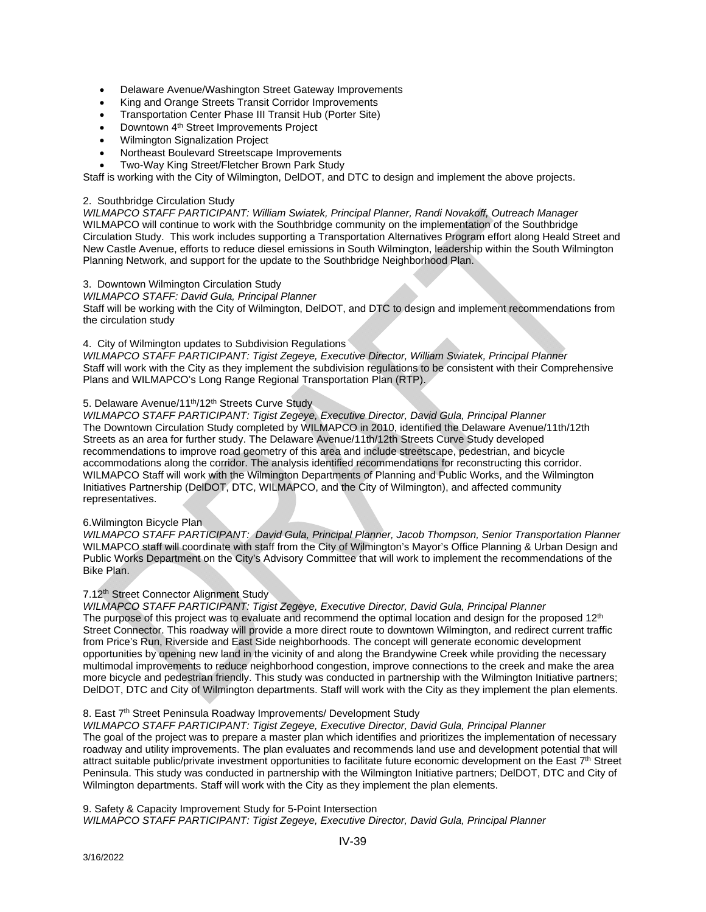- Delaware Avenue/Washington Street Gateway Improvements
- King and Orange Streets Transit Corridor Improvements
- Transportation Center Phase III Transit Hub (Porter Site)
- Downtown 4th Street Improvements Project
- Wilmington Signalization Project
- Northeast Boulevard Streetscape Improvements
- Two-Way King Street/Fletcher Brown Park Study

Staff is working with the City of Wilmington, DelDOT, and DTC to design and implement the above projects.

2. Southbridge Circulation Study
*WILMAPCO STAFF PARTICIPANT: William Swiatek, Principal Planner, Randi Novakoff, Outreach Manager*
WILMAPCO will continue to work with the Southbridge community on the implementation of the Southbridge Circulation Study. This work includes supporting a Transportation Alternatives Program effort along Heald Street and New Castle Avenue, efforts to reduce diesel emissions in South Wilmington, leadership within the South Wilmington Planning Network, and support for the update to the Southbridge Neighborhood Plan.

3. Downtown Wilmington Circulation Study
*WILMAPCO STAFF: David Gula, Principal Planner*
Staff will be working with the City of Wilmington, DelDOT, and DTC to design and implement recommendations from the circulation study

4. City of Wilmington updates to Subdivision Regulations
*WILMAPCO STAFF PARTICIPANT: Tigist Zegeye, Executive Director, William Swiatek, Principal Planner*
Staff will work with the City as they implement the subdivision regulations to be consistent with their Comprehensive Plans and WILMAPCO's Long Range Regional Transportation Plan (RTP).

5. Delaware Avenue/11th/12th Streets Curve Study
*WILMAPCO STAFF PARTICIPANT: Tigist Zegeye, Executive Director, David Gula, Principal Planner*
The Downtown Circulation Study completed by WILMAPCO in 2010, identified the Delaware Avenue/11th/12th Streets as an area for further study. The Delaware Avenue/11th/12th Streets Curve Study developed recommendations to improve road geometry of this area and include streetscape, pedestrian, and bicycle accommodations along the corridor. The analysis identified recommendations for reconstructing this corridor. WILMAPCO Staff will work with the Wilmington Departments of Planning and Public Works, and the Wilmington Initiatives Partnership (DelDOT, DTC, WILMAPCO, and the City of Wilmington), and affected community representatives.

6.Wilmington Bicycle Plan
*WILMAPCO STAFF PARTICIPANT: David Gula, Principal Planner, Jacob Thompson, Senior Transportation Planner*
WILMAPCO staff will coordinate with staff from the City of Wilmington's Mayor's Office Planning & Urban Design and Public Works Department on the City's Advisory Committee that will work to implement the recommendations of the Bike Plan.

7.12th Street Connector Alignment Study
*WILMAPCO STAFF PARTICIPANT: Tigist Zegeye, Executive Director, David Gula, Principal Planner*
The purpose of this project was to evaluate and recommend the optimal location and design for the proposed 12th Street Connector. This roadway will provide a more direct route to downtown Wilmington, and redirect current traffic from Price's Run, Riverside and East Side neighborhoods. The concept will generate economic development opportunities by opening new land in the vicinity of and along the Brandywine Creek while providing the necessary multimodal improvements to reduce neighborhood congestion, improve connections to the creek and make the area more bicycle and pedestrian friendly. This study was conducted in partnership with the Wilmington Initiative partners; DelDOT, DTC and City of Wilmington departments. Staff will work with the City as they implement the plan elements.

8. East 7th Street Peninsula Roadway Improvements/ Development Study
*WILMAPCO STAFF PARTICIPANT: Tigist Zegeye, Executive Director, David Gula, Principal Planner*
The goal of the project was to prepare a master plan which identifies and prioritizes the implementation of necessary roadway and utility improvements. The plan evaluates and recommends land use and development potential that will attract suitable public/private investment opportunities to facilitate future economic development on the East 7th Street Peninsula. This study was conducted in partnership with the Wilmington Initiative partners; DelDOT, DTC and City of Wilmington departments. Staff will work with the City as they implement the plan elements.

9. Safety & Capacity Improvement Study for 5-Point Intersection
*WILMAPCO STAFF PARTICIPANT: Tigist Zegeye, Executive Director, David Gula, Principal Planner*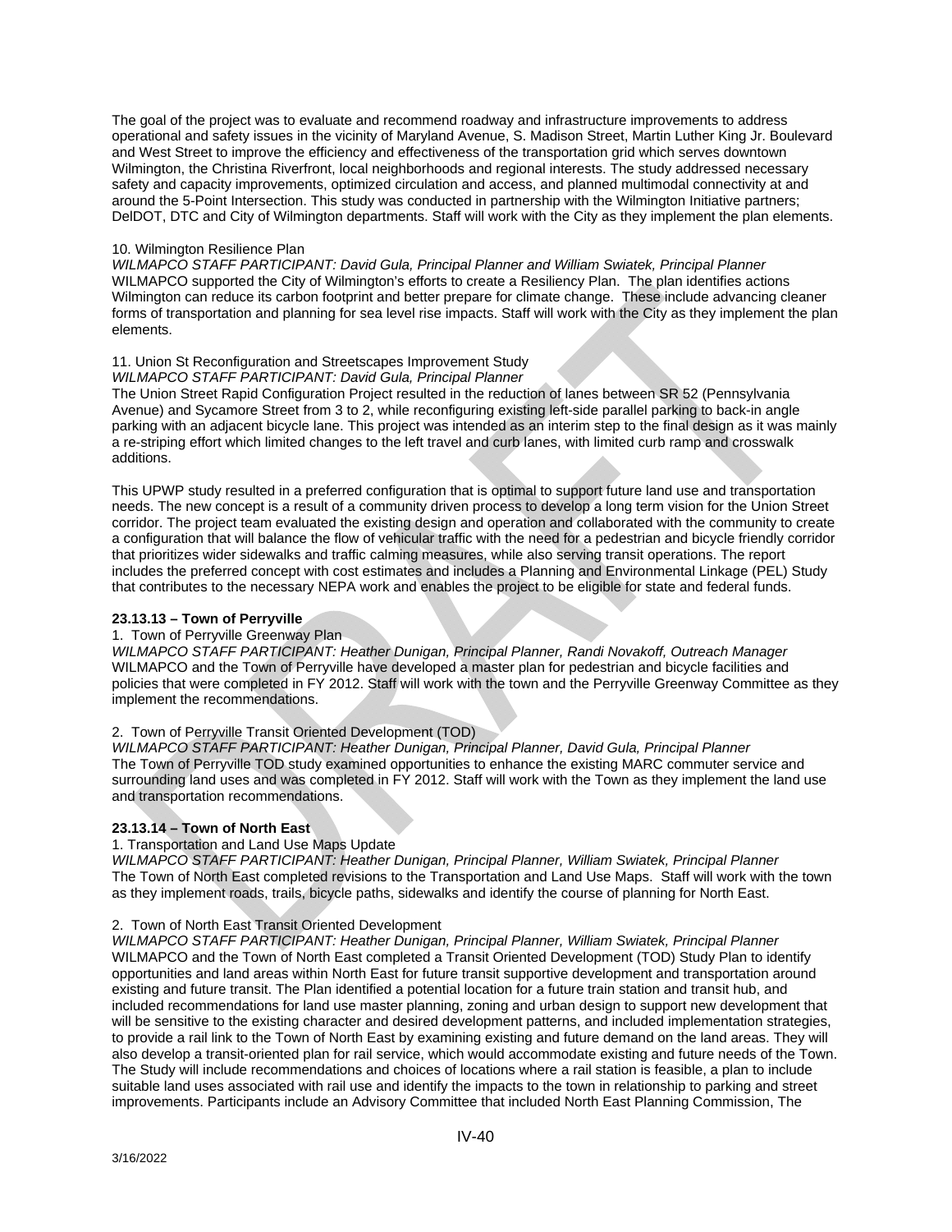The goal of the project was to evaluate and recommend roadway and infrastructure improvements to address operational and safety issues in the vicinity of Maryland Avenue, S. Madison Street, Martin Luther King Jr. Boulevard and West Street to improve the efficiency and effectiveness of the transportation grid which serves downtown Wilmington, the Christina Riverfront, local neighborhoods and regional interests. The study addressed necessary safety and capacity improvements, optimized circulation and access, and planned multimodal connectivity at and around the 5-Point Intersection. This study was conducted in partnership with the Wilmington Initiative partners; DelDOT, DTC and City of Wilmington departments. Staff will work with the City as they implement the plan elements.

10. Wilmington Resilience Plan
*WILMAPCO STAFF PARTICIPANT: David Gula, Principal Planner and William Swiatek, Principal Planner*
WILMAPCO supported the City of Wilmington's efforts to create a Resiliency Plan. The plan identifies actions Wilmington can reduce its carbon footprint and better prepare for climate change. These include advancing cleaner forms of transportation and planning for sea level rise impacts. Staff will work with the City as they implement the plan elements.

11. Union St Reconfiguration and Streetscapes Improvement Study
*WILMAPCO STAFF PARTICIPANT: David Gula, Principal Planner*
The Union Street Rapid Configuration Project resulted in the reduction of lanes between SR 52 (Pennsylvania Avenue) and Sycamore Street from 3 to 2, while reconfiguring existing left-side parallel parking to back-in angle parking with an adjacent bicycle lane. This project was intended as an interim step to the final design as it was mainly a re-striping effort which limited changes to the left travel and curb lanes, with limited curb ramp and crosswalk additions.

This UPWP study resulted in a preferred configuration that is optimal to support future land use and transportation needs. The new concept is a result of a community driven process to develop a long term vision for the Union Street corridor. The project team evaluated the existing design and operation and collaborated with the community to create a configuration that will balance the flow of vehicular traffic with the need for a pedestrian and bicycle friendly corridor that prioritizes wider sidewalks and traffic calming measures, while also serving transit operations. The report includes the preferred concept with cost estimates and includes a Planning and Environmental Linkage (PEL) Study that contributes to the necessary NEPA work and enables the project to be eligible for state and federal funds.

**23.13.13 – Town of Perryville**

1. Town of Perryville Greenway Plan
*WILMAPCO STAFF PARTICIPANT: Heather Dunigan, Principal Planner, Randi Novakoff, Outreach Manager*
WILMAPCO and the Town of Perryville have developed a master plan for pedestrian and bicycle facilities and policies that were completed in FY 2012. Staff will work with the town and the Perryville Greenway Committee as they implement the recommendations.

2. Town of Perryville Transit Oriented Development (TOD)
*WILMAPCO STAFF PARTICIPANT: Heather Dunigan, Principal Planner, David Gula, Principal Planner*
The Town of Perryville TOD study examined opportunities to enhance the existing MARC commuter service and surrounding land uses and was completed in FY 2012. Staff will work with the Town as they implement the land use and transportation recommendations.

**23.13.14 – Town of North East**

1. Transportation and Land Use Maps Update
*WILMAPCO STAFF PARTICIPANT: Heather Dunigan, Principal Planner, William Swiatek, Principal Planner*
The Town of North East completed revisions to the Transportation and Land Use Maps. Staff will work with the town as they implement roads, trails, bicycle paths, sidewalks and identify the course of planning for North East.

2. Town of North East Transit Oriented Development
*WILMAPCO STAFF PARTICIPANT: Heather Dunigan, Principal Planner, William Swiatek, Principal Planner*
WILMAPCO and the Town of North East completed a Transit Oriented Development (TOD) Study Plan to identify opportunities and land areas within North East for future transit supportive development and transportation around existing and future transit. The Plan identified a potential location for a future train station and transit hub, and included recommendations for land use master planning, zoning and urban design to support new development that will be sensitive to the existing character and desired development patterns, and included implementation strategies, to provide a rail link to the Town of North East by examining existing and future demand on the land areas. They will also develop a transit-oriented plan for rail service, which would accommodate existing and future needs of the Town. The Study will include recommendations and choices of locations where a rail station is feasible, a plan to include suitable land uses associated with rail use and identify the impacts to the town in relationship to parking and street improvements. Participants include an Advisory Committee that included North East Planning Commission, The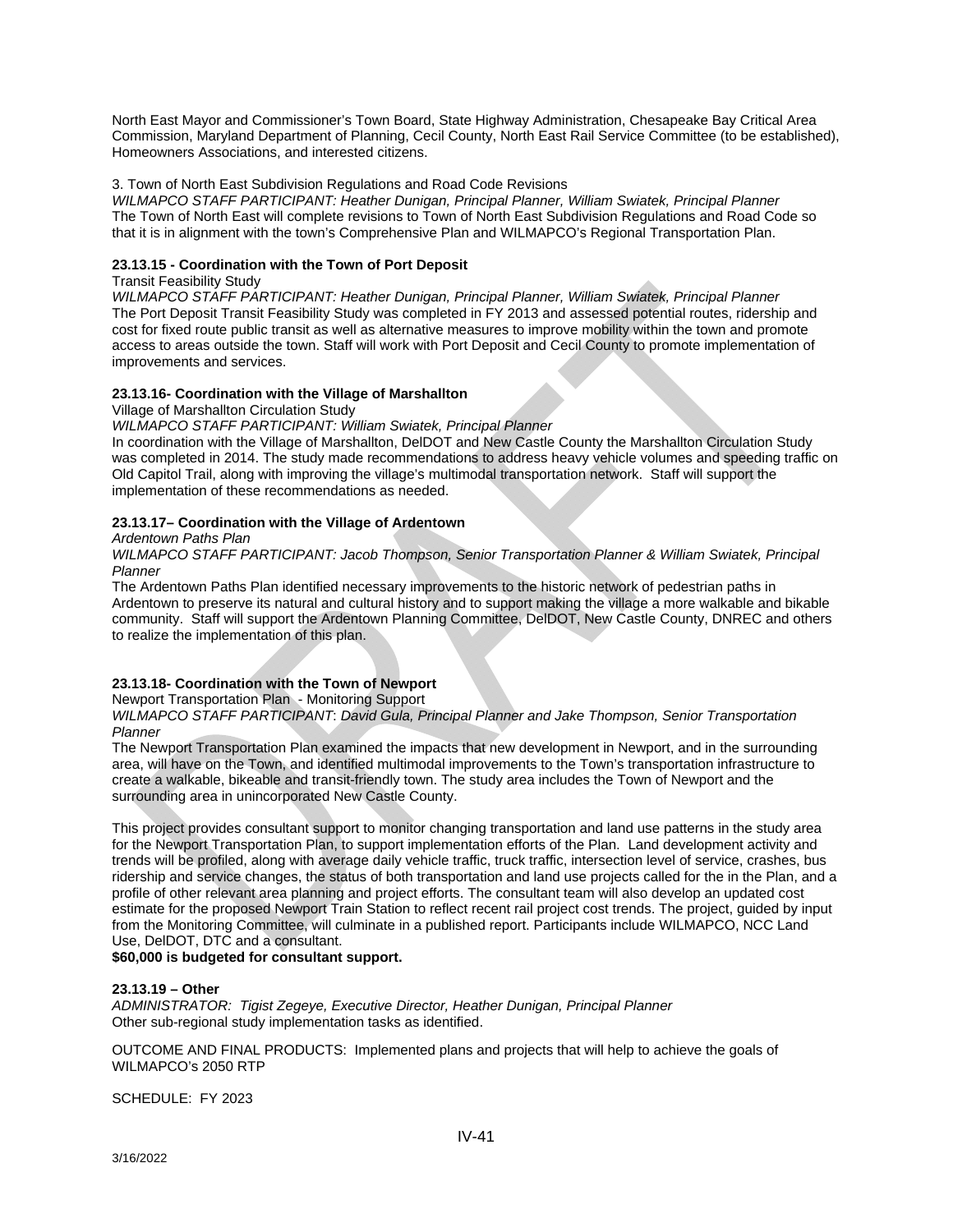North East Mayor and Commissioner's Town Board, State Highway Administration, Chesapeake Bay Critical Area Commission, Maryland Department of Planning, Cecil County, North East Rail Service Committee (to be established), Homeowners Associations, and interested citizens.

3. Town of North East Subdivision Regulations and Road Code Revisions

*WILMAPCO STAFF PARTICIPANT: Heather Dunigan, Principal Planner, William Swiatek, Principal Planner*

The Town of North East will complete revisions to Town of North East Subdivision Regulations and Road Code so that it is in alignment with the town's Comprehensive Plan and WILMAPCO's Regional Transportation Plan.

**23.13.15 - Coordination with the Town of Port Deposit**

Transit Feasibility Study

*WILMAPCO STAFF PARTICIPANT: Heather Dunigan, Principal Planner, William Swiatek, Principal Planner*

The Port Deposit Transit Feasibility Study was completed in FY 2013 and assessed potential routes, ridership and cost for fixed route public transit as well as alternative measures to improve mobility within the town and promote access to areas outside the town. Staff will work with Port Deposit and Cecil County to promote implementation of improvements and services.

**23.13.16- Coordination with the Village of Marshallton**

Village of Marshallton Circulation Study

*WILMAPCO STAFF PARTICIPANT: William Swiatek, Principal Planner*

In coordination with the Village of Marshallton, DelDOT and New Castle County the Marshallton Circulation Study was completed in 2014. The study made recommendations to address heavy vehicle volumes and speeding traffic on Old Capitol Trail, along with improving the village's multimodal transportation network. Staff will support the implementation of these recommendations as needed.

**23.13.17– Coordination with the Village of Ardentown**

*Ardentown Paths Plan*

*WILMAPCO STAFF PARTICIPANT: Jacob Thompson, Senior Transportation Planner & William Swiatek, Principal Planner*

The Ardentown Paths Plan identified necessary improvements to the historic network of pedestrian paths in Ardentown to preserve its natural and cultural history and to support making the village a more walkable and bikable community. Staff will support the Ardentown Planning Committee, DelDOT, New Castle County, DNREC and others to realize the implementation of this plan.

**23.13.18- Coordination with the Town of Newport**

Newport Transportation Plan - Monitoring Support

*WILMAPCO STAFF PARTICIPANT: David Gula, Principal Planner and Jake Thompson, Senior Transportation Planner*

The Newport Transportation Plan examined the impacts that new development in Newport, and in the surrounding area, will have on the Town, and identified multimodal improvements to the Town's transportation infrastructure to create a walkable, bikeable and transit-friendly town. The study area includes the Town of Newport and the surrounding area in unincorporated New Castle County.

This project provides consultant support to monitor changing transportation and land use patterns in the study area for the Newport Transportation Plan, to support implementation efforts of the Plan. Land development activity and trends will be profiled, along with average daily vehicle traffic, truck traffic, intersection level of service, crashes, bus ridership and service changes, the status of both transportation and land use projects called for the in the Plan, and a profile of other relevant area planning and project efforts. The consultant team will also develop an updated cost estimate for the proposed Newport Train Station to reflect recent rail project cost trends. The project, guided by input from the Monitoring Committee, will culminate in a published report. Participants include WILMAPCO, NCC Land Use, DelDOT, DTC and a consultant.

**$60,000 is budgeted for consultant support.**

**23.13.19 – Other**

*ADMINISTRATOR: Tigist Zegeye, Executive Director, Heather Dunigan, Principal Planner*

Other sub-regional study implementation tasks as identified.

OUTCOME AND FINAL PRODUCTS: Implemented plans and projects that will help to achieve the goals of WILMAPCO's 2050 RTP

SCHEDULE: FY 2023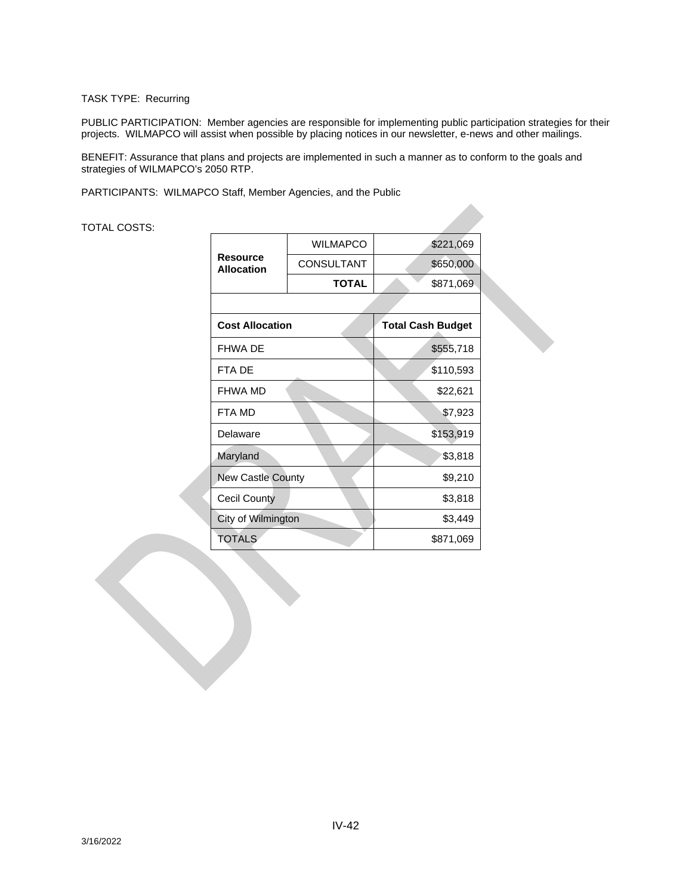TASK TYPE: Recurring

PUBLIC PARTICIPATION: Member agencies are responsible for implementing public participation strategies for their projects. WILMAPCO will assist when possible by placing notices in our newsletter, e-news and other mailings.

BENEFIT: Assurance that plans and projects are implemented in such a manner as to conform to the goals and strategies of WILMAPCO's 2050 RTP.

PARTICIPANTS: WILMAPCO Staff, Member Agencies, and the Public

TOTAL COSTS:

| **Resource Allocation** | | |
|---|---|---|
| | WILMAPCO | $221,069 |
| | CONSULTANT | $650,000 |
| | **TOTAL** | $871,069 |

| **Cost Allocation** | **Total Cash Budget** |
|---|---|
| FHWA DE | $555,718 |
| FTA DE | $110,593 |
| FHWA MD | $22,621 |
| FTA MD | $7,923 |
| Delaware | $153,919 |
| Maryland | $3,818 |
| New Castle County | $9,210 |
| Cecil County | $3,818 |
| City of Wilmington | $3,449 |
| TOTALS | $871,069 |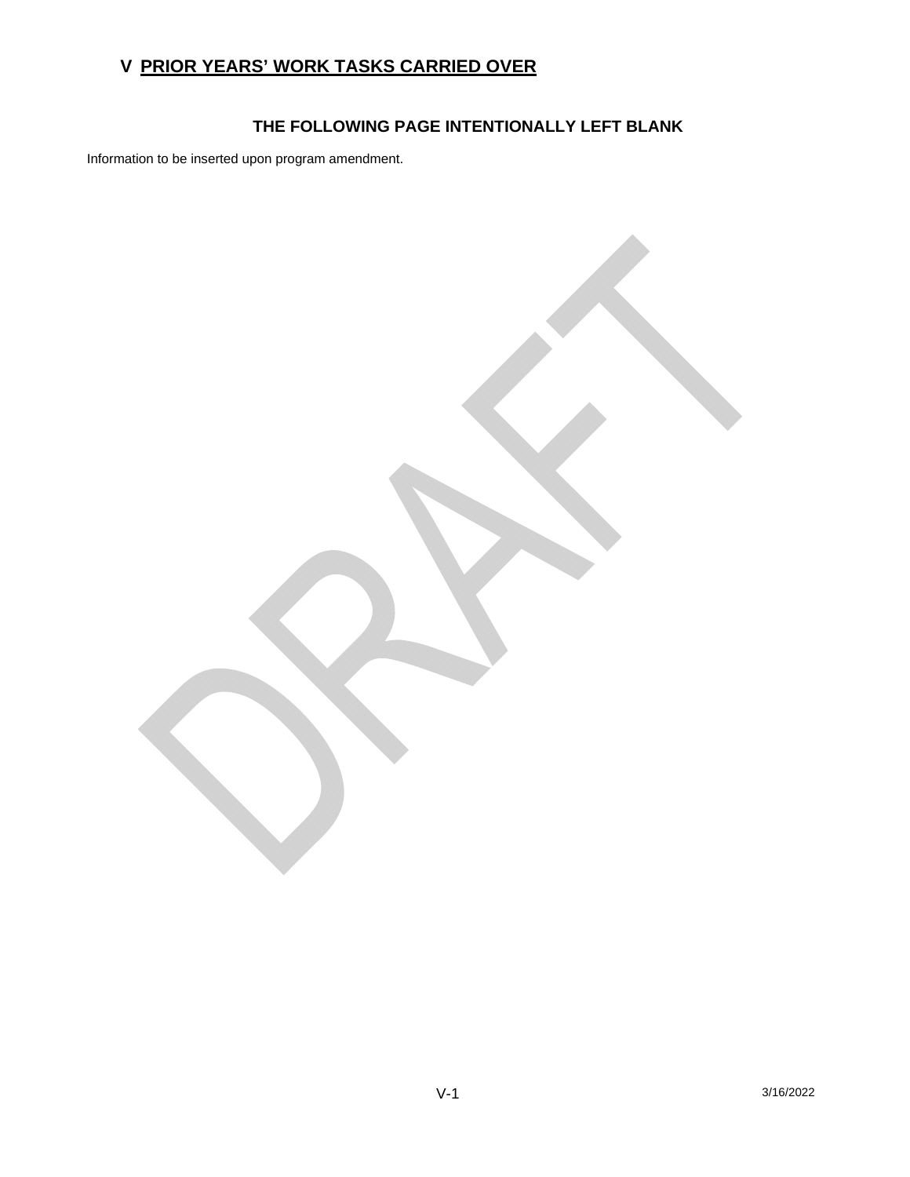# V PRIOR YEARS' WORK TASKS CARRIED OVER

**THE FOLLOWING PAGE INTENTIONALLY LEFT BLANK**

Information to be inserted upon program amendment.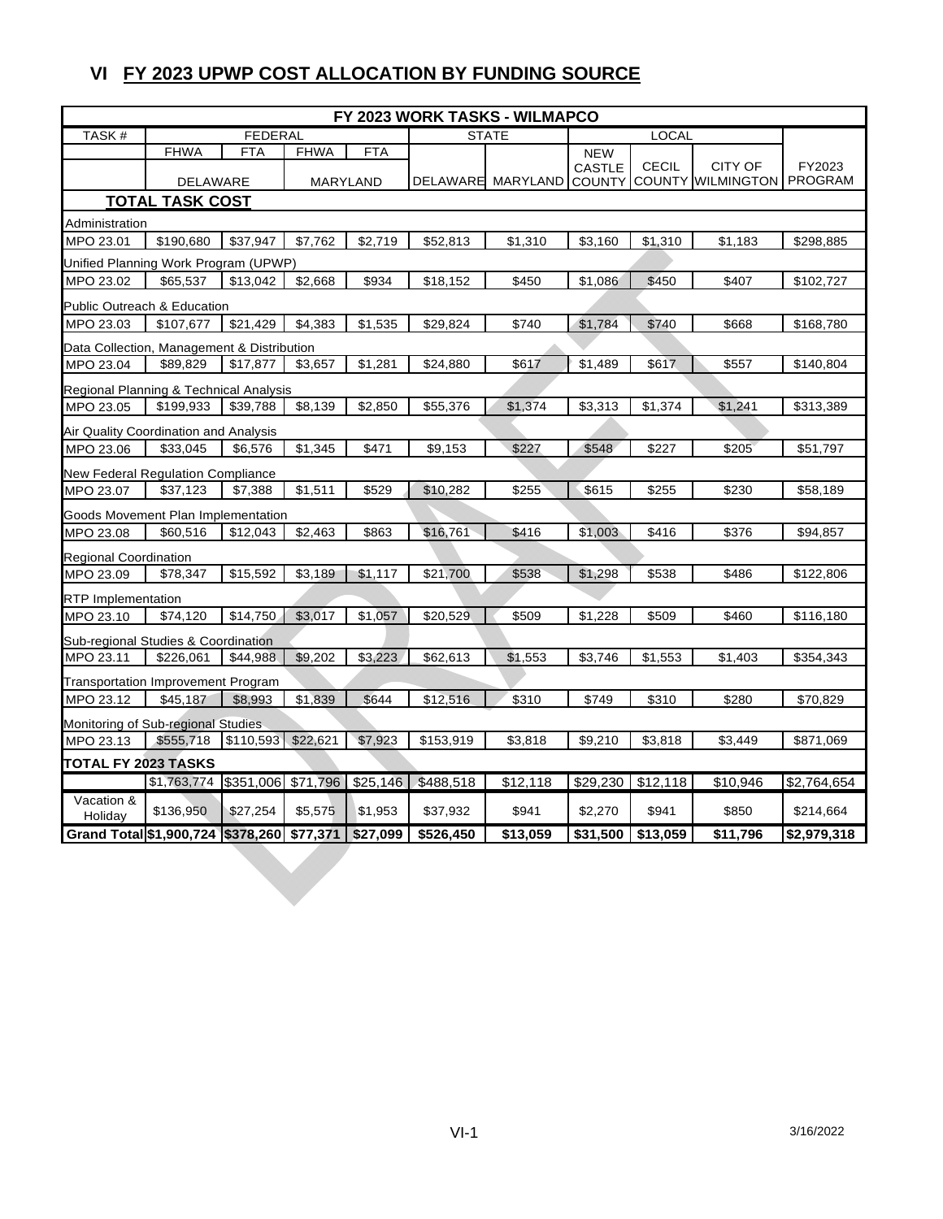## VI FY 2023 UPWP COST ALLOCATION BY FUNDING SOURCE

| FY 2023 WORK TASKS - WILMAPCO | | | | | | | | | | |
|---|---|---|---|---|---|---|---|---|---|---|
| TASK # | FEDERAL | | | | STATE | | LOCAL | | | |
| | FHWA | FTA | FHWA | FTA | | | | | | |
| | DELAWARE | | MARYLAND | | DELAWARE | MARYLAND | NEW CASTLE COUNTY | CECIL COUNTY | CITY OF WILMINGTON | FY2023 PROGRAM |
| **TOTAL TASK COST** | | | | | | | | | | |
| Administration | | | | | | | | | | |
| MPO 23.01 | $190,680 | $37,947 | $7,762 | $2,719 | $52,813 | $1,310 | $3,160 | $1,310 | $1,183 | $298,885 |
| Unified Planning Work Program (UPWP) | | | | | | | | | | |
| MPO 23.02 | $65,537 | $13,042 | $2,668 | $934 | $18,152 | $450 | $1,086 | $450 | $407 | $102,727 |
| Public Outreach & Education | | | | | | | | | | |
| MPO 23.03 | $107,677 | $21,429 | $4,383 | $1,535 | $29,824 | $740 | $1,784 | $740 | $668 | $168,780 |
| Data Collection, Management & Distribution | | | | | | | | | | |
| MPO 23.04 | $89,829 | $17,877 | $3,657 | $1,281 | $24,880 | $617 | $1,489 | $617 | $557 | $140,804 |
| Regional Planning & Technical Analysis | | | | | | | | | | |
| MPO 23.05 | $199,933 | $39,788 | $8,139 | $2,850 | $55,376 | $1,374 | $3,313 | $1,374 | $1,241 | $313,389 |
| Air Quality Coordination and Analysis | | | | | | | | | | |
| MPO 23.06 | $33,045 | $6,576 | $1,345 | $471 | $9,153 | $227 | $548 | $227 | $205 | $51,797 |
| New Federal Regulation Compliance | | | | | | | | | | |
| MPO 23.07 | $37,123 | $7,388 | $1,511 | $529 | $10,282 | $255 | $615 | $255 | $230 | $58,189 |
| Goods Movement Plan Implementation | | | | | | | | | | |
| MPO 23.08 | $60,516 | $12,043 | $2,463 | $863 | $16,761 | $416 | $1,003 | $416 | $376 | $94,857 |
| Regional Coordination | | | | | | | | | | |
| MPO 23.09 | $78,347 | $15,592 | $3,189 | $1,117 | $21,700 | $538 | $1,298 | $538 | $486 | $122,806 |
| RTP Implementation | | | | | | | | | | |
| MPO 23.10 | $74,120 | $14,750 | $3,017 | $1,057 | $20,529 | $509 | $1,228 | $509 | $460 | $116,180 |
| Sub-regional Studies & Coordination | | | | | | | | | | |
| MPO 23.11 | $226,061 | $44,988 | $9,202 | $3,223 | $62,613 | $1,553 | $3,746 | $1,553 | $1,403 | $354,343 |
| Transportation Improvement Program | | | | | | | | | | |
| MPO 23.12 | $45,187 | $8,993 | $1,839 | $644 | $12,516 | $310 | $749 | $310 | $280 | $70,829 |
| Monitoring of Sub-regional Studies | | | | | | | | | | |
| MPO 23.13 | $555,718 | $110,593 | $22,621 | $7,923 | $153,919 | $3,818 | $9,210 | $3,818 | $3,449 | $871,069 |
| **TOTAL FY 2023 TASKS** | | | | | | | | | | |
| | $1,763,774 | $351,006 | $71,796 | $25,146 | $488,518 | $12,118 | $29,230 | $12,118 | $10,946 | $2,764,654 |
| Vacation & Holiday | $136,950 | $27,254 | $5,575 | $1,953 | $37,932 | $941 | $2,270 | $941 | $850 | $214,664 |
| **Grand Total** | **$1,900,724** | **$378,260** | **$77,371** | **$27,099** | **$526,450** | **$13,059** | **$31,500** | **$13,059** | **$11,796** | **$2,979,318** |

3/16/2022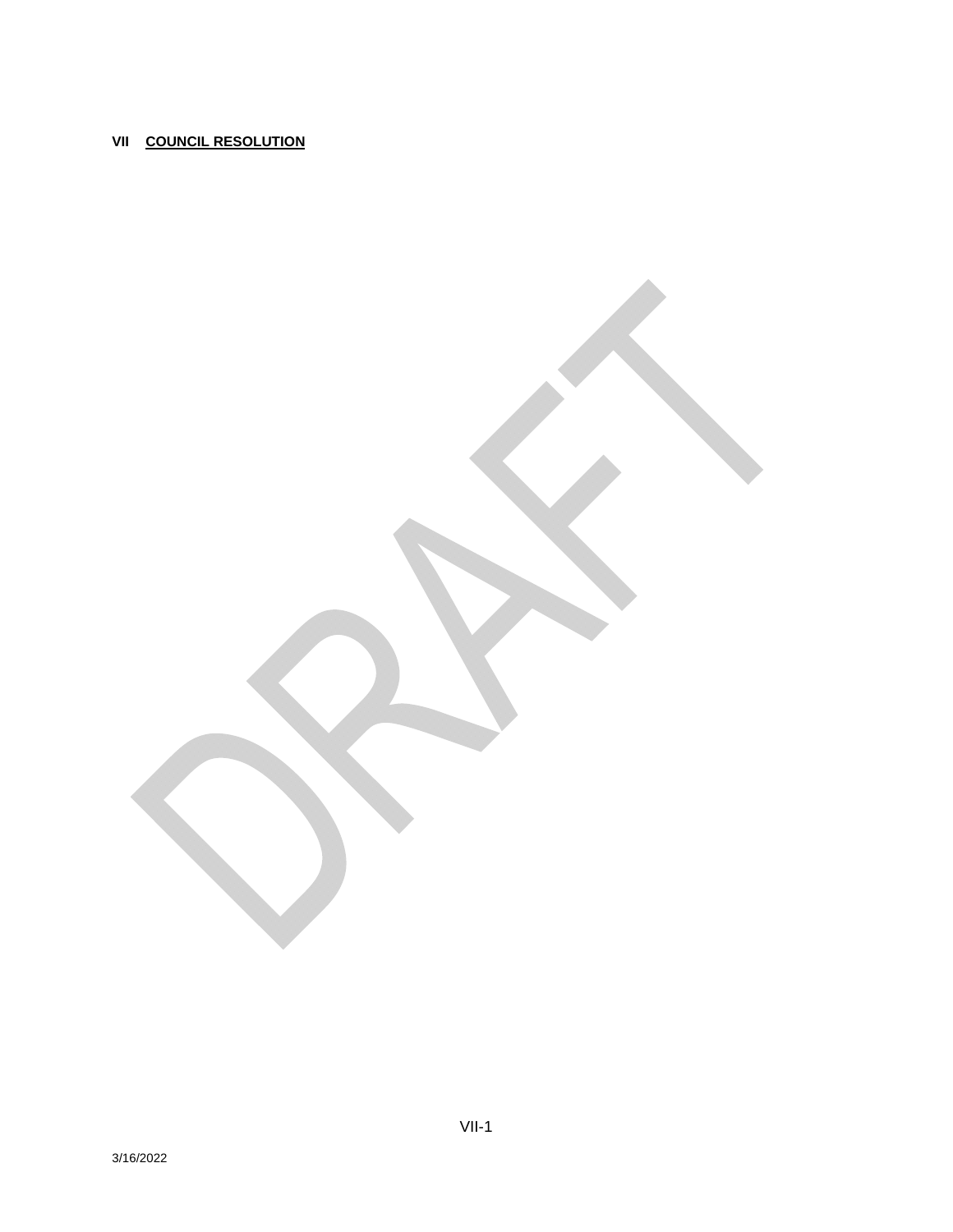## VII COUNCIL RESOLUTION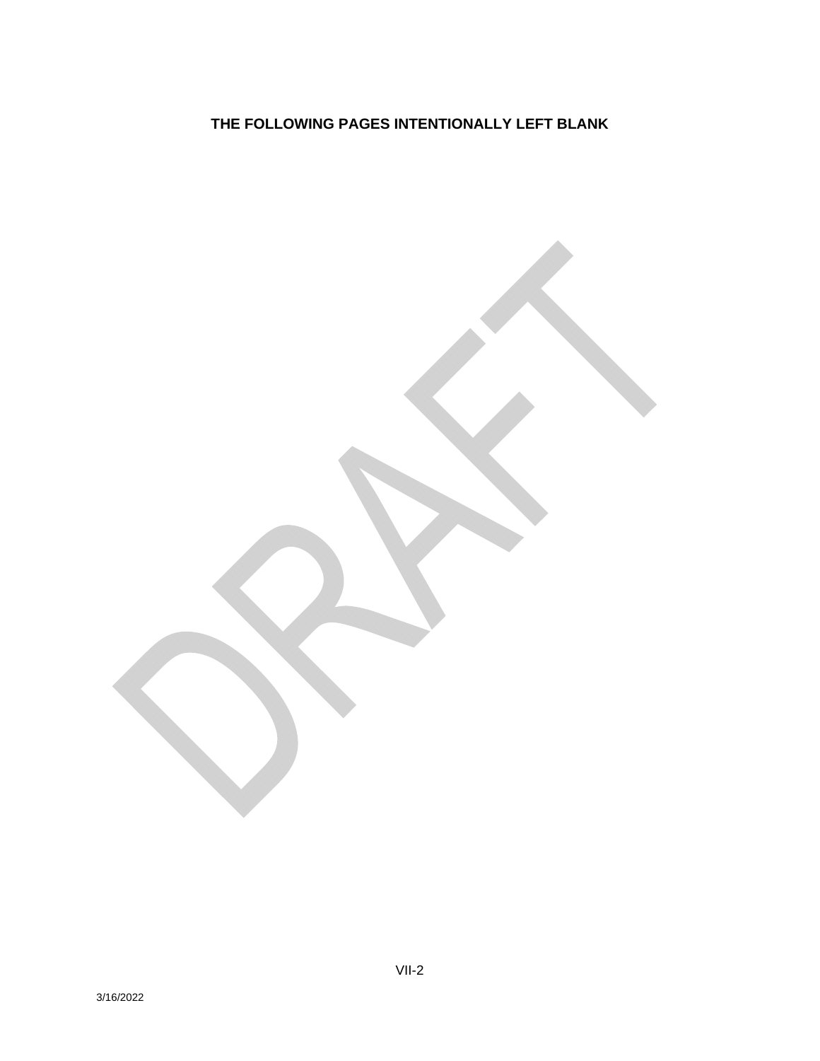**THE FOLLOWING PAGES INTENTIONALLY LEFT BLANK**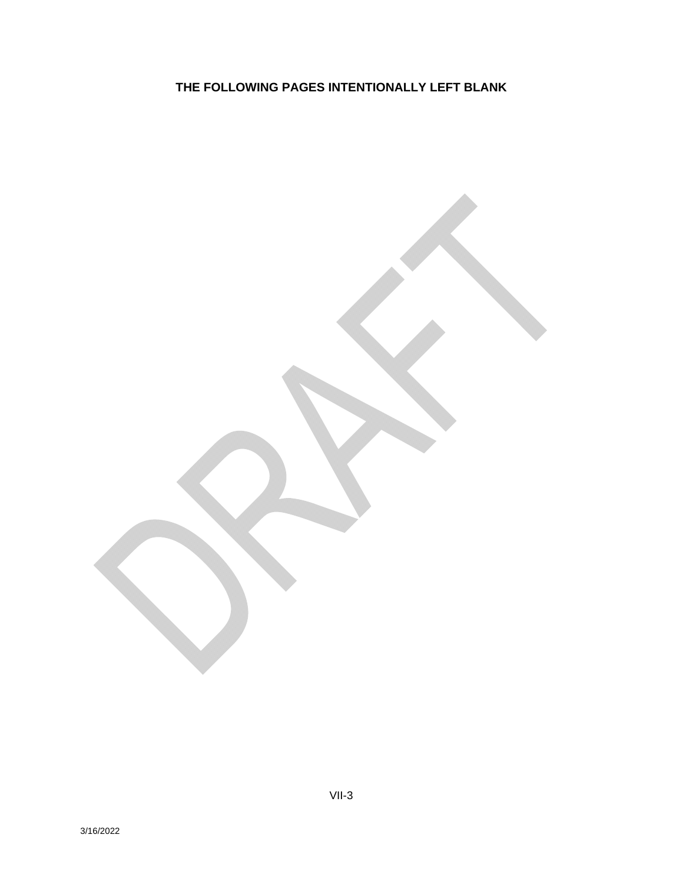**THE FOLLOWING PAGES INTENTIONALLY LEFT BLANK**